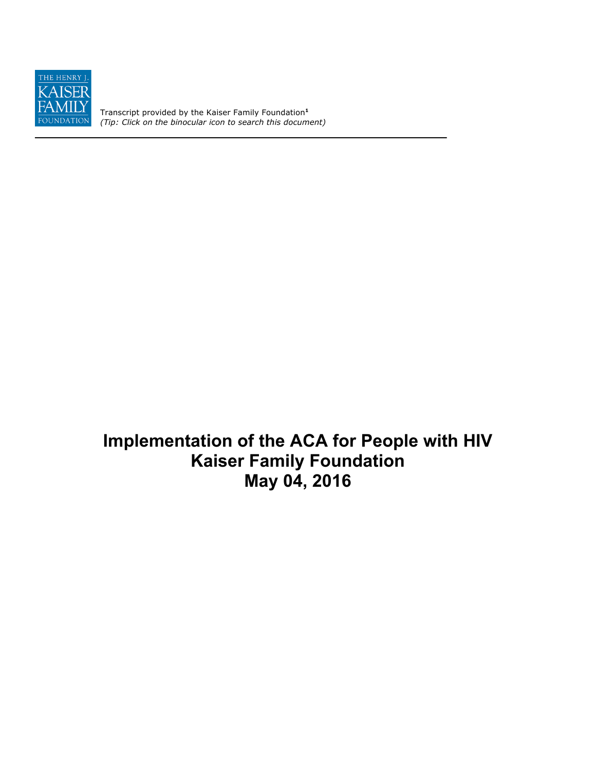Transcript provided by the Kaiser Family Foundation[1]
*(Tip: Click on the binocular icon to search this document)*

---

# Implementation of the ACA for People with HIV
# Kaiser Family Foundation
# May 04, 2016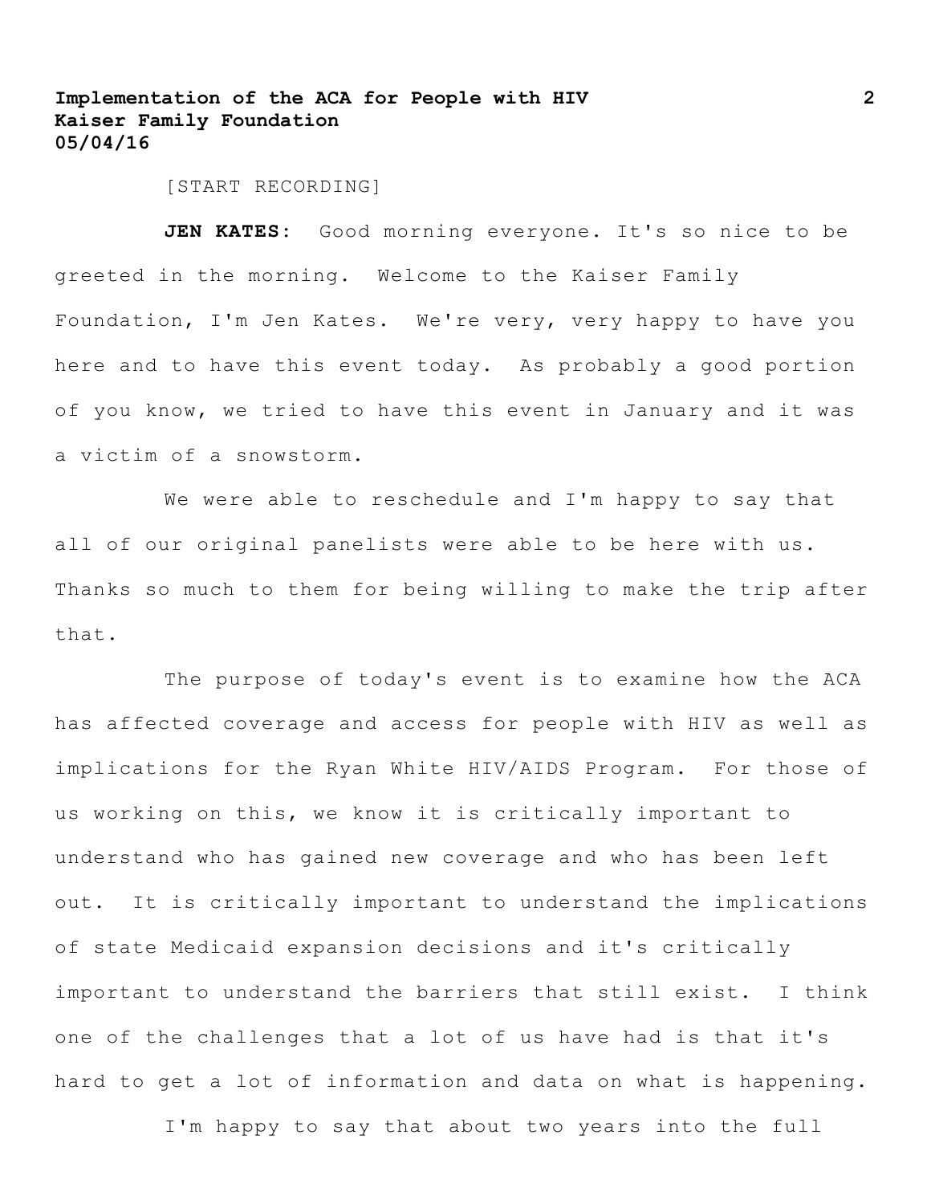[START RECORDING]

**JEN KATES:** Good morning everyone. It's so nice to be greeted in the morning. Welcome to the Kaiser Family Foundation, I'm Jen Kates. We're very, very happy to have you here and to have this event today. As probably a good portion of you know, we tried to have this event in January and it was a victim of a snowstorm.

We were able to reschedule and I'm happy to say that all of our original panelists were able to be here with us. Thanks so much to them for being willing to make the trip after that.

The purpose of today's event is to examine how the ACA has affected coverage and access for people with HIV as well as implications for the Ryan White HIV/AIDS Program. For those of us working on this, we know it is critically important to understand who has gained new coverage and who has been left out. It is critically important to understand the implications of state Medicaid expansion decisions and it's critically important to understand the barriers that still exist. I think one of the challenges that a lot of us have had is that it's hard to get a lot of information and data on what is happening.

I'm happy to say that about two years into the full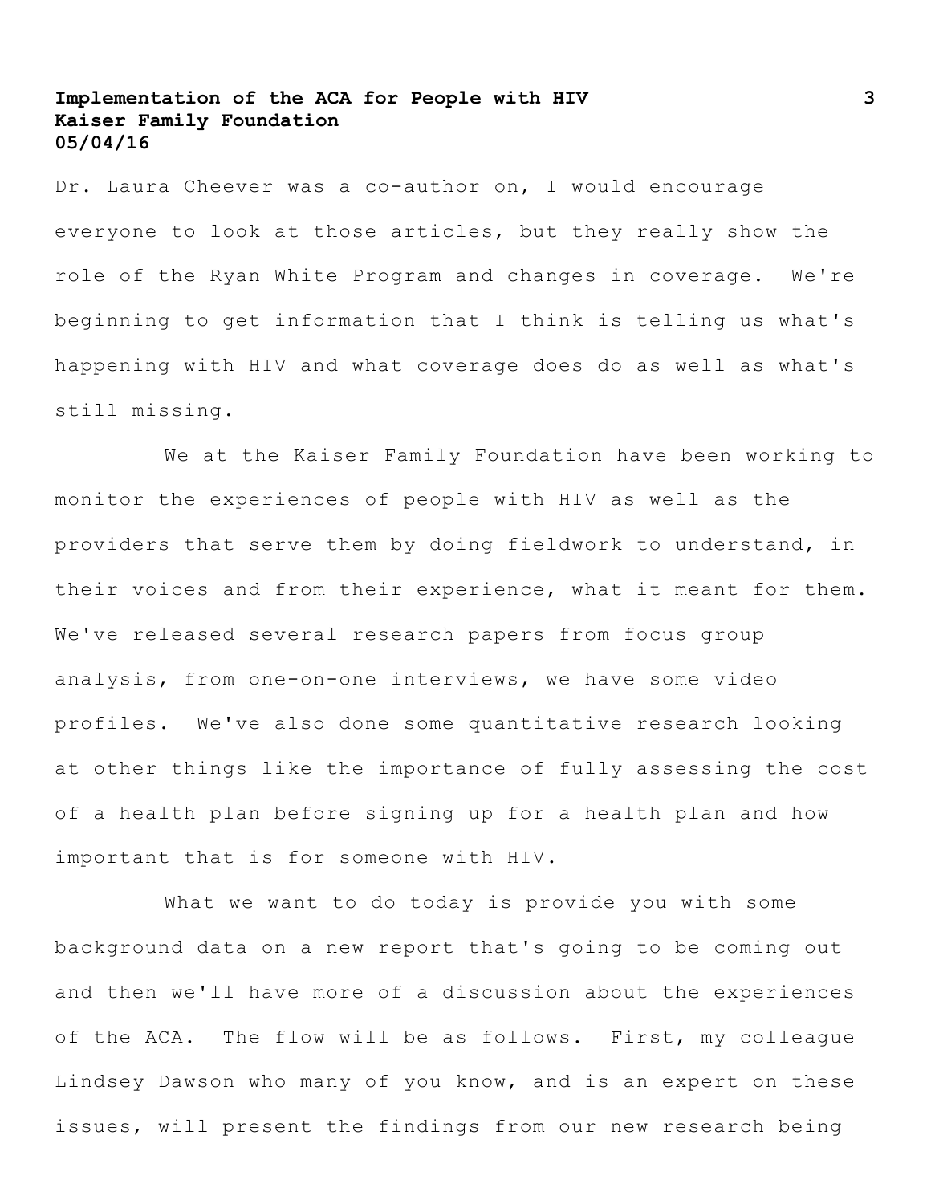Dr. Laura Cheever was a co-author on, I would encourage everyone to look at those articles, but they really show the role of the Ryan White Program and changes in coverage. We're beginning to get information that I think is telling us what's happening with HIV and what coverage does do as well as what's still missing.

We at the Kaiser Family Foundation have been working to monitor the experiences of people with HIV as well as the providers that serve them by doing fieldwork to understand, in their voices and from their experience, what it meant for them. We've released several research papers from focus group analysis, from one-on-one interviews, we have some video profiles. We've also done some quantitative research looking at other things like the importance of fully assessing the cost of a health plan before signing up for a health plan and how important that is for someone with HIV.

What we want to do today is provide you with some background data on a new report that's going to be coming out and then we'll have more of a discussion about the experiences of the ACA. The flow will be as follows. First, my colleague Lindsey Dawson who many of you know, and is an expert on these issues, will present the findings from our new research being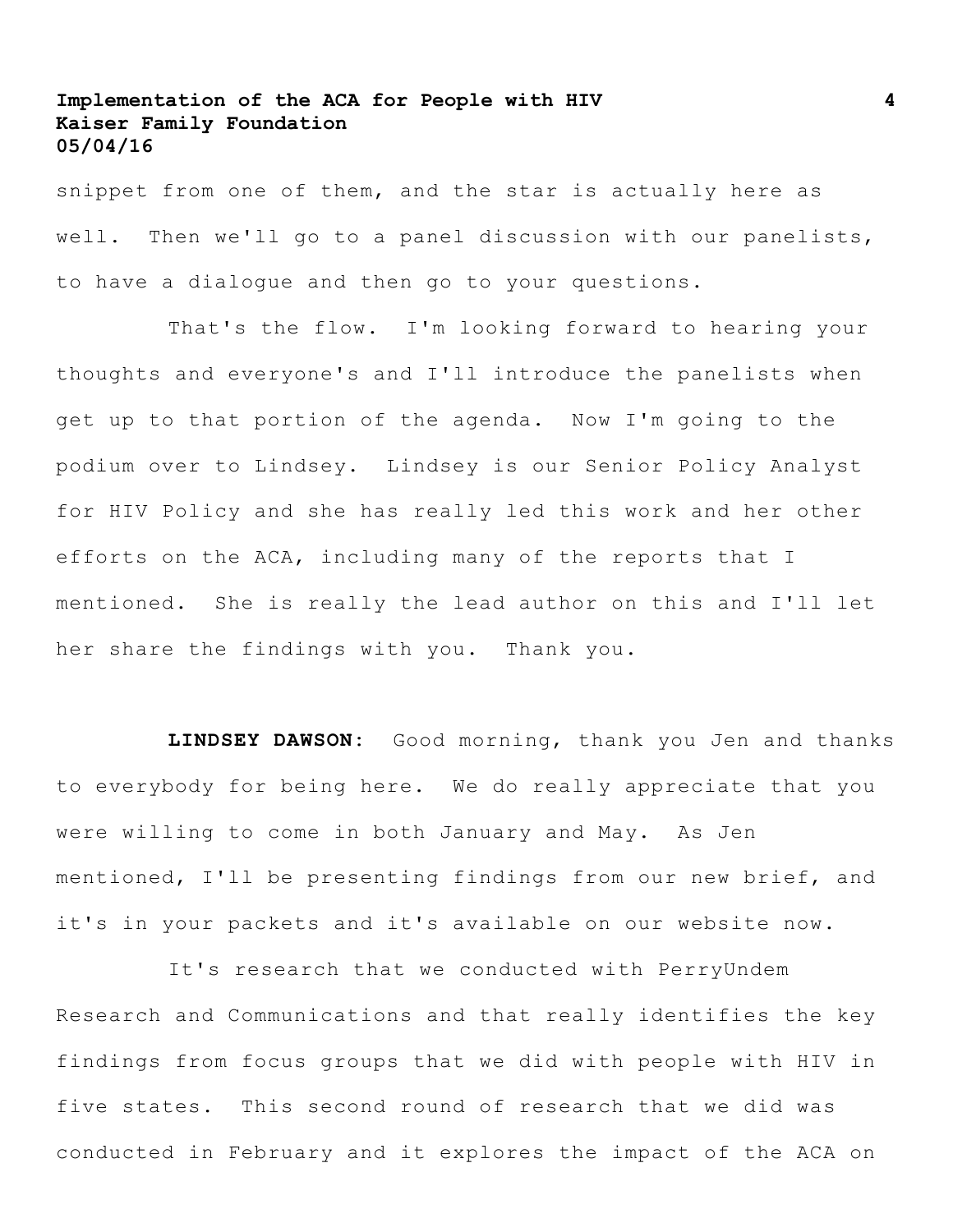snippet from one of them, and the star is actually here as well. Then we'll go to a panel discussion with our panelists, to have a dialogue and then go to your questions.

That's the flow. I'm looking forward to hearing your thoughts and everyone's and I'll introduce the panelists when get up to that portion of the agenda. Now I'm going to the podium over to Lindsey. Lindsey is our Senior Policy Analyst for HIV Policy and she has really led this work and her other efforts on the ACA, including many of the reports that I mentioned. She is really the lead author on this and I'll let her share the findings with you. Thank you.

**LINDSEY DAWSON:** Good morning, thank you Jen and thanks to everybody for being here. We do really appreciate that you were willing to come in both January and May. As Jen mentioned, I'll be presenting findings from our new brief, and it's in your packets and it's available on our website now.

It's research that we conducted with PerryUndem Research and Communications and that really identifies the key findings from focus groups that we did with people with HIV in five states. This second round of research that we did was conducted in February and it explores the impact of the ACA on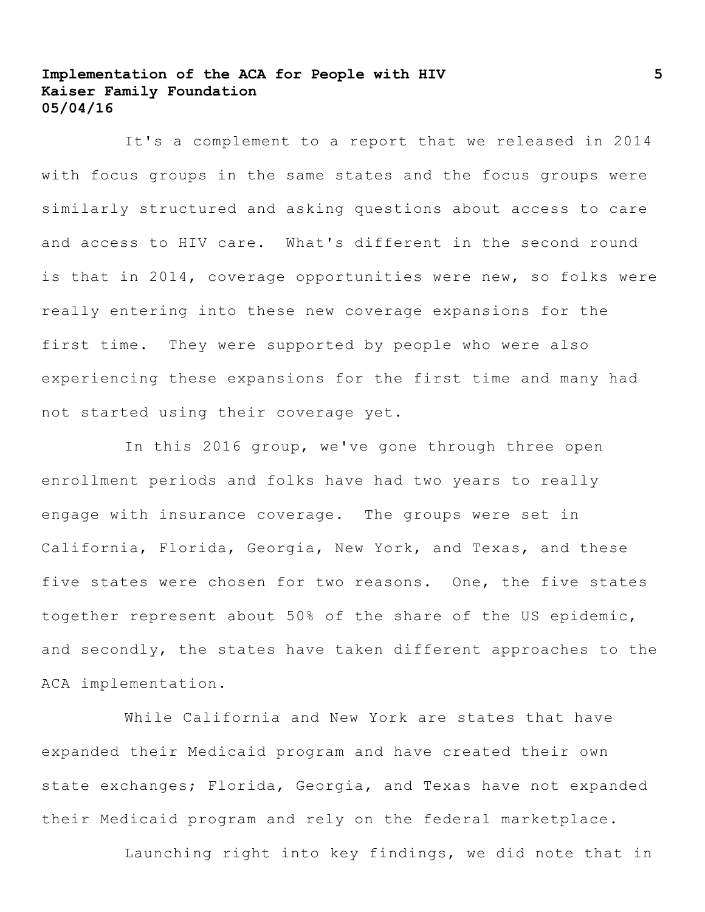It's a complement to a report that we released in 2014 with focus groups in the same states and the focus groups were similarly structured and asking questions about access to care and access to HIV care. What's different in the second round is that in 2014, coverage opportunities were new, so folks were really entering into these new coverage expansions for the first time. They were supported by people who were also experiencing these expansions for the first time and many had not started using their coverage yet.

In this 2016 group, we've gone through three open enrollment periods and folks have had two years to really engage with insurance coverage. The groups were set in California, Florida, Georgia, New York, and Texas, and these five states were chosen for two reasons. One, the five states together represent about 50% of the share of the US epidemic, and secondly, the states have taken different approaches to the ACA implementation.

While California and New York are states that have expanded their Medicaid program and have created their own state exchanges; Florida, Georgia, and Texas have not expanded their Medicaid program and rely on the federal marketplace.

Launching right into key findings, we did note that in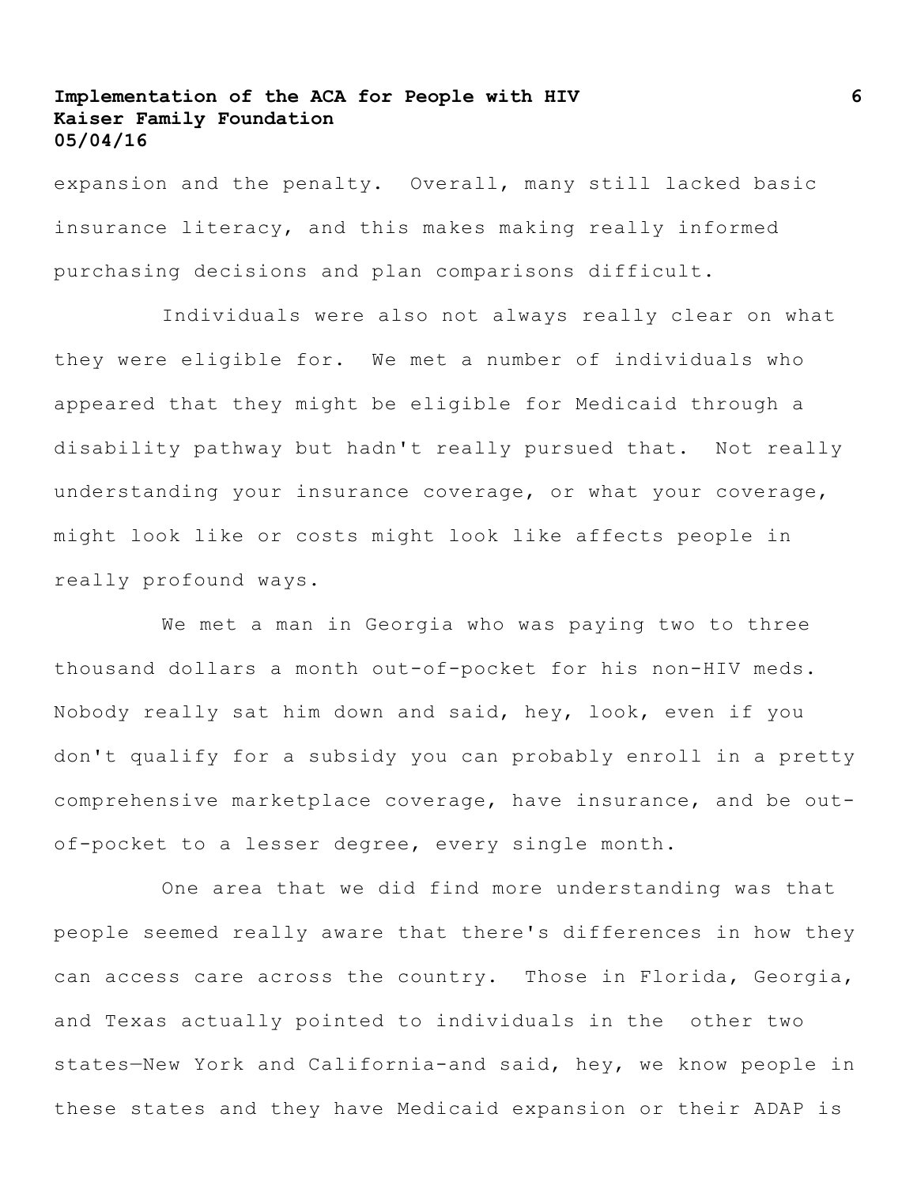expansion and the penalty. Overall, many still lacked basic insurance literacy, and this makes making really informed purchasing decisions and plan comparisons difficult.

Individuals were also not always really clear on what they were eligible for. We met a number of individuals who appeared that they might be eligible for Medicaid through a disability pathway but hadn't really pursued that. Not really understanding your insurance coverage, or what your coverage, might look like or costs might look like affects people in really profound ways.

We met a man in Georgia who was paying two to three thousand dollars a month out-of-pocket for his non-HIV meds. Nobody really sat him down and said, hey, look, even if you don't qualify for a subsidy you can probably enroll in a pretty comprehensive marketplace coverage, have insurance, and be out-of-pocket to a lesser degree, every single month.

One area that we did find more understanding was that people seemed really aware that there's differences in how they can access care across the country. Those in Florida, Georgia, and Texas actually pointed to individuals in the other two states—New York and California-and said, hey, we know people in these states and they have Medicaid expansion or their ADAP is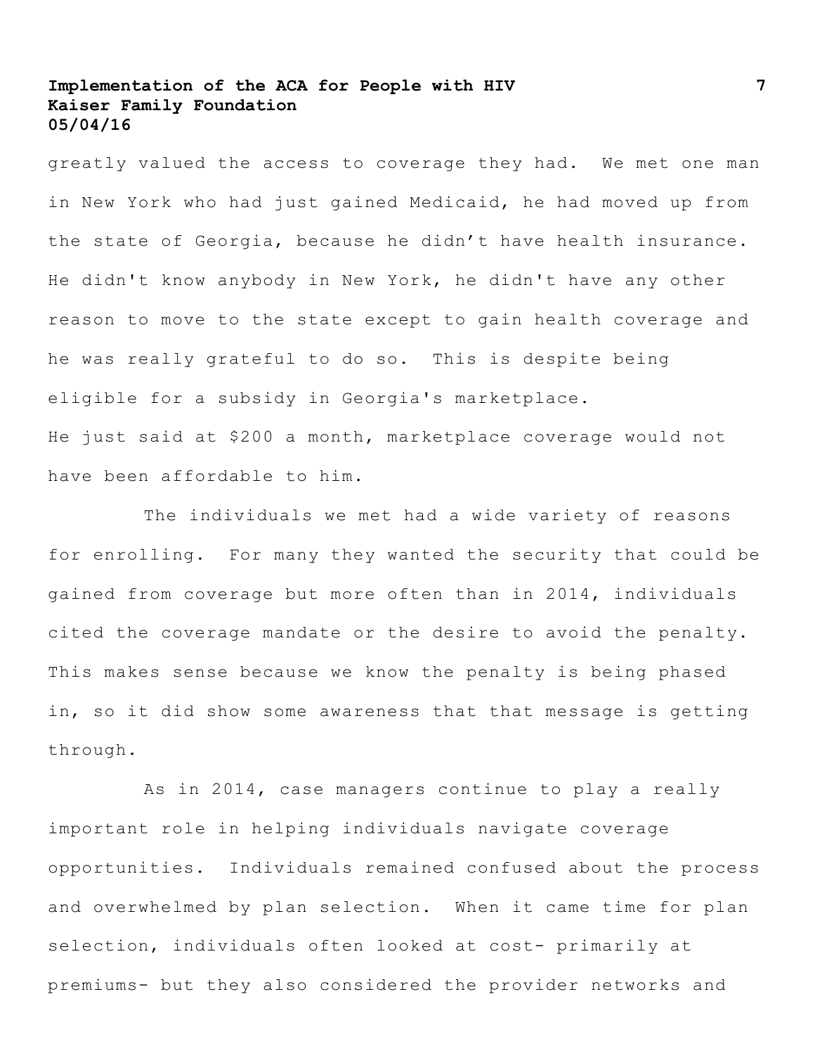greatly valued the access to coverage they had. We met one man in New York who had just gained Medicaid, he had moved up from the state of Georgia, because he didn't have health insurance. He didn't know anybody in New York, he didn't have any other reason to move to the state except to gain health coverage and he was really grateful to do so. This is despite being eligible for a subsidy in Georgia's marketplace. He just said at $200 a month, marketplace coverage would not have been affordable to him.

The individuals we met had a wide variety of reasons for enrolling. For many they wanted the security that could be gained from coverage but more often than in 2014, individuals cited the coverage mandate or the desire to avoid the penalty. This makes sense because we know the penalty is being phased in, so it did show some awareness that that message is getting through.

As in 2014, case managers continue to play a really important role in helping individuals navigate coverage opportunities. Individuals remained confused about the process and overwhelmed by plan selection. When it came time for plan selection, individuals often looked at cost- primarily at premiums- but they also considered the provider networks and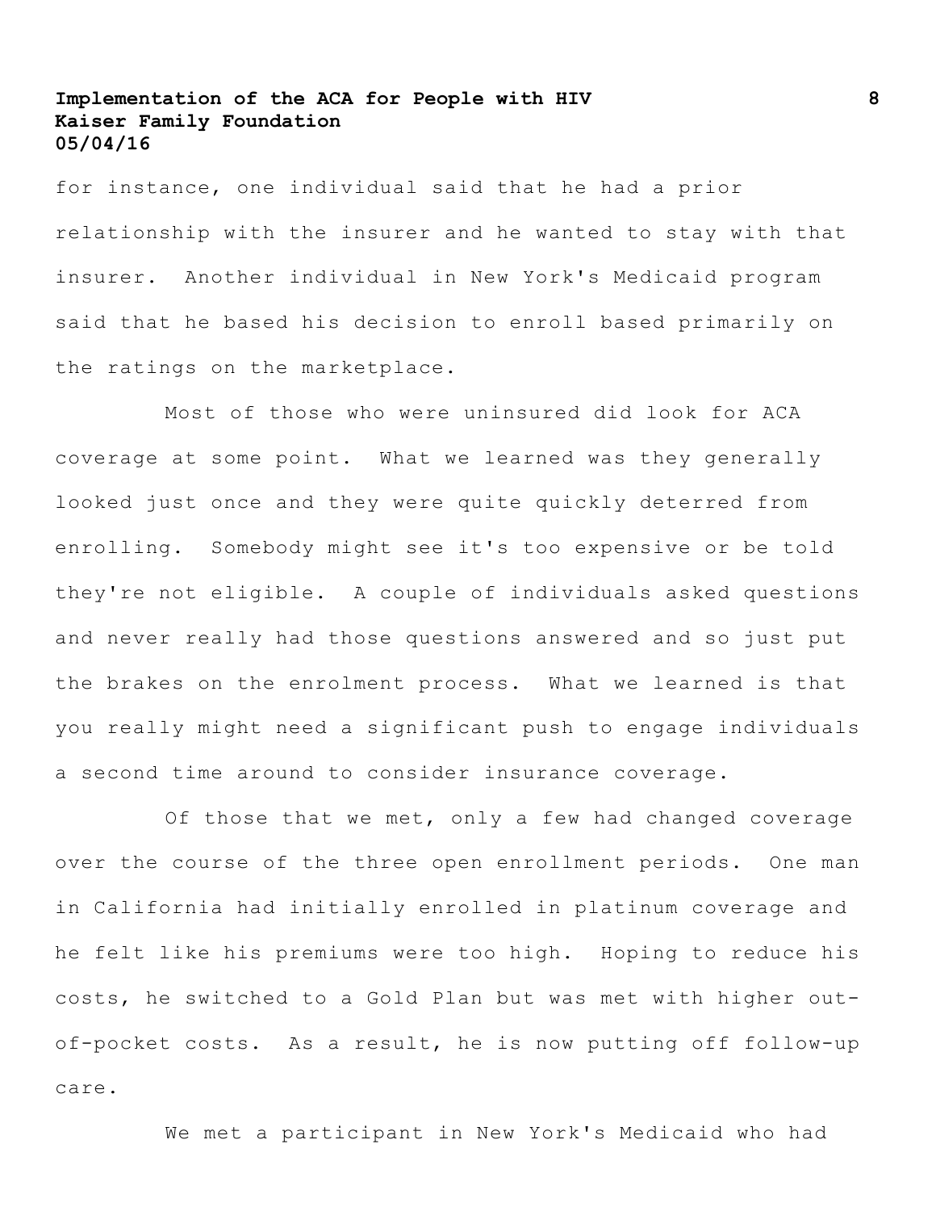for instance, one individual said that he had a prior relationship with the insurer and he wanted to stay with that insurer. Another individual in New York's Medicaid program said that he based his decision to enroll based primarily on the ratings on the marketplace.

Most of those who were uninsured did look for ACA coverage at some point. What we learned was they generally looked just once and they were quite quickly deterred from enrolling. Somebody might see it's too expensive or be told they're not eligible. A couple of individuals asked questions and never really had those questions answered and so just put the brakes on the enrolment process. What we learned is that you really might need a significant push to engage individuals a second time around to consider insurance coverage.

Of those that we met, only a few had changed coverage over the course of the three open enrollment periods. One man in California had initially enrolled in platinum coverage and he felt like his premiums were too high. Hoping to reduce his costs, he switched to a Gold Plan but was met with higher out-of-pocket costs. As a result, he is now putting off follow-up care.

We met a participant in New York's Medicaid who had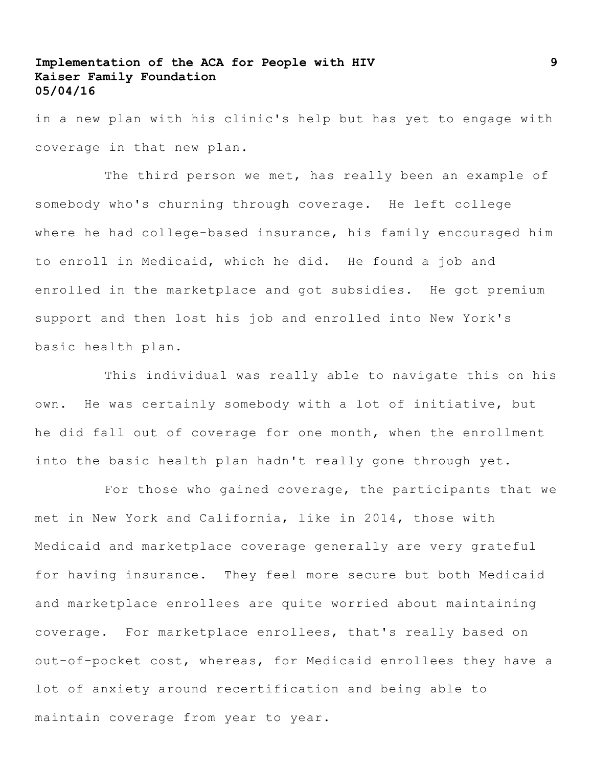in a new plan with his clinic's help but has yet to engage with coverage in that new plan.

The third person we met, has really been an example of somebody who's churning through coverage. He left college where he had college-based insurance, his family encouraged him to enroll in Medicaid, which he did. He found a job and enrolled in the marketplace and got subsidies. He got premium support and then lost his job and enrolled into New York's basic health plan.

This individual was really able to navigate this on his own. He was certainly somebody with a lot of initiative, but he did fall out of coverage for one month, when the enrollment into the basic health plan hadn't really gone through yet.

For those who gained coverage, the participants that we met in New York and California, like in 2014, those with Medicaid and marketplace coverage generally are very grateful for having insurance. They feel more secure but both Medicaid and marketplace enrollees are quite worried about maintaining coverage. For marketplace enrollees, that's really based on out-of-pocket cost, whereas, for Medicaid enrollees they have a lot of anxiety around recertification and being able to maintain coverage from year to year.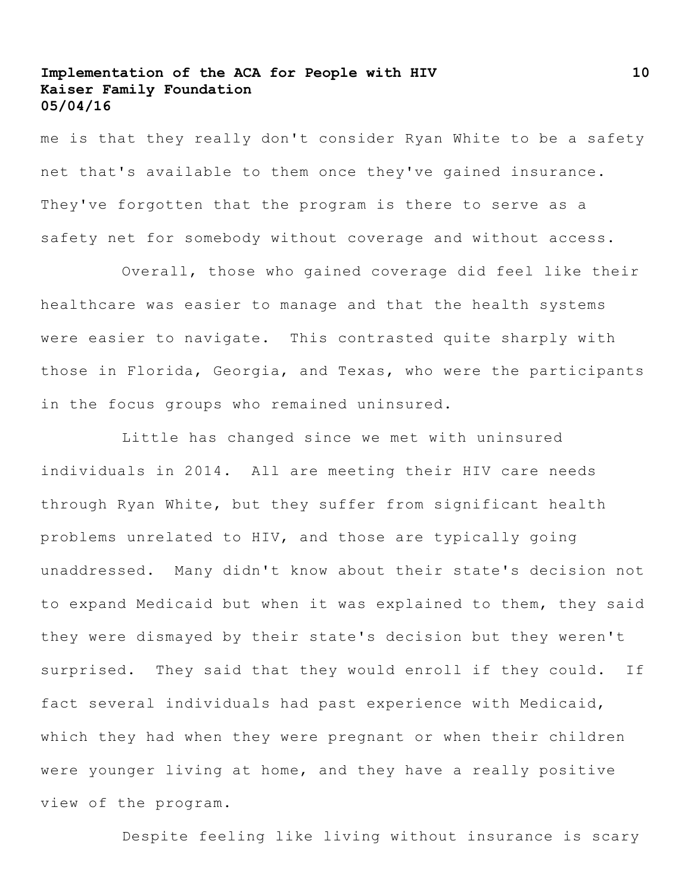me is that they really don't consider Ryan White to be a safety net that's available to them once they've gained insurance. They've forgotten that the program is there to serve as a safety net for somebody without coverage and without access.

Overall, those who gained coverage did feel like their healthcare was easier to manage and that the health systems were easier to navigate. This contrasted quite sharply with those in Florida, Georgia, and Texas, who were the participants in the focus groups who remained uninsured.

Little has changed since we met with uninsured individuals in 2014. All are meeting their HIV care needs through Ryan White, but they suffer from significant health problems unrelated to HIV, and those are typically going unaddressed. Many didn't know about their state's decision not to expand Medicaid but when it was explained to them, they said they were dismayed by their state's decision but they weren't surprised. They said that they would enroll if they could. If fact several individuals had past experience with Medicaid, which they had when they were pregnant or when their children were younger living at home, and they have a really positive view of the program.

Despite feeling like living without insurance is scary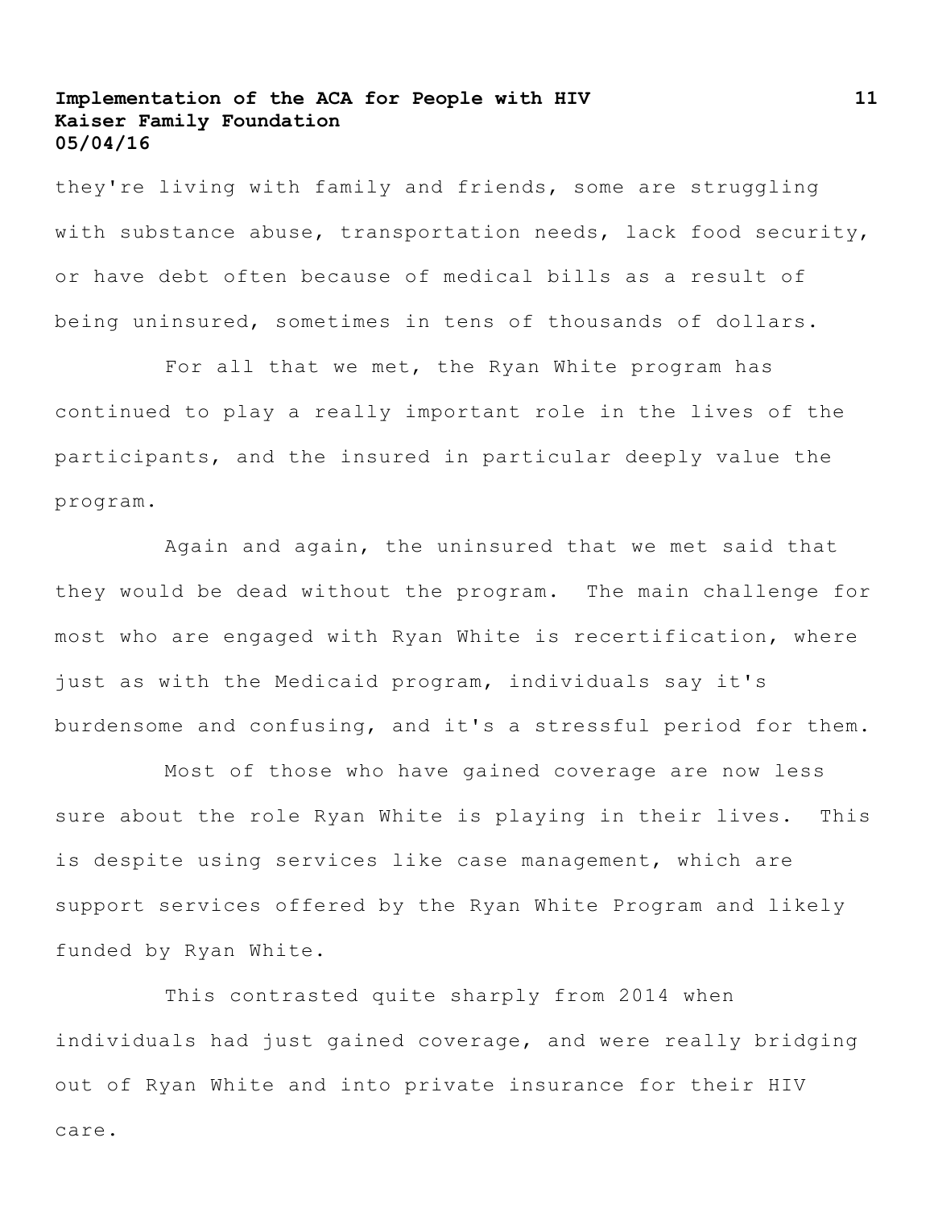they're living with family and friends, some are struggling with substance abuse, transportation needs, lack food security, or have debt often because of medical bills as a result of being uninsured, sometimes in tens of thousands of dollars.

For all that we met, the Ryan White program has continued to play a really important role in the lives of the participants, and the insured in particular deeply value the program.

Again and again, the uninsured that we met said that they would be dead without the program. The main challenge for most who are engaged with Ryan White is recertification, where just as with the Medicaid program, individuals say it's burdensome and confusing, and it's a stressful period for them.

Most of those who have gained coverage are now less sure about the role Ryan White is playing in their lives. This is despite using services like case management, which are support services offered by the Ryan White Program and likely funded by Ryan White.

This contrasted quite sharply from 2014 when individuals had just gained coverage, and were really bridging out of Ryan White and into private insurance for their HIV care.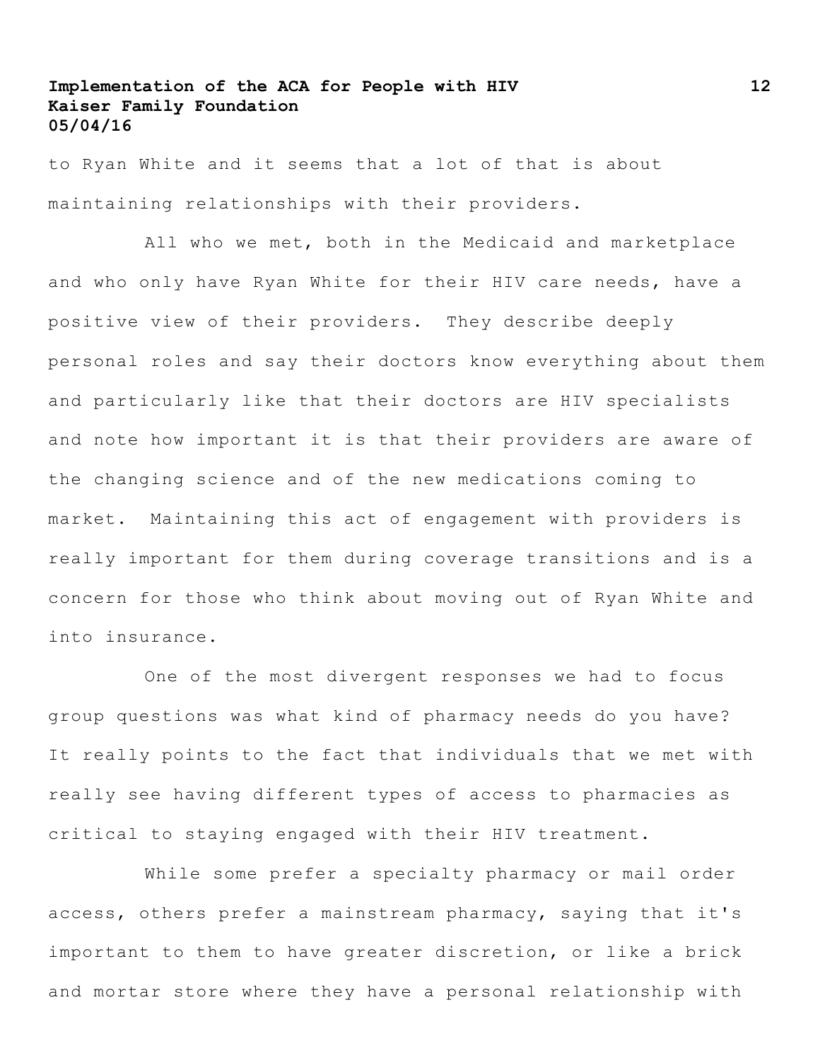to Ryan White and it seems that a lot of that is about maintaining relationships with their providers.

All who we met, both in the Medicaid and marketplace and who only have Ryan White for their HIV care needs, have a positive view of their providers. They describe deeply personal roles and say their doctors know everything about them and particularly like that their doctors are HIV specialists and note how important it is that their providers are aware of the changing science and of the new medications coming to market. Maintaining this act of engagement with providers is really important for them during coverage transitions and is a concern for those who think about moving out of Ryan White and into insurance.

One of the most divergent responses we had to focus group questions was what kind of pharmacy needs do you have? It really points to the fact that individuals that we met with really see having different types of access to pharmacies as critical to staying engaged with their HIV treatment.

While some prefer a specialty pharmacy or mail order access, others prefer a mainstream pharmacy, saying that it's important to them to have greater discretion, or like a brick and mortar store where they have a personal relationship with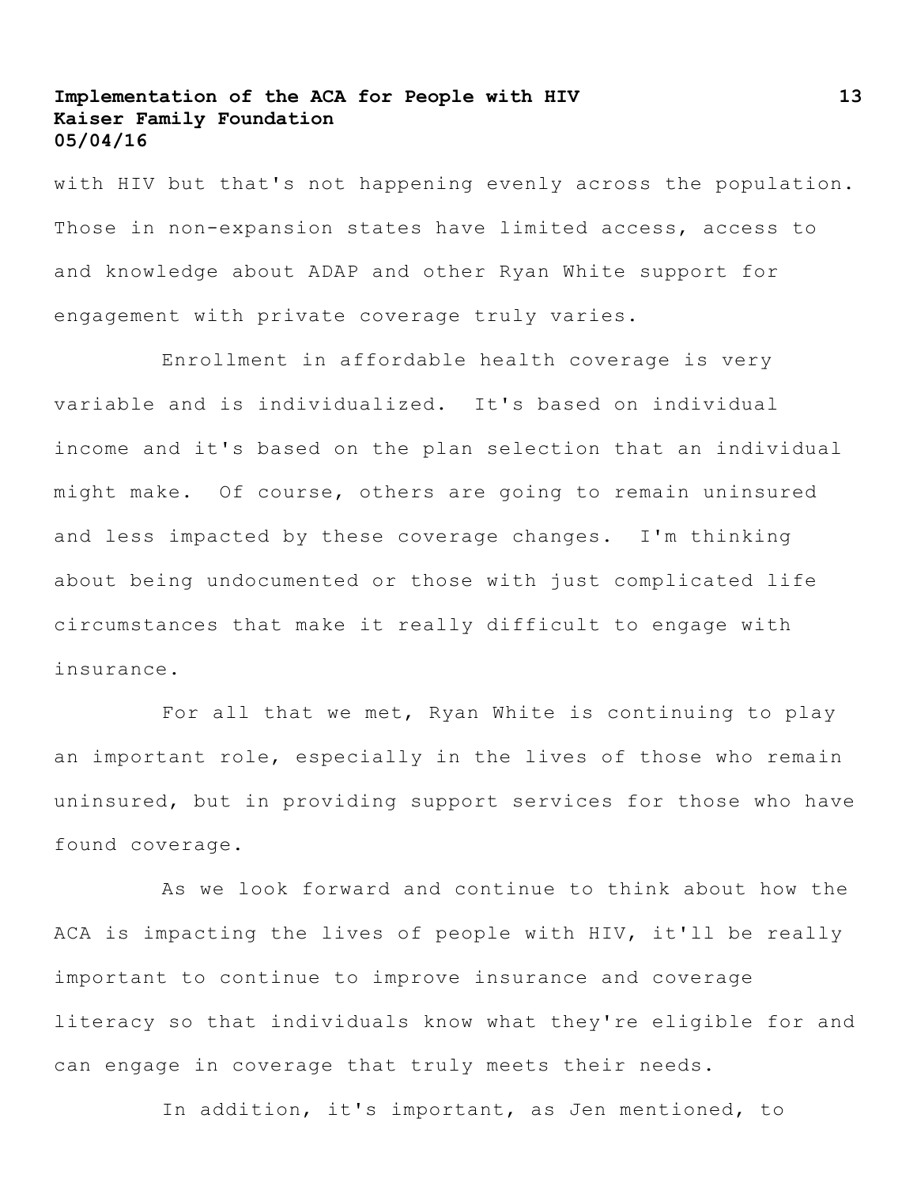with HIV but that's not happening evenly across the population. Those in non-expansion states have limited access, access to and knowledge about ADAP and other Ryan White support for engagement with private coverage truly varies.

Enrollment in affordable health coverage is very variable and is individualized. It's based on individual income and it's based on the plan selection that an individual might make. Of course, others are going to remain uninsured and less impacted by these coverage changes. I'm thinking about being undocumented or those with just complicated life circumstances that make it really difficult to engage with insurance.

For all that we met, Ryan White is continuing to play an important role, especially in the lives of those who remain uninsured, but in providing support services for those who have found coverage.

As we look forward and continue to think about how the ACA is impacting the lives of people with HIV, it'll be really important to continue to improve insurance and coverage literacy so that individuals know what they're eligible for and can engage in coverage that truly meets their needs.

In addition, it's important, as Jen mentioned, to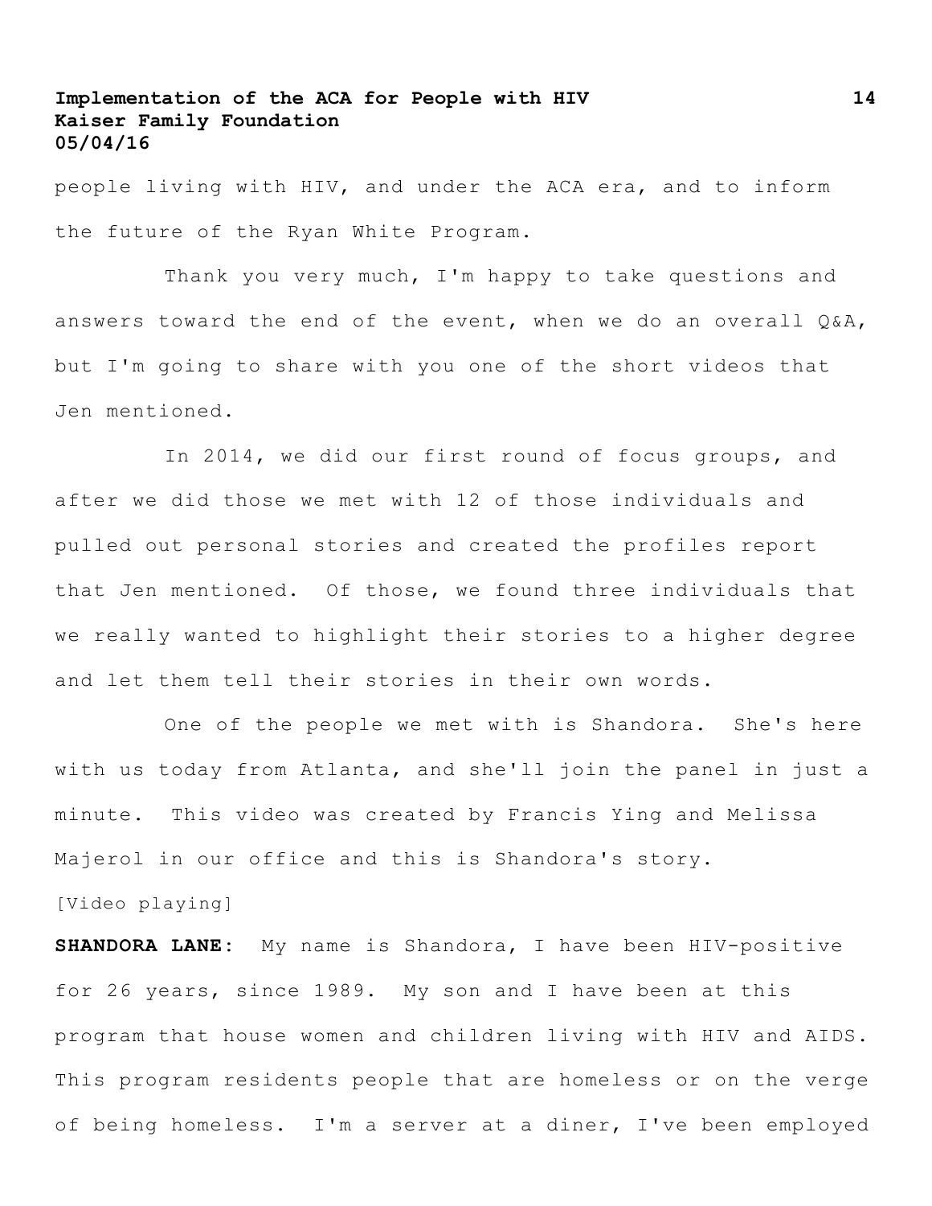people living with HIV, and under the ACA era, and to inform the future of the Ryan White Program.

Thank you very much, I'm happy to take questions and answers toward the end of the event, when we do an overall Q&A, but I'm going to share with you one of the short videos that Jen mentioned.

In 2014, we did our first round of focus groups, and after we did those we met with 12 of those individuals and pulled out personal stories and created the profiles report that Jen mentioned. Of those, we found three individuals that we really wanted to highlight their stories to a higher degree and let them tell their stories in their own words.

One of the people we met with is Shandora. She's here with us today from Atlanta, and she'll join the panel in just a minute. This video was created by Francis Ying and Melissa Majerol in our office and this is Shandora's story.

[Video playing]

**SHANDORA LANE:** My name is Shandora, I have been HIV-positive for 26 years, since 1989. My son and I have been at this program that house women and children living with HIV and AIDS. This program residents people that are homeless or on the verge of being homeless. I'm a server at a diner, I've been employed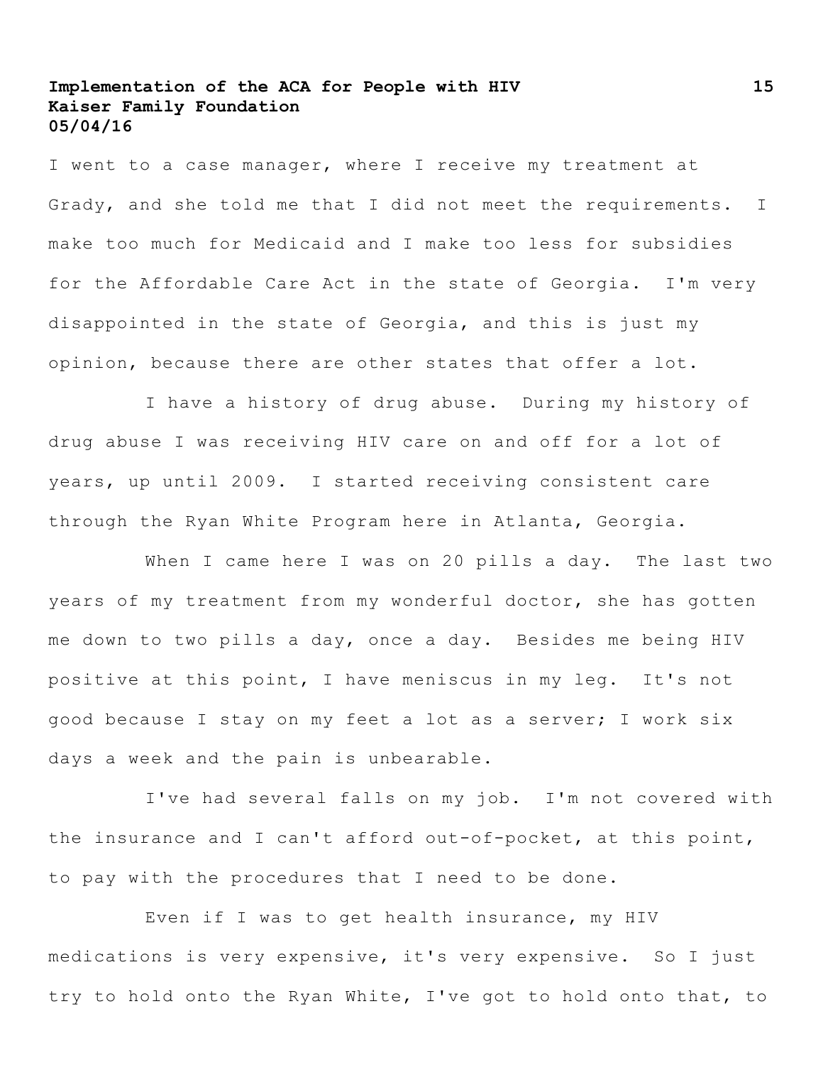I went to a case manager, where I receive my treatment at Grady, and she told me that I did not meet the requirements. I make too much for Medicaid and I make too less for subsidies for the Affordable Care Act in the state of Georgia. I'm very disappointed in the state of Georgia, and this is just my opinion, because there are other states that offer a lot.

I have a history of drug abuse. During my history of drug abuse I was receiving HIV care on and off for a lot of years, up until 2009. I started receiving consistent care through the Ryan White Program here in Atlanta, Georgia.

When I came here I was on 20 pills a day. The last two years of my treatment from my wonderful doctor, she has gotten me down to two pills a day, once a day. Besides me being HIV positive at this point, I have meniscus in my leg. It's not good because I stay on my feet a lot as a server; I work six days a week and the pain is unbearable.

I've had several falls on my job. I'm not covered with the insurance and I can't afford out-of-pocket, at this point, to pay with the procedures that I need to be done.

Even if I was to get health insurance, my HIV medications is very expensive, it's very expensive. So I just try to hold onto the Ryan White, I've got to hold onto that, to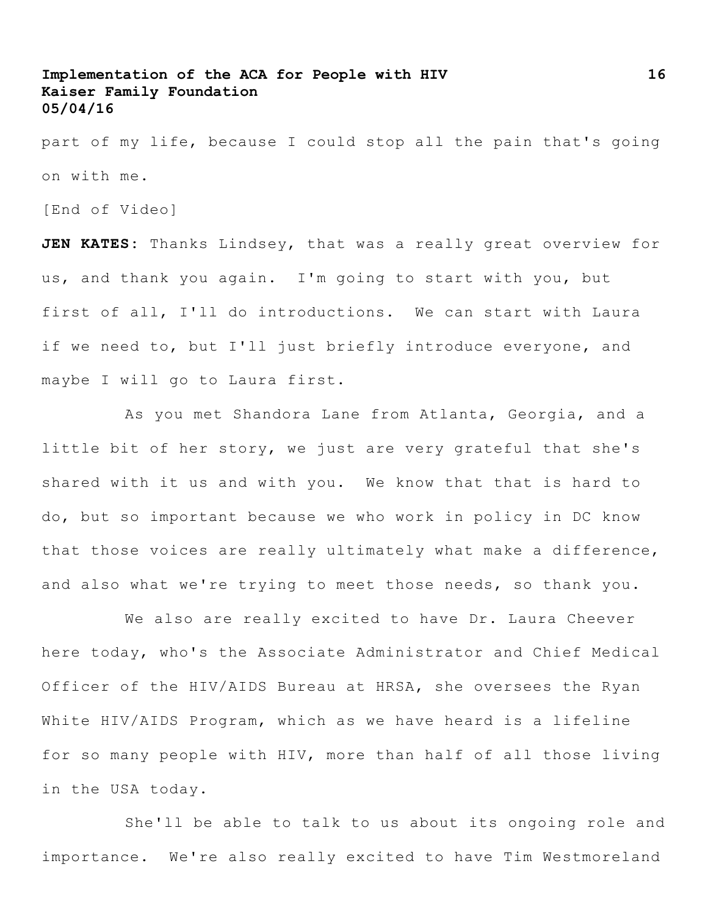part of my life, because I could stop all the pain that's going on with me.

[End of Video]

**JEN KATES**: Thanks Lindsey, that was a really great overview for us, and thank you again. I'm going to start with you, but first of all, I'll do introductions. We can start with Laura if we need to, but I'll just briefly introduce everyone, and maybe I will go to Laura first.

As you met Shandora Lane from Atlanta, Georgia, and a little bit of her story, we just are very grateful that she's shared with it us and with you. We know that that is hard to do, but so important because we who work in policy in DC know that those voices are really ultimately what make a difference, and also what we're trying to meet those needs, so thank you.

We also are really excited to have Dr. Laura Cheever here today, who's the Associate Administrator and Chief Medical Officer of the HIV/AIDS Bureau at HRSA, she oversees the Ryan White HIV/AIDS Program, which as we have heard is a lifeline for so many people with HIV, more than half of all those living in the USA today.

She'll be able to talk to us about its ongoing role and importance. We're also really excited to have Tim Westmoreland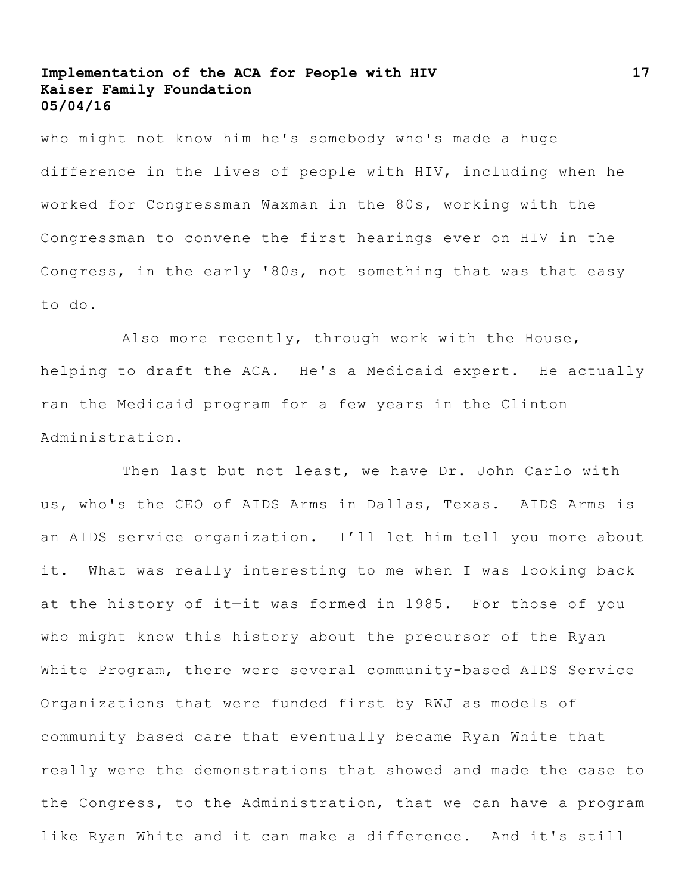who might not know him he's somebody who's made a huge difference in the lives of people with HIV, including when he worked for Congressman Waxman in the 80s, working with the Congressman to convene the first hearings ever on HIV in the Congress, in the early '80s, not something that was that easy to do.

Also more recently, through work with the House, helping to draft the ACA. He's a Medicaid expert. He actually ran the Medicaid program for a few years in the Clinton Administration.

Then last but not least, we have Dr. John Carlo with us, who's the CEO of AIDS Arms in Dallas, Texas. AIDS Arms is an AIDS service organization. I'll let him tell you more about it. What was really interesting to me when I was looking back at the history of it—it was formed in 1985. For those of you who might know this history about the precursor of the Ryan White Program, there were several community-based AIDS Service Organizations that were funded first by RWJ as models of community based care that eventually became Ryan White that really were the demonstrations that showed and made the case to the Congress, to the Administration, that we can have a program like Ryan White and it can make a difference. And it's still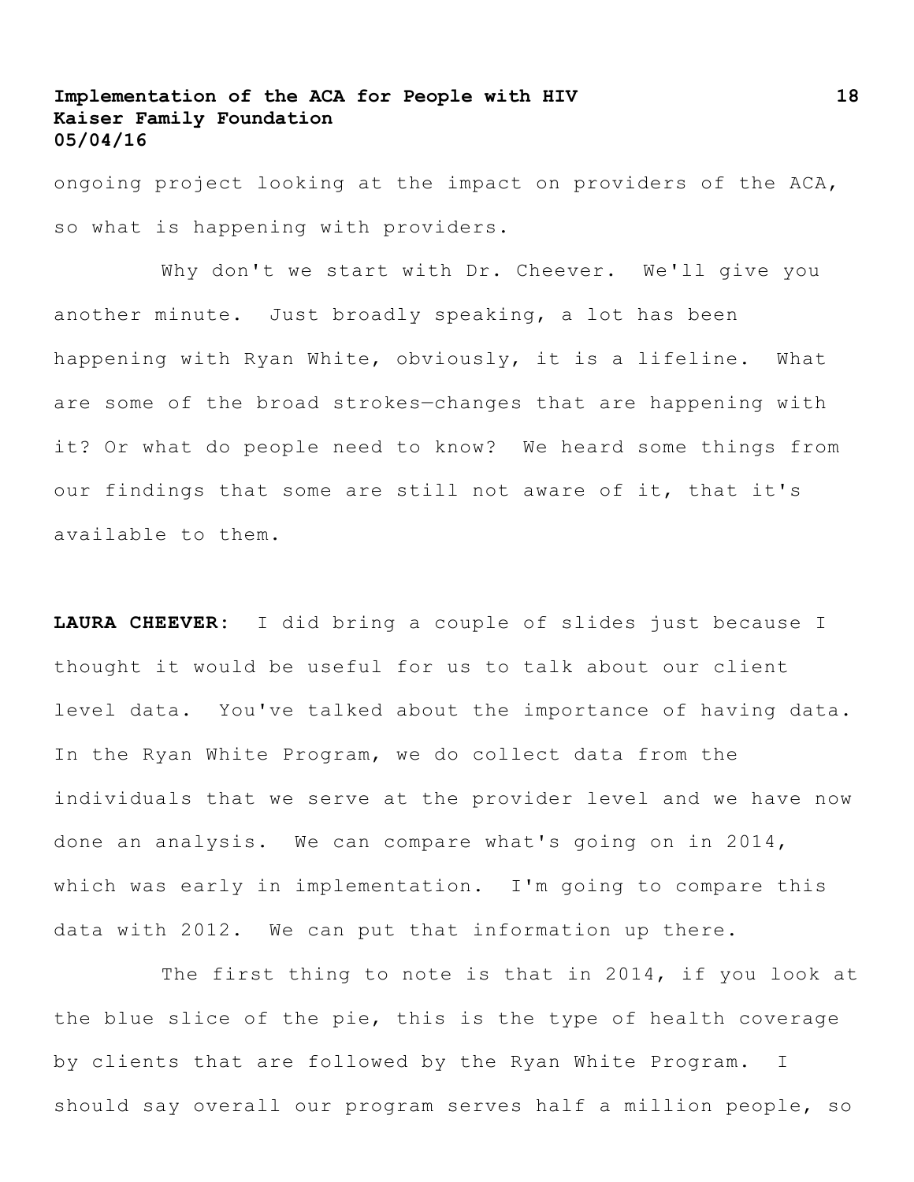ongoing project looking at the impact on providers of the ACA, so what is happening with providers.

Why don't we start with Dr. Cheever. We'll give you another minute. Just broadly speaking, a lot has been happening with Ryan White, obviously, it is a lifeline. What are some of the broad strokes—changes that are happening with it? Or what do people need to know? We heard some things from our findings that some are still not aware of it, that it's available to them.

**LAURA CHEEVER:** I did bring a couple of slides just because I thought it would be useful for us to talk about our client level data. You've talked about the importance of having data. In the Ryan White Program, we do collect data from the individuals that we serve at the provider level and we have now done an analysis. We can compare what's going on in 2014, which was early in implementation. I'm going to compare this data with 2012. We can put that information up there.

The first thing to note is that in 2014, if you look at the blue slice of the pie, this is the type of health coverage by clients that are followed by the Ryan White Program. I should say overall our program serves half a million people, so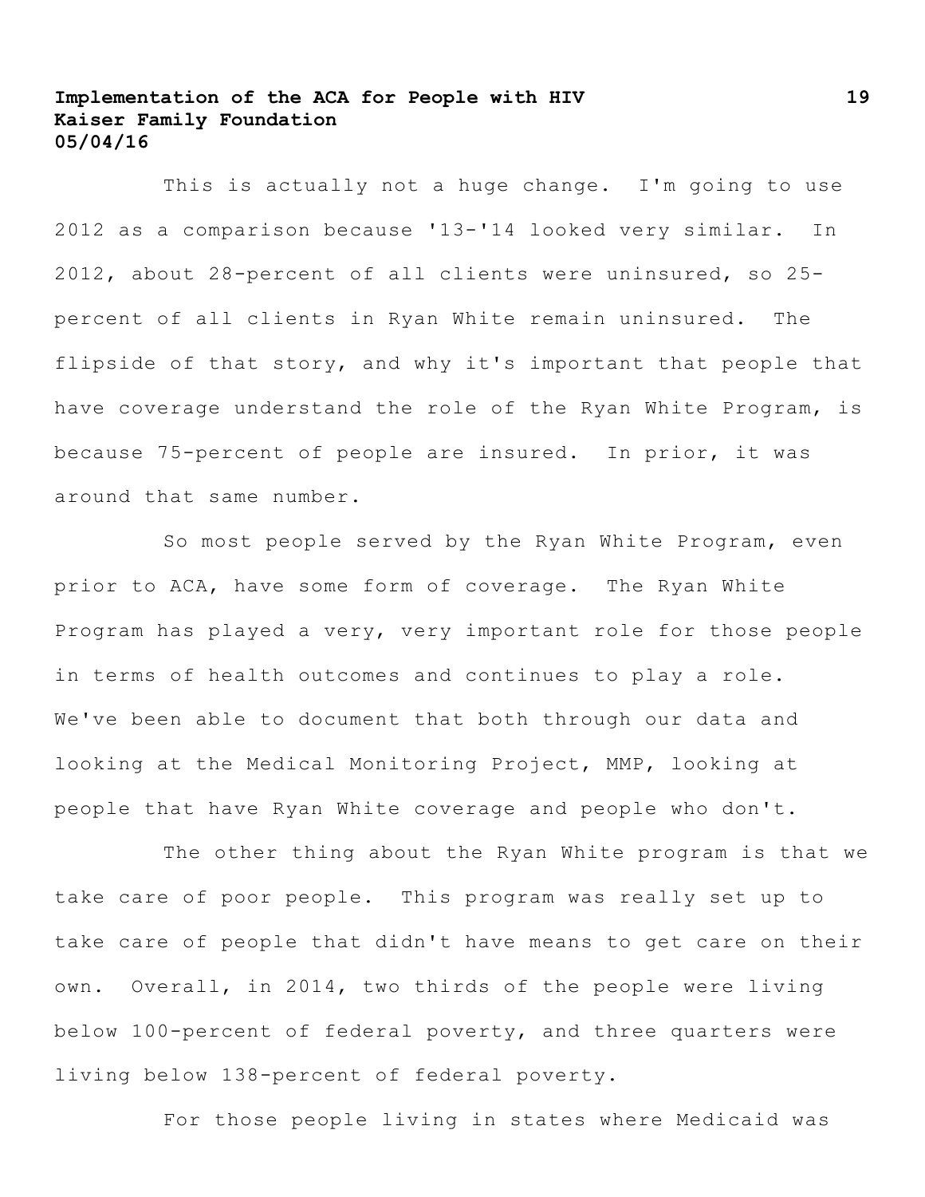This is actually not a huge change. I'm going to use 2012 as a comparison because '13-'14 looked very similar. In 2012, about 28-percent of all clients were uninsured, so 25-percent of all clients in Ryan White remain uninsured. The flipside of that story, and why it's important that people that have coverage understand the role of the Ryan White Program, is because 75-percent of people are insured. In prior, it was around that same number.

So most people served by the Ryan White Program, even prior to ACA, have some form of coverage. The Ryan White Program has played a very, very important role for those people in terms of health outcomes and continues to play a role. We've been able to document that both through our data and looking at the Medical Monitoring Project, MMP, looking at people that have Ryan White coverage and people who don't.

The other thing about the Ryan White program is that we take care of poor people. This program was really set up to take care of people that didn't have means to get care on their own. Overall, in 2014, two thirds of the people were living below 100-percent of federal poverty, and three quarters were living below 138-percent of federal poverty.

For those people living in states where Medicaid was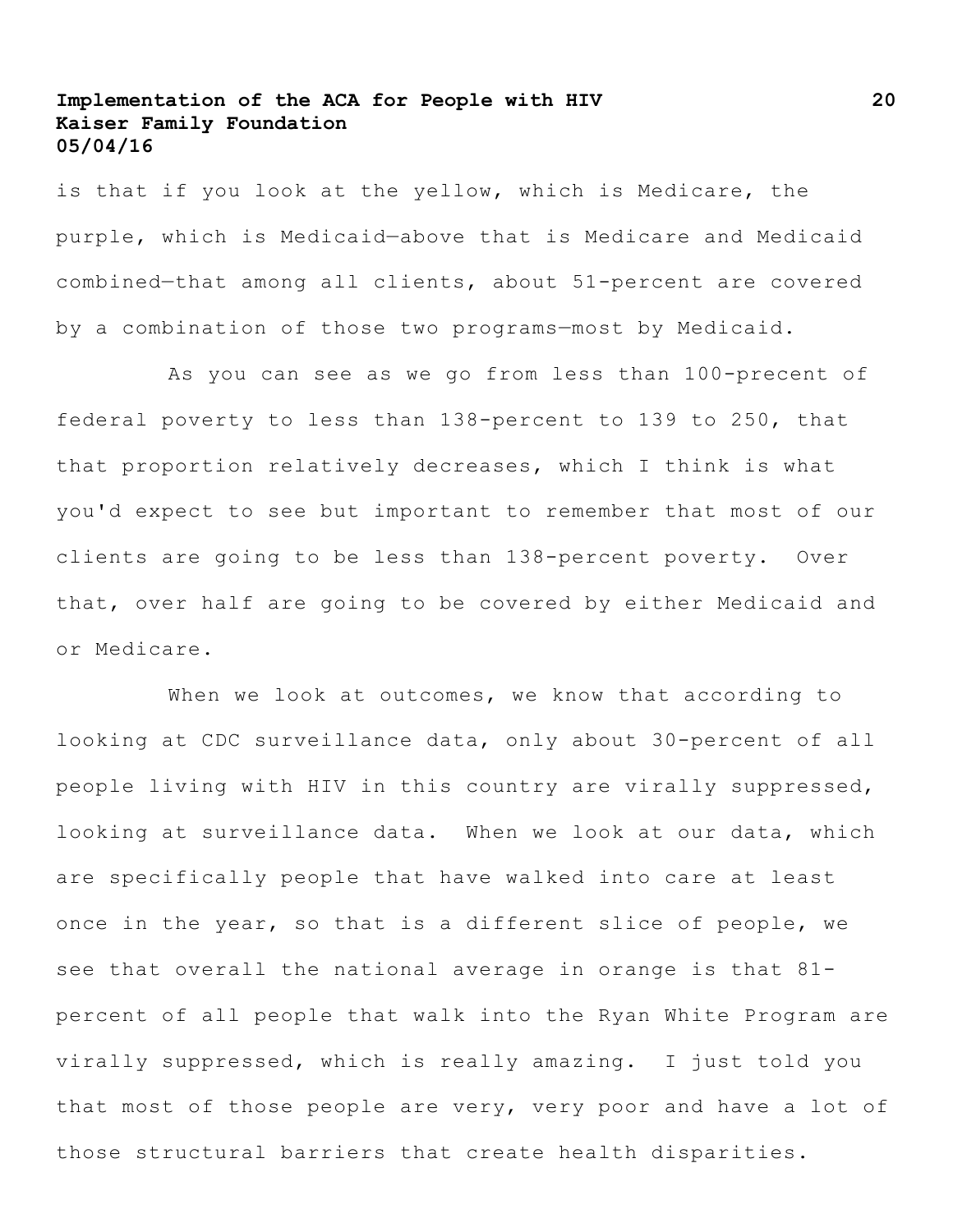is that if you look at the yellow, which is Medicare, the purple, which is Medicaid—above that is Medicare and Medicaid combined—that among all clients, about 51-percent are covered by a combination of those two programs—most by Medicaid.

As you can see as we go from less than 100-precent of federal poverty to less than 138-percent to 139 to 250, that that proportion relatively decreases, which I think is what you'd expect to see but important to remember that most of our clients are going to be less than 138-percent poverty. Over that, over half are going to be covered by either Medicaid and or Medicare.

When we look at outcomes, we know that according to looking at CDC surveillance data, only about 30-percent of all people living with HIV in this country are virally suppressed, looking at surveillance data. When we look at our data, which are specifically people that have walked into care at least once in the year, so that is a different slice of people, we see that overall the national average in orange is that 81-percent of all people that walk into the Ryan White Program are virally suppressed, which is really amazing. I just told you that most of those people are very, very poor and have a lot of those structural barriers that create health disparities.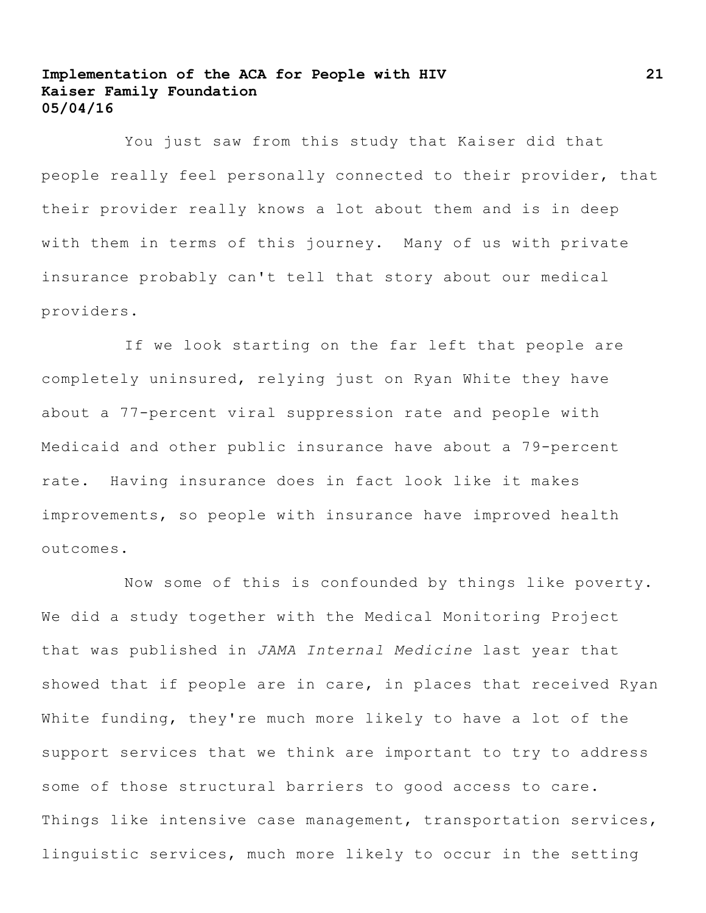You just saw from this study that Kaiser did that people really feel personally connected to their provider, that their provider really knows a lot about them and is in deep with them in terms of this journey. Many of us with private insurance probably can't tell that story about our medical providers.

If we look starting on the far left that people are completely uninsured, relying just on Ryan White they have about a 77-percent viral suppression rate and people with Medicaid and other public insurance have about a 79-percent rate. Having insurance does in fact look like it makes improvements, so people with insurance have improved health outcomes.

Now some of this is confounded by things like poverty. We did a study together with the Medical Monitoring Project that was published in *JAMA Internal Medicine* last year that showed that if people are in care, in places that received Ryan White funding, they're much more likely to have a lot of the support services that we think are important to try to address some of those structural barriers to good access to care. Things like intensive case management, transportation services, linguistic services, much more likely to occur in the setting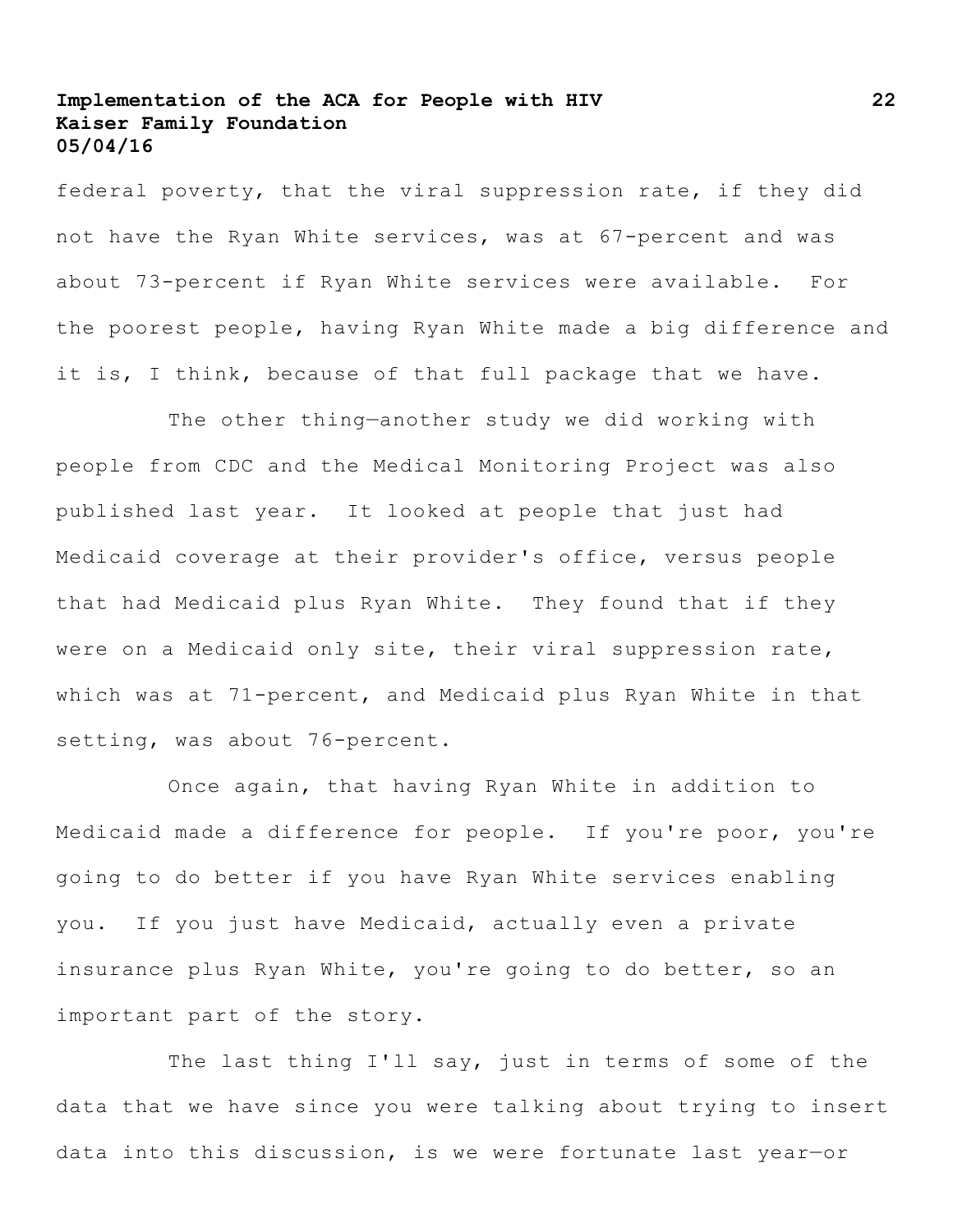federal poverty, that the viral suppression rate, if they did not have the Ryan White services, was at 67-percent and was about 73-percent if Ryan White services were available. For the poorest people, having Ryan White made a big difference and it is, I think, because of that full package that we have.

The other thing—another study we did working with people from CDC and the Medical Monitoring Project was also published last year. It looked at people that just had Medicaid coverage at their provider's office, versus people that had Medicaid plus Ryan White. They found that if they were on a Medicaid only site, their viral suppression rate, which was at 71-percent, and Medicaid plus Ryan White in that setting, was about 76-percent.

Once again, that having Ryan White in addition to Medicaid made a difference for people. If you're poor, you're going to do better if you have Ryan White services enabling you. If you just have Medicaid, actually even a private insurance plus Ryan White, you're going to do better, so an important part of the story.

The last thing I'll say, just in terms of some of the data that we have since you were talking about trying to insert data into this discussion, is we were fortunate last year—or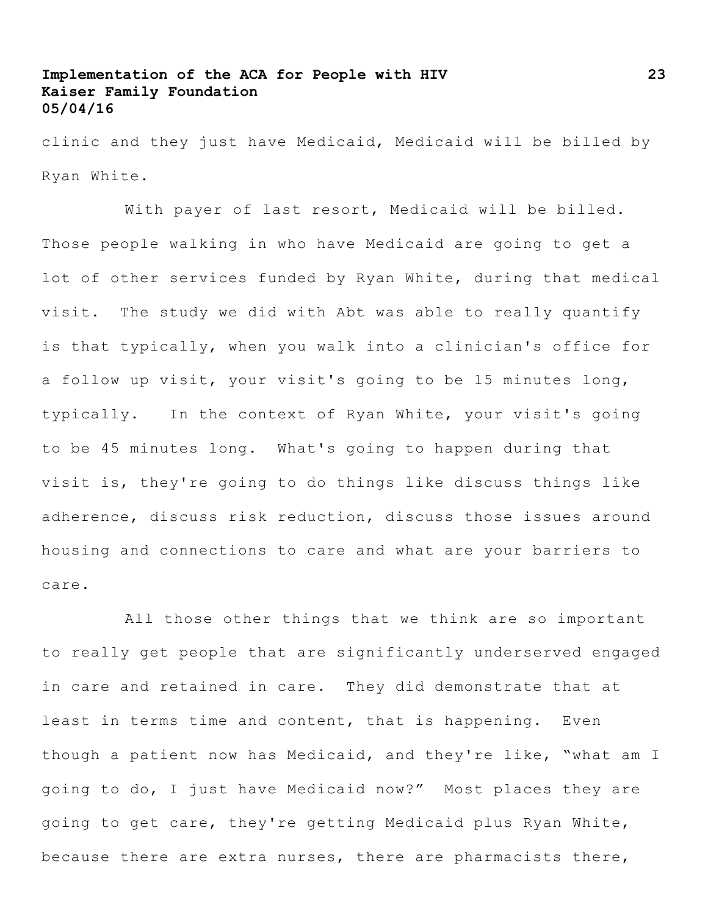clinic and they just have Medicaid, Medicaid will be billed by Ryan White.

With payer of last resort, Medicaid will be billed. Those people walking in who have Medicaid are going to get a lot of other services funded by Ryan White, during that medical visit. The study we did with Abt was able to really quantify is that typically, when you walk into a clinician's office for a follow up visit, your visit's going to be 15 minutes long, typically. In the context of Ryan White, your visit's going to be 45 minutes long. What's going to happen during that visit is, they're going to do things like discuss things like adherence, discuss risk reduction, discuss those issues around housing and connections to care and what are your barriers to care.

All those other things that we think are so important to really get people that are significantly underserved engaged in care and retained in care. They did demonstrate that at least in terms time and content, that is happening. Even though a patient now has Medicaid, and they're like, "what am I going to do, I just have Medicaid now?" Most places they are going to get care, they're getting Medicaid plus Ryan White, because there are extra nurses, there are pharmacists there,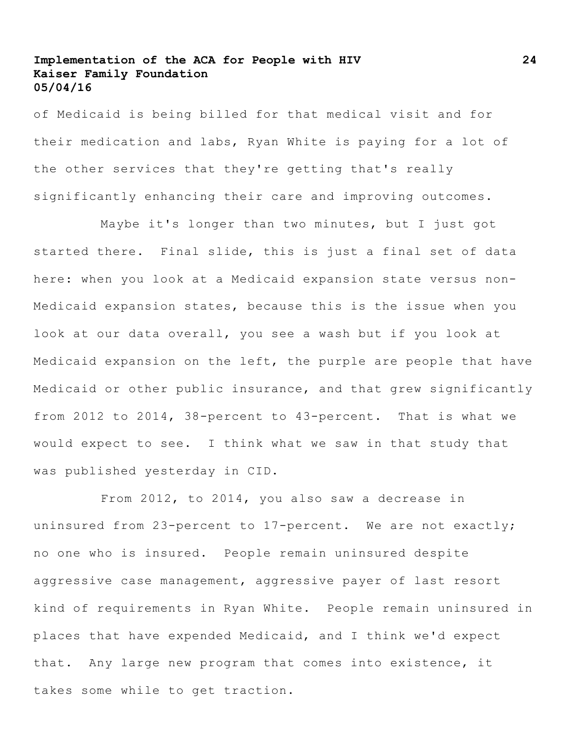of Medicaid is being billed for that medical visit and for their medication and labs, Ryan White is paying for a lot of the other services that they're getting that's really significantly enhancing their care and improving outcomes.

Maybe it's longer than two minutes, but I just got started there. Final slide, this is just a final set of data here: when you look at a Medicaid expansion state versus non-Medicaid expansion states, because this is the issue when you look at our data overall, you see a wash but if you look at Medicaid expansion on the left, the purple are people that have Medicaid or other public insurance, and that grew significantly from 2012 to 2014, 38-percent to 43-percent. That is what we would expect to see. I think what we saw in that study that was published yesterday in CID.

From 2012, to 2014, you also saw a decrease in uninsured from 23-percent to 17-percent. We are not exactly; no one who is insured. People remain uninsured despite aggressive case management, aggressive payer of last resort kind of requirements in Ryan White. People remain uninsured in places that have expended Medicaid, and I think we'd expect that. Any large new program that comes into existence, it takes some while to get traction.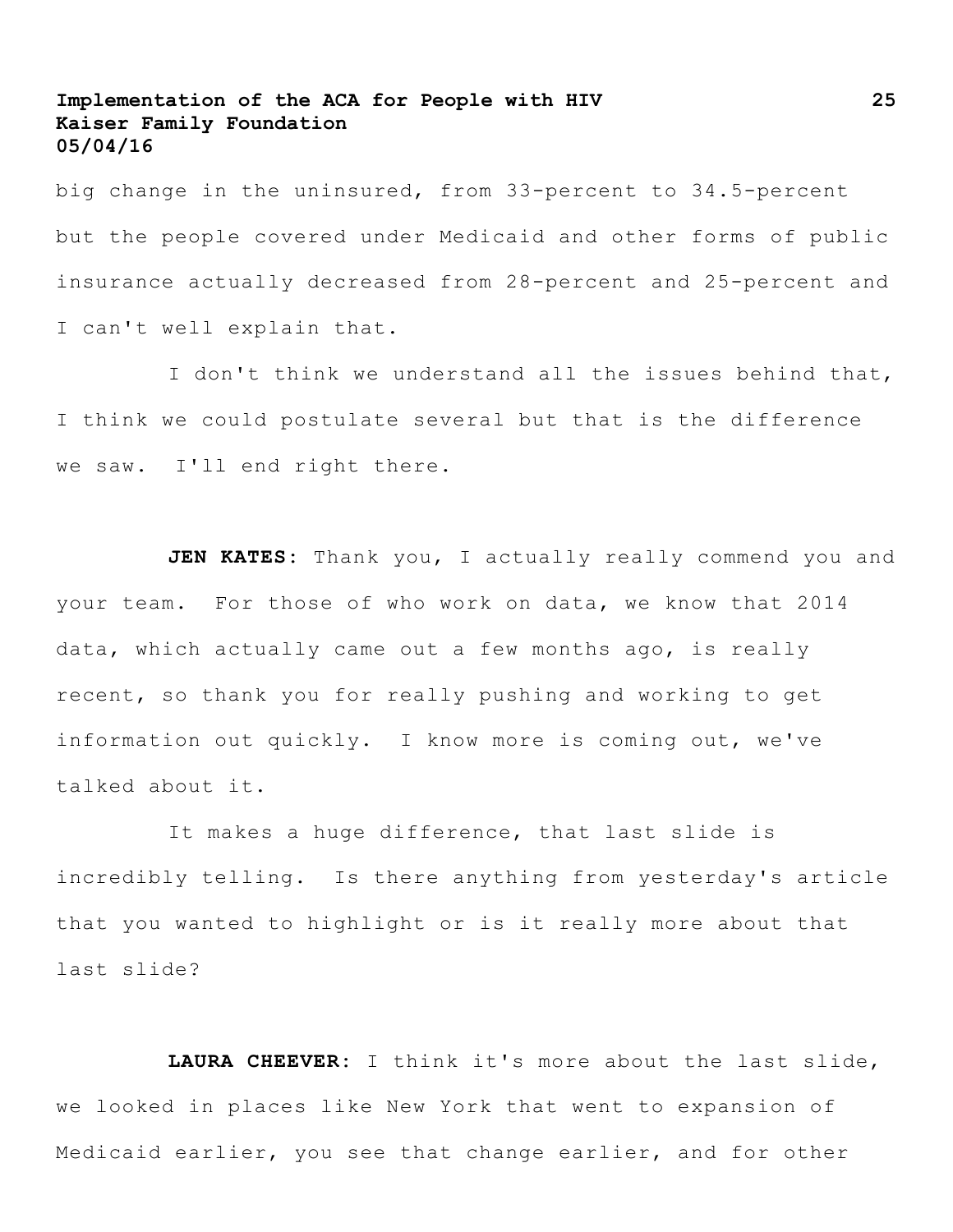big change in the uninsured, from 33-percent to 34.5-percent but the people covered under Medicaid and other forms of public insurance actually decreased from 28-percent and 25-percent and I can't well explain that.

I don't think we understand all the issues behind that, I think we could postulate several but that is the difference we saw. I'll end right there.

**JEN KATES**: Thank you, I actually really commend you and your team. For those of who work on data, we know that 2014 data, which actually came out a few months ago, is really recent, so thank you for really pushing and working to get information out quickly. I know more is coming out, we've talked about it.

It makes a huge difference, that last slide is incredibly telling. Is there anything from yesterday's article that you wanted to highlight or is it really more about that last slide?

**LAURA CHEEVER**: I think it's more about the last slide, we looked in places like New York that went to expansion of Medicaid earlier, you see that change earlier, and for other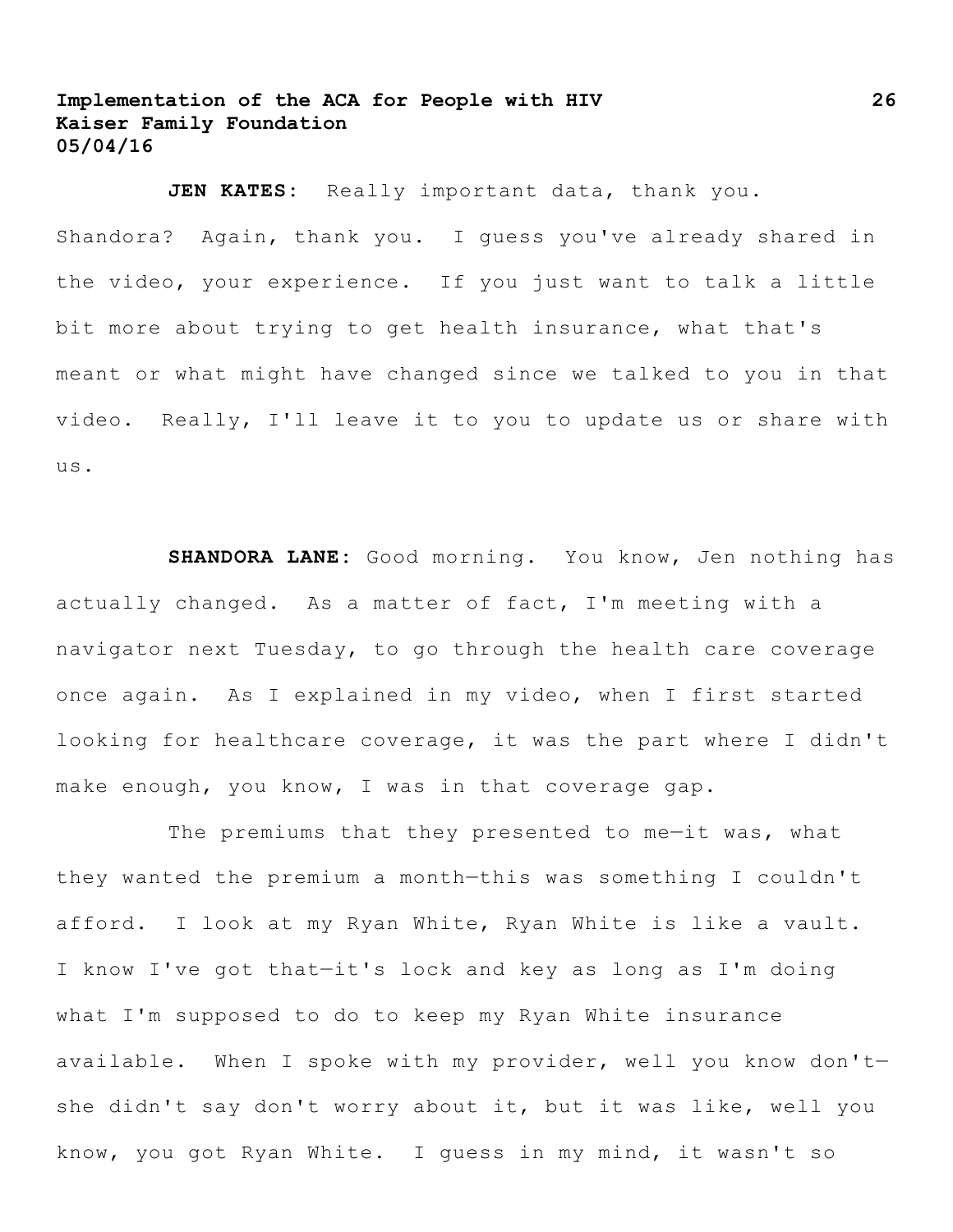**JEN KATES:** Really important data, thank you. Shandora? Again, thank you. I guess you've already shared in the video, your experience. If you just want to talk a little bit more about trying to get health insurance, what that's meant or what might have changed since we talked to you in that video. Really, I'll leave it to you to update us or share with us.

**SHANDORA LANE:** Good morning. You know, Jen nothing has actually changed. As a matter of fact, I'm meeting with a navigator next Tuesday, to go through the health care coverage once again. As I explained in my video, when I first started looking for healthcare coverage, it was the part where I didn't make enough, you know, I was in that coverage gap.

The premiums that they presented to me—it was, what they wanted the premium a month—this was something I couldn't afford. I look at my Ryan White, Ryan White is like a vault. I know I've got that—it's lock and key as long as I'm doing what I'm supposed to do to keep my Ryan White insurance available. When I spoke with my provider, well you know don't—she didn't say don't worry about it, but it was like, well you know, you got Ryan White. I guess in my mind, it wasn't so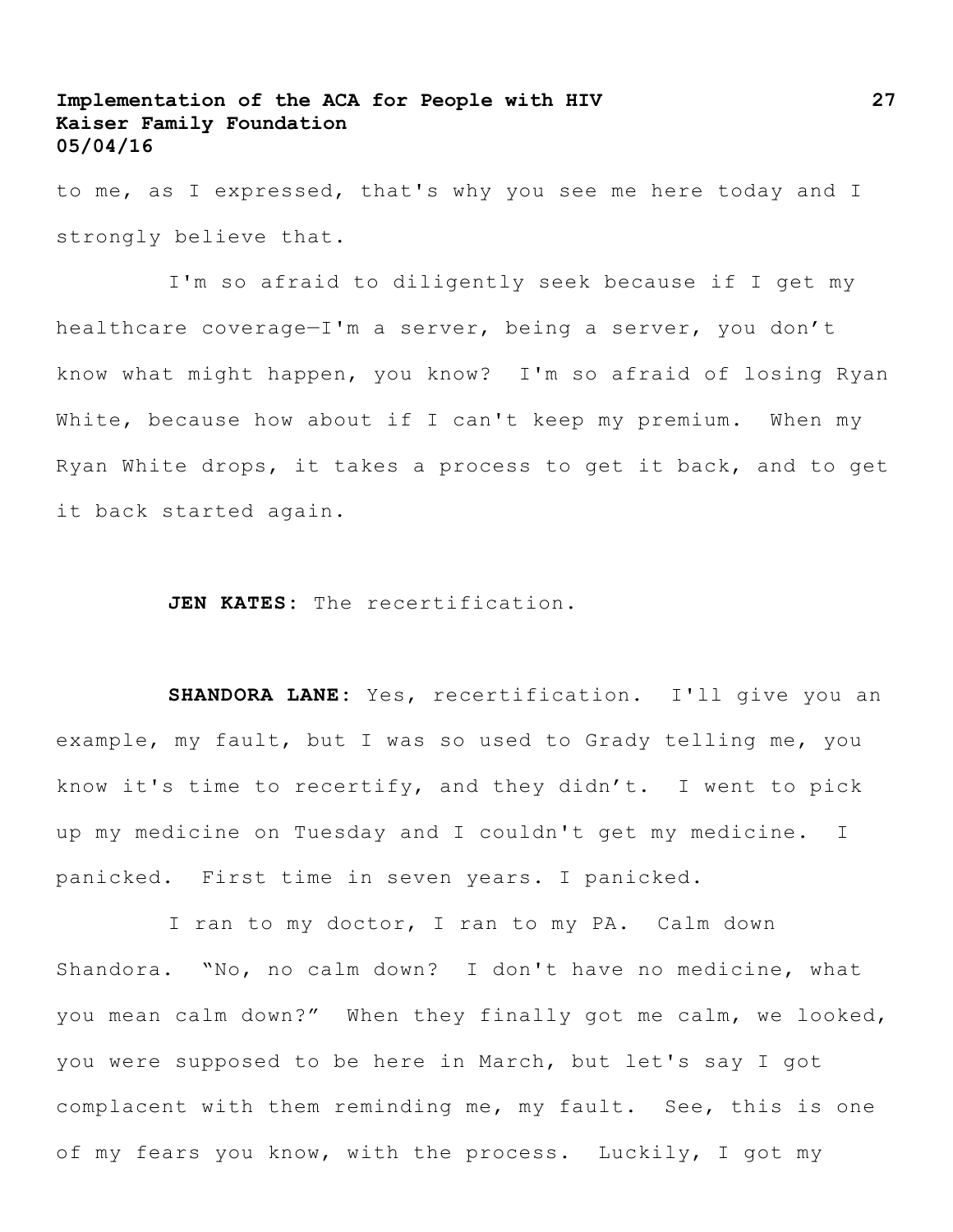to me, as I expressed, that's why you see me here today and I strongly believe that.

I'm so afraid to diligently seek because if I get my healthcare coverage—I'm a server, being a server, you don't know what might happen, you know? I'm so afraid of losing Ryan White, because how about if I can't keep my premium. When my Ryan White drops, it takes a process to get it back, and to get it back started again.

**JEN KATES**: The recertification.

**SHANDORA LANE**: Yes, recertification. I'll give you an example, my fault, but I was so used to Grady telling me, you know it's time to recertify, and they didn't. I went to pick up my medicine on Tuesday and I couldn't get my medicine. I panicked. First time in seven years. I panicked.

I ran to my doctor, I ran to my PA. Calm down Shandora. "No, no calm down? I don't have no medicine, what you mean calm down?" When they finally got me calm, we looked, you were supposed to be here in March, but let's say I got complacent with them reminding me, my fault. See, this is one of my fears you know, with the process. Luckily, I got my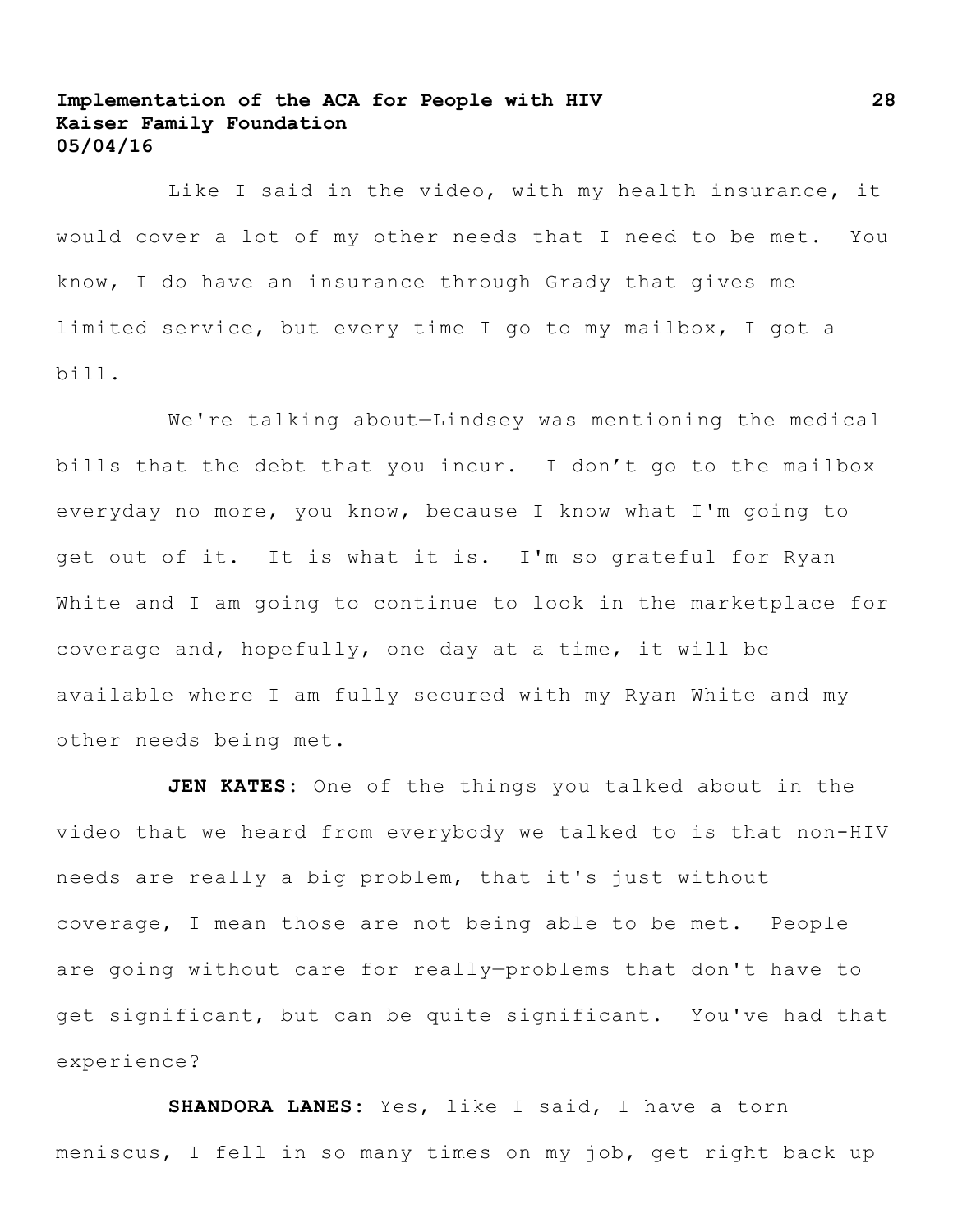Like I said in the video, with my health insurance, it would cover a lot of my other needs that I need to be met. You know, I do have an insurance through Grady that gives me limited service, but every time I go to my mailbox, I got a bill.

We're talking about—Lindsey was mentioning the medical bills that the debt that you incur. I don't go to the mailbox everyday no more, you know, because I know what I'm going to get out of it. It is what it is. I'm so grateful for Ryan White and I am going to continue to look in the marketplace for coverage and, hopefully, one day at a time, it will be available where I am fully secured with my Ryan White and my other needs being met.

**JEN KATES:** One of the things you talked about in the video that we heard from everybody we talked to is that non-HIV needs are really a big problem, that it's just without coverage, I mean those are not being able to be met. People are going without care for really—problems that don't have to get significant, but can be quite significant. You've had that experience?

**SHANDORA LANES:** Yes, like I said, I have a torn meniscus, I fell in so many times on my job, get right back up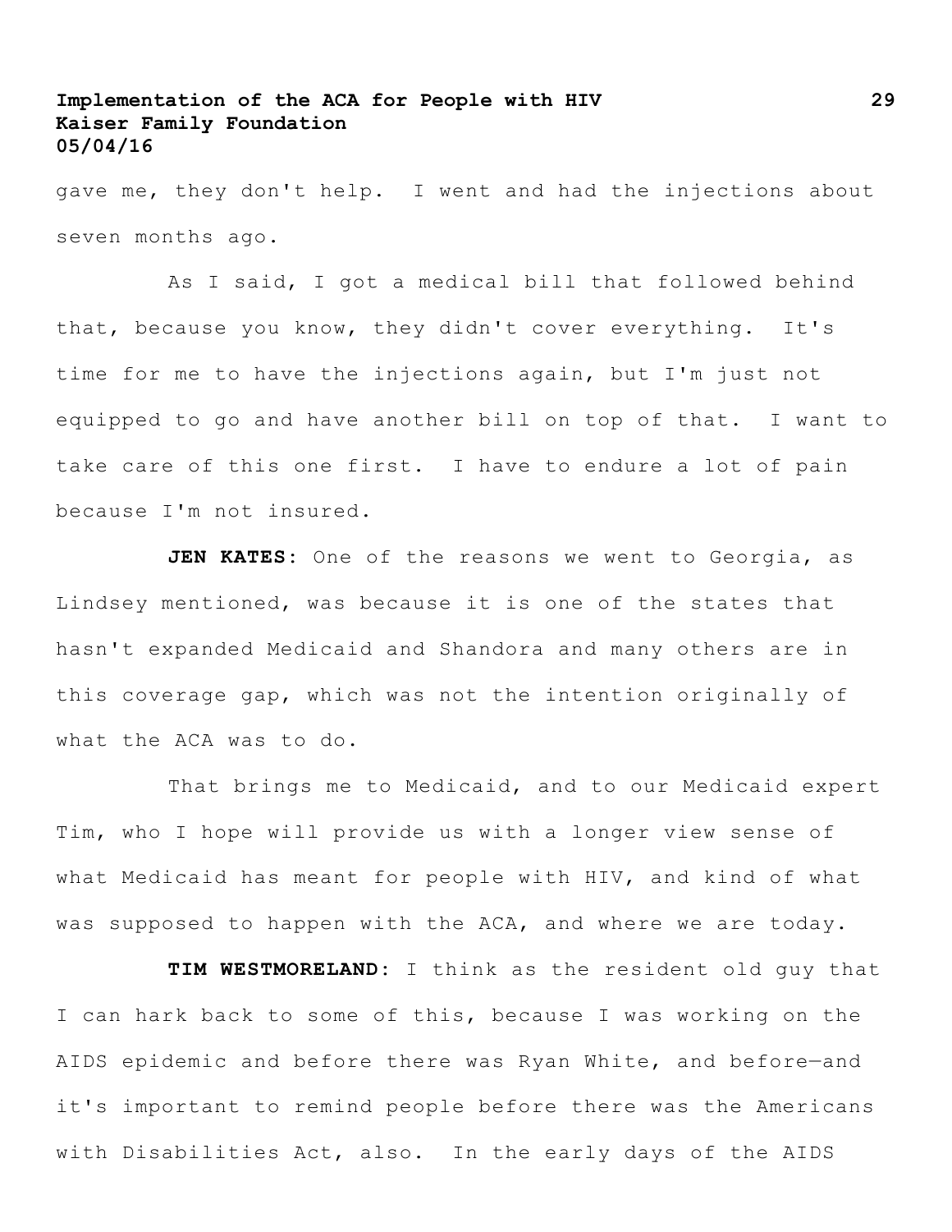gave me, they don't help. I went and had the injections about seven months ago.

As I said, I got a medical bill that followed behind that, because you know, they didn't cover everything. It's time for me to have the injections again, but I'm just not equipped to go and have another bill on top of that. I want to take care of this one first. I have to endure a lot of pain because I'm not insured.

**JEN KATES**: One of the reasons we went to Georgia, as Lindsey mentioned, was because it is one of the states that hasn't expanded Medicaid and Shandora and many others are in this coverage gap, which was not the intention originally of what the ACA was to do.

That brings me to Medicaid, and to our Medicaid expert Tim, who I hope will provide us with a longer view sense of what Medicaid has meant for people with HIV, and kind of what was supposed to happen with the ACA, and where we are today.

**TIM WESTMORELAND**: I think as the resident old guy that I can hark back to some of this, because I was working on the AIDS epidemic and before there was Ryan White, and before—and it's important to remind people before there was the Americans with Disabilities Act, also. In the early days of the AIDS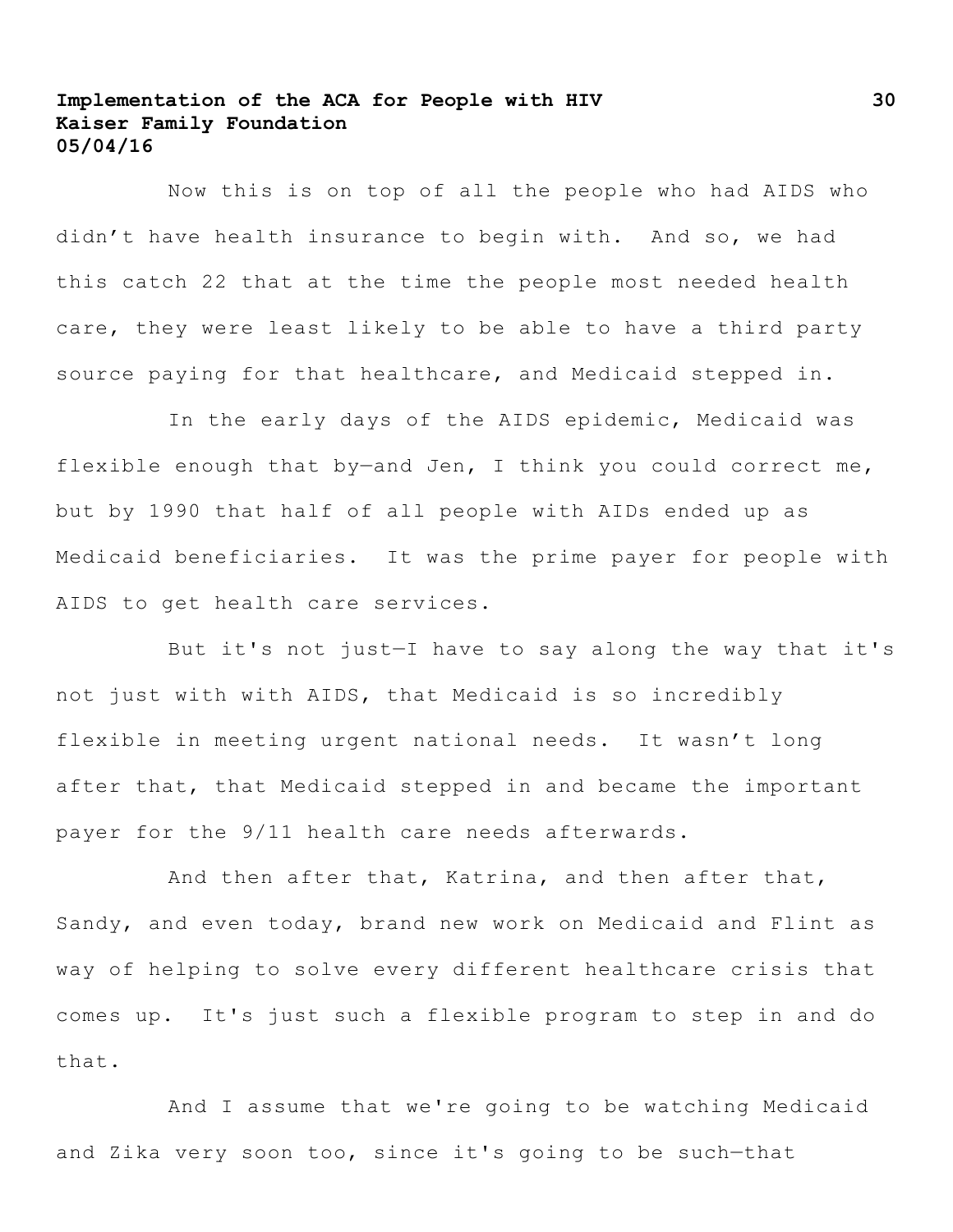Now this is on top of all the people who had AIDS who didn’t have health insurance to begin with. And so, we had this catch 22 that at the time the people most needed health care, they were least likely to be able to have a third party source paying for that healthcare, and Medicaid stepped in.

In the early days of the AIDS epidemic, Medicaid was flexible enough that by—and Jen, I think you could correct me, but by 1990 that half of all people with AIDs ended up as Medicaid beneficiaries. It was the prime payer for people with AIDS to get health care services.

But it's not just—I have to say along the way that it's not just with with AIDS, that Medicaid is so incredibly flexible in meeting urgent national needs. It wasn’t long after that, that Medicaid stepped in and became the important payer for the 9/11 health care needs afterwards.

And then after that, Katrina, and then after that, Sandy, and even today, brand new work on Medicaid and Flint as way of helping to solve every different healthcare crisis that comes up. It's just such a flexible program to step in and do that.

And I assume that we're going to be watching Medicaid and Zika very soon too, since it's going to be such—that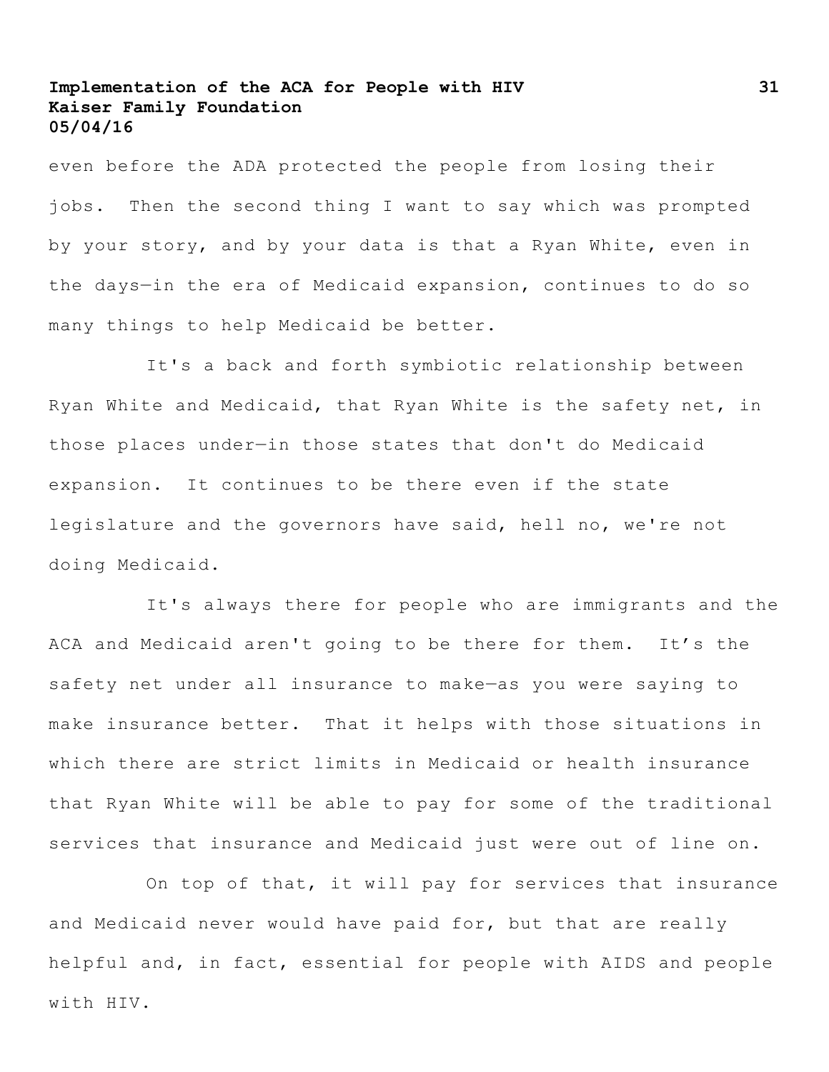even before the ADA protected the people from losing their jobs. Then the second thing I want to say which was prompted by your story, and by your data is that a Ryan White, even in the days—in the era of Medicaid expansion, continues to do so many things to help Medicaid be better.

It's a back and forth symbiotic relationship between Ryan White and Medicaid, that Ryan White is the safety net, in those places under—in those states that don't do Medicaid expansion. It continues to be there even if the state legislature and the governors have said, hell no, we're not doing Medicaid.

It's always there for people who are immigrants and the ACA and Medicaid aren't going to be there for them. It's the safety net under all insurance to make—as you were saying to make insurance better. That it helps with those situations in which there are strict limits in Medicaid or health insurance that Ryan White will be able to pay for some of the traditional services that insurance and Medicaid just were out of line on.

On top of that, it will pay for services that insurance and Medicaid never would have paid for, but that are really helpful and, in fact, essential for people with AIDS and people with HIV.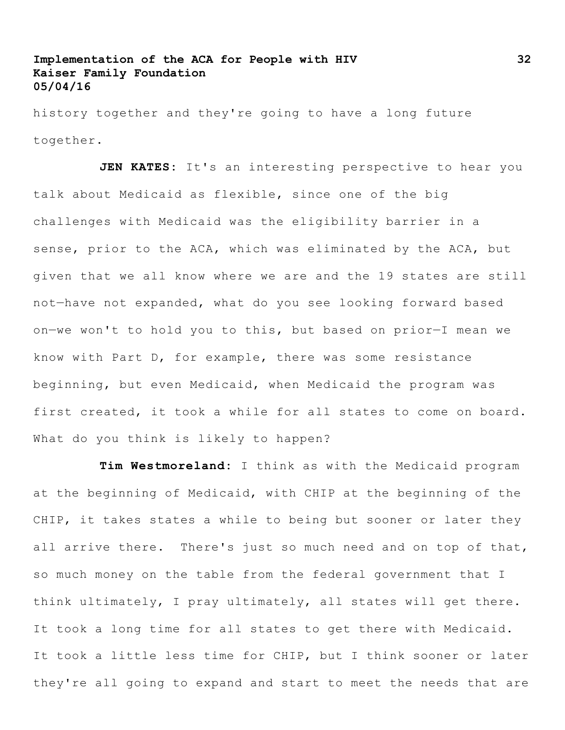history together and they're going to have a long future together.

**JEN KATES**: It's an interesting perspective to hear you talk about Medicaid as flexible, since one of the big challenges with Medicaid was the eligibility barrier in a sense, prior to the ACA, which was eliminated by the ACA, but given that we all know where we are and the 19 states are still not—have not expanded, what do you see looking forward based on—we won't to hold you to this, but based on prior—I mean we know with Part D, for example, there was some resistance beginning, but even Medicaid, when Medicaid the program was first created, it took a while for all states to come on board. What do you think is likely to happen?

**Tim Westmoreland**: I think as with the Medicaid program at the beginning of Medicaid, with CHIP at the beginning of the CHIP, it takes states a while to being but sooner or later they all arrive there. There's just so much need and on top of that, so much money on the table from the federal government that I think ultimately, I pray ultimately, all states will get there. It took a long time for all states to get there with Medicaid. It took a little less time for CHIP, but I think sooner or later they're all going to expand and start to meet the needs that are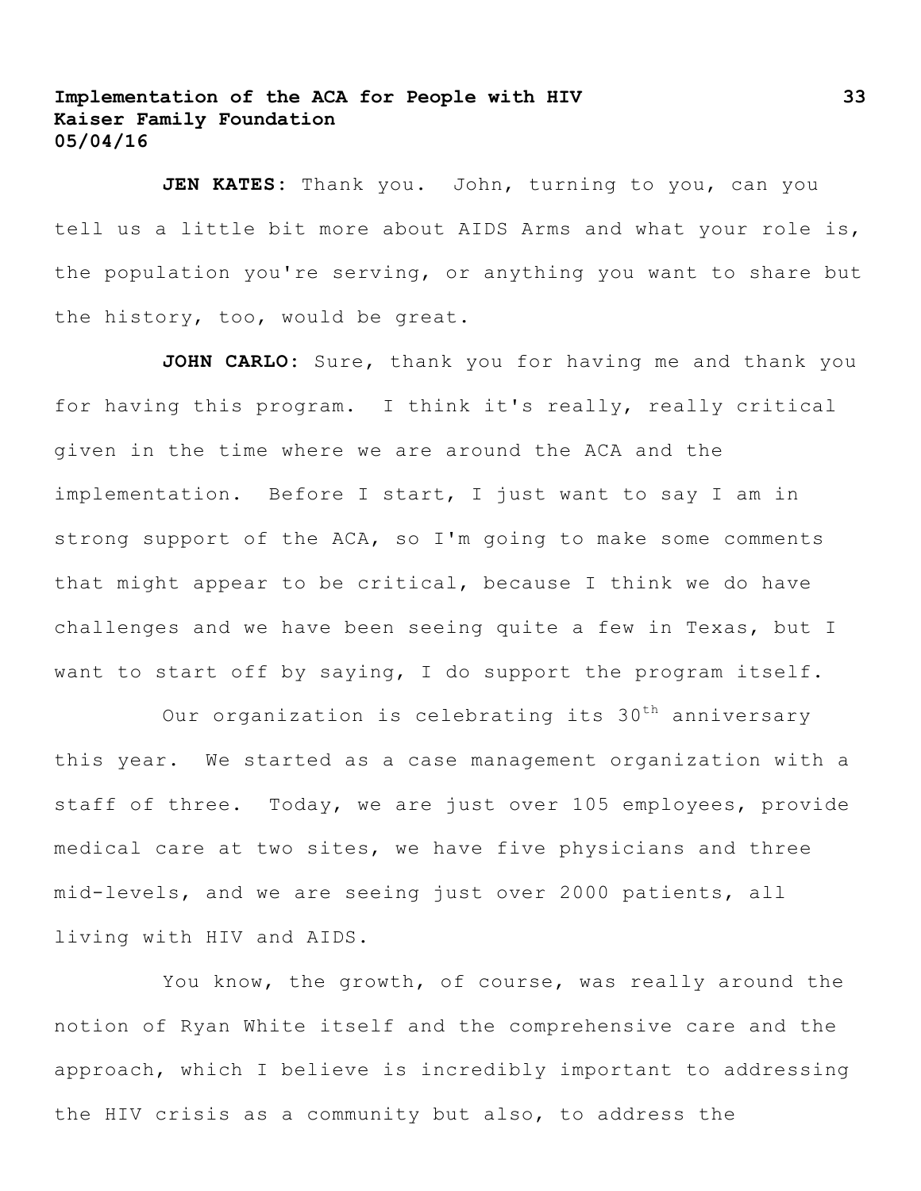**JEN KATES:** Thank you. John, turning to you, can you tell us a little bit more about AIDS Arms and what your role is, the population you're serving, or anything you want to share but the history, too, would be great.

**JOHN CARLO:** Sure, thank you for having me and thank you for having this program. I think it's really, really critical given in the time where we are around the ACA and the implementation. Before I start, I just want to say I am in strong support of the ACA, so I'm going to make some comments that might appear to be critical, because I think we do have challenges and we have been seeing quite a few in Texas, but I want to start off by saying, I do support the program itself.

Our organization is celebrating its 30th anniversary this year. We started as a case management organization with a staff of three. Today, we are just over 105 employees, provide medical care at two sites, we have five physicians and three mid-levels, and we are seeing just over 2000 patients, all living with HIV and AIDS.

You know, the growth, of course, was really around the notion of Ryan White itself and the comprehensive care and the approach, which I believe is incredibly important to addressing the HIV crisis as a community but also, to address the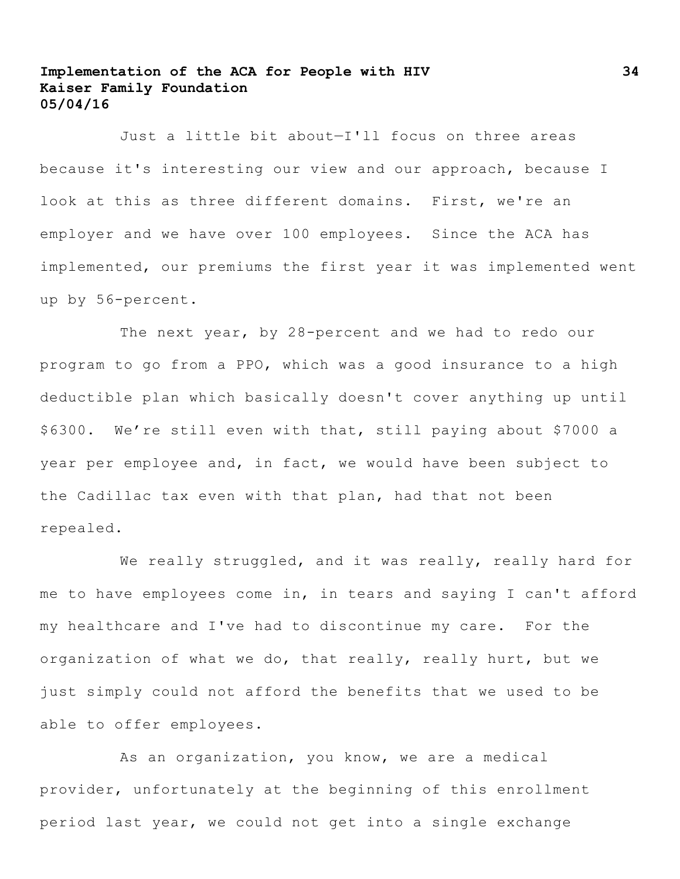Just a little bit about—I'll focus on three areas because it's interesting our view and our approach, because I look at this as three different domains. First, we're an employer and we have over 100 employees. Since the ACA has implemented, our premiums the first year it was implemented went up by 56-percent.

The next year, by 28-percent and we had to redo our program to go from a PPO, which was a good insurance to a high deductible plan which basically doesn't cover anything up until $6300. We're still even with that, still paying about $7000 a year per employee and, in fact, we would have been subject to the Cadillac tax even with that plan, had that not been repealed.

We really struggled, and it was really, really hard for me to have employees come in, in tears and saying I can't afford my healthcare and I've had to discontinue my care. For the organization of what we do, that really, really hurt, but we just simply could not afford the benefits that we used to be able to offer employees.

As an organization, you know, we are a medical provider, unfortunately at the beginning of this enrollment period last year, we could not get into a single exchange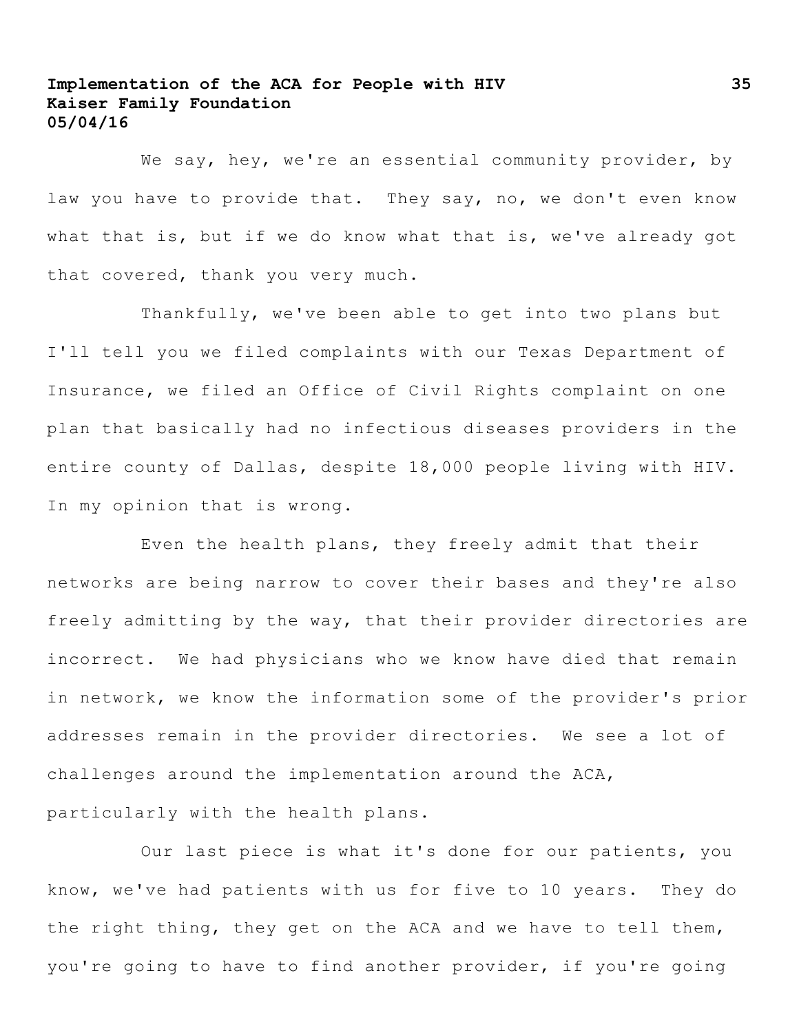We say, hey, we're an essential community provider, by law you have to provide that. They say, no, we don't even know what that is, but if we do know what that is, we've already got that covered, thank you very much.

Thankfully, we've been able to get into two plans but I'll tell you we filed complaints with our Texas Department of Insurance, we filed an Office of Civil Rights complaint on one plan that basically had no infectious diseases providers in the entire county of Dallas, despite 18,000 people living with HIV. In my opinion that is wrong.

Even the health plans, they freely admit that their networks are being narrow to cover their bases and they're also freely admitting by the way, that their provider directories are incorrect. We had physicians who we know have died that remain in network, we know the information some of the provider's prior addresses remain in the provider directories. We see a lot of challenges around the implementation around the ACA, particularly with the health plans.

Our last piece is what it's done for our patients, you know, we've had patients with us for five to 10 years. They do the right thing, they get on the ACA and we have to tell them, you're going to have to find another provider, if you're going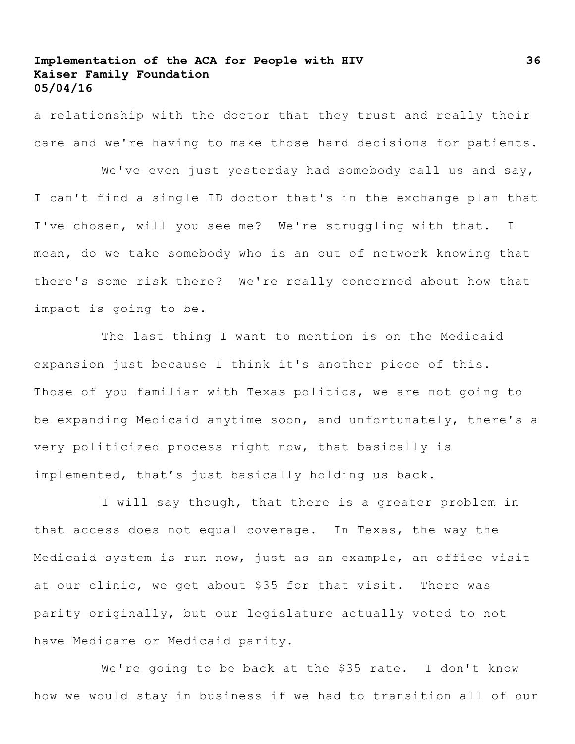a relationship with the doctor that they trust and really their care and we're having to make those hard decisions for patients.

We've even just yesterday had somebody call us and say, I can't find a single ID doctor that's in the exchange plan that I've chosen, will you see me? We're struggling with that. I mean, do we take somebody who is an out of network knowing that there's some risk there? We're really concerned about how that impact is going to be.

The last thing I want to mention is on the Medicaid expansion just because I think it's another piece of this. Those of you familiar with Texas politics, we are not going to be expanding Medicaid anytime soon, and unfortunately, there's a very politicized process right now, that basically is implemented, that's just basically holding us back.

I will say though, that there is a greater problem in that access does not equal coverage. In Texas, the way the Medicaid system is run now, just as an example, an office visit at our clinic, we get about $35 for that visit. There was parity originally, but our legislature actually voted to not have Medicare or Medicaid parity.

We're going to be back at the $35 rate. I don't know how we would stay in business if we had to transition all of our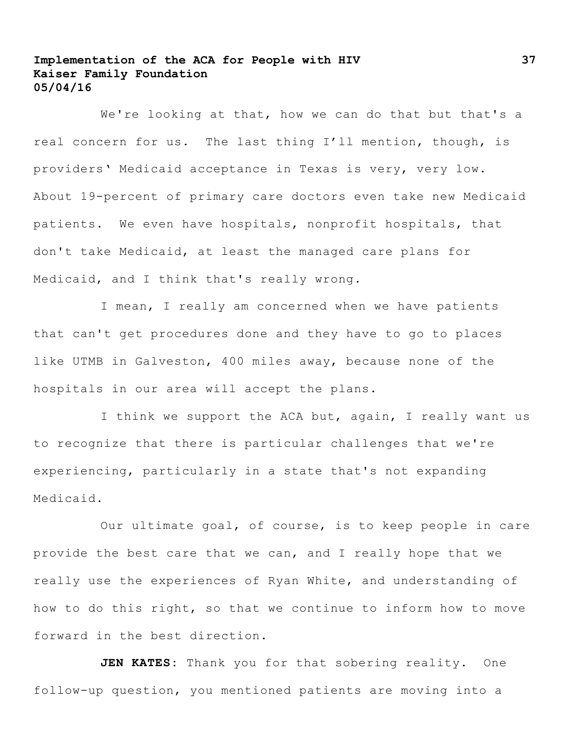We're looking at that, how we can do that but that's a real concern for us. The last thing I'll mention, though, is providers' Medicaid acceptance in Texas is very, very low. About 19-percent of primary care doctors even take new Medicaid patients. We even have hospitals, nonprofit hospitals, that don't take Medicaid, at least the managed care plans for Medicaid, and I think that's really wrong.

I mean, I really am concerned when we have patients that can't get procedures done and they have to go to places like UTMB in Galveston, 400 miles away, because none of the hospitals in our area will accept the plans.

I think we support the ACA but, again, I really want us to recognize that there is particular challenges that we're experiencing, particularly in a state that's not expanding Medicaid.

Our ultimate goal, of course, is to keep people in care provide the best care that we can, and I really hope that we really use the experiences of Ryan White, and understanding of how to do this right, so that we continue to inform how to move forward in the best direction.

**JEN KATES**: Thank you for that sobering reality. One follow-up question, you mentioned patients are moving into a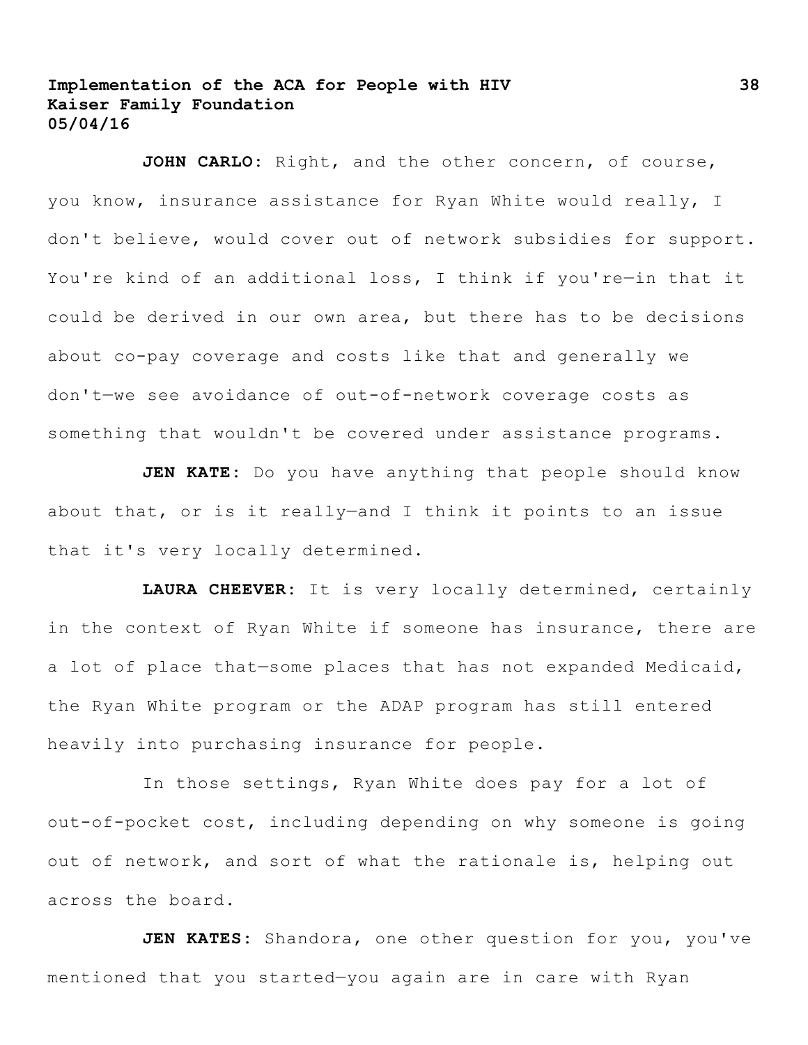**JOHN CARLO**: Right, and the other concern, of course, you know, insurance assistance for Ryan White would really, I don't believe, would cover out of network subsidies for support. You're kind of an additional loss, I think if you're—in that it could be derived in our own area, but there has to be decisions about co-pay coverage and costs like that and generally we don't—we see avoidance of out-of-network coverage costs as something that wouldn't be covered under assistance programs.

**JEN KATE**: Do you have anything that people should know about that, or is it really—and I think it points to an issue that it's very locally determined.

**LAURA CHEEVER**: It is very locally determined, certainly in the context of Ryan White if someone has insurance, there are a lot of place that—some places that has not expanded Medicaid, the Ryan White program or the ADAP program has still entered heavily into purchasing insurance for people.

In those settings, Ryan White does pay for a lot of out-of-pocket cost, including depending on why someone is going out of network, and sort of what the rationale is, helping out across the board.

**JEN KATES**: Shandora, one other question for you, you've mentioned that you started—you again are in care with Ryan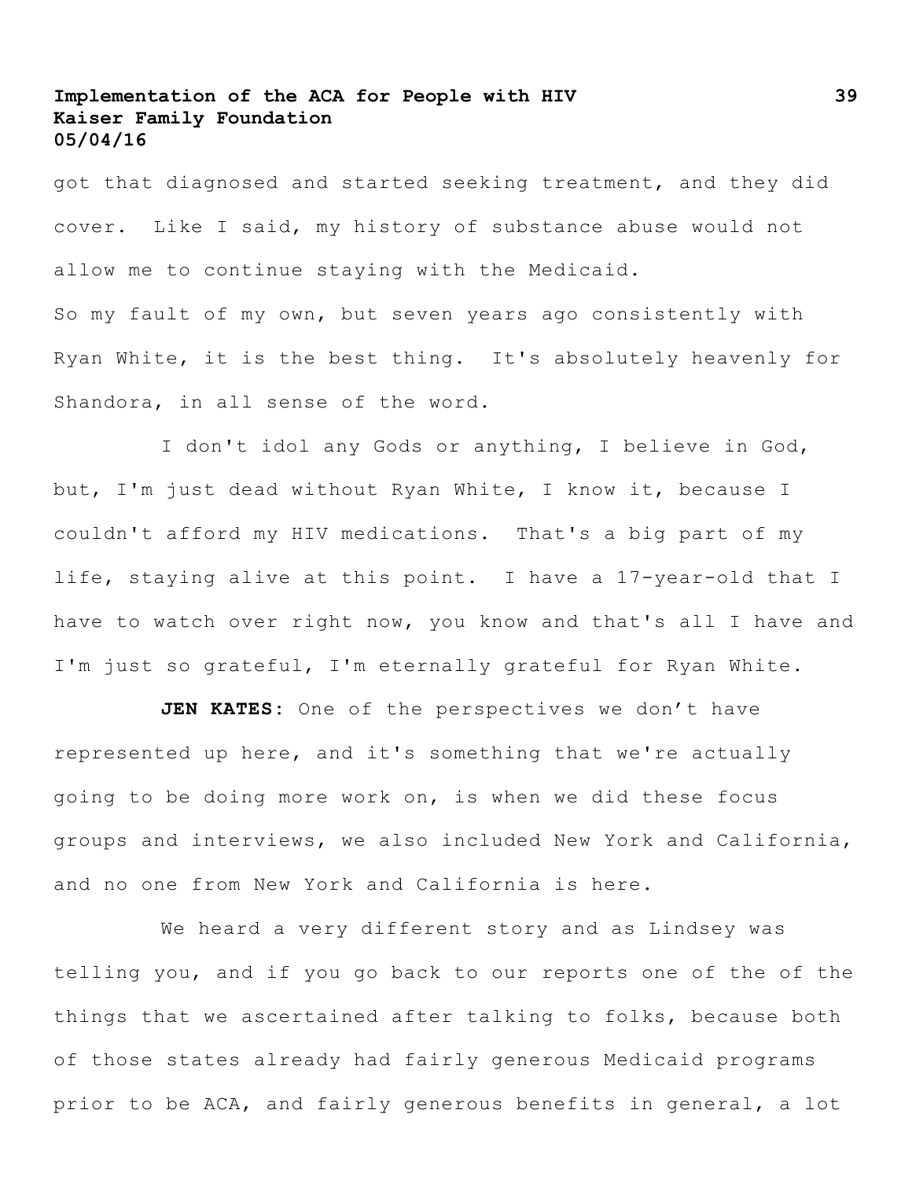got that diagnosed and started seeking treatment, and they did cover. Like I said, my history of substance abuse would not allow me to continue staying with the Medicaid.
So my fault of my own, but seven years ago consistently with Ryan White, it is the best thing. It's absolutely heavenly for Shandora, in all sense of the word.

I don't idol any Gods or anything, I believe in God, but, I'm just dead without Ryan White, I know it, because I couldn't afford my HIV medications. That's a big part of my life, staying alive at this point. I have a 17-year-old that I have to watch over right now, you know and that's all I have and I'm just so grateful, I'm eternally grateful for Ryan White.

**JEN KATES**: One of the perspectives we don't have represented up here, and it's something that we're actually going to be doing more work on, is when we did these focus groups and interviews, we also included New York and California, and no one from New York and California is here.

We heard a very different story and as Lindsey was telling you, and if you go back to our reports one of the of the things that we ascertained after talking to folks, because both of those states already had fairly generous Medicaid programs prior to be ACA, and fairly generous benefits in general, a lot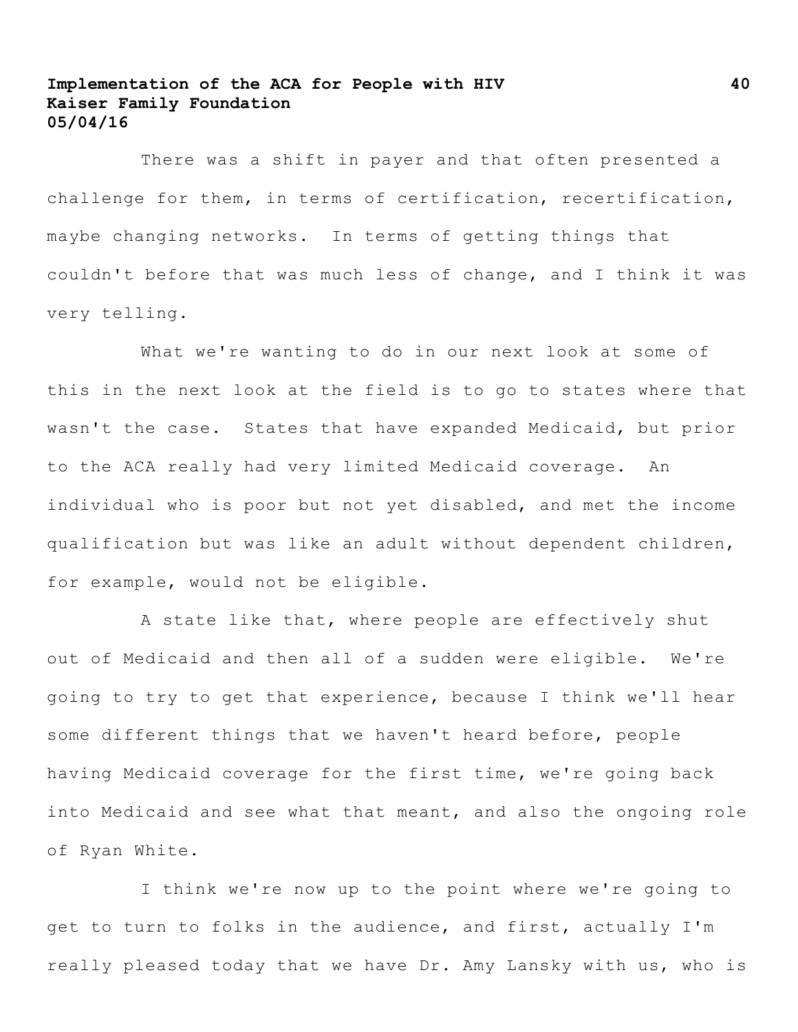There was a shift in payer and that often presented a challenge for them, in terms of certification, recertification, maybe changing networks. In terms of getting things that couldn't before that was much less of change, and I think it was very telling.

What we're wanting to do in our next look at some of this in the next look at the field is to go to states where that wasn't the case. States that have expanded Medicaid, but prior to the ACA really had very limited Medicaid coverage. An individual who is poor but not yet disabled, and met the income qualification but was like an adult without dependent children, for example, would not be eligible.

A state like that, where people are effectively shut out of Medicaid and then all of a sudden were eligible. We're going to try to get that experience, because I think we'll hear some different things that we haven't heard before, people having Medicaid coverage for the first time, we're going back into Medicaid and see what that meant, and also the ongoing role of Ryan White.

I think we're now up to the point where we're going to get to turn to folks in the audience, and first, actually I'm really pleased today that we have Dr. Amy Lansky with us, who is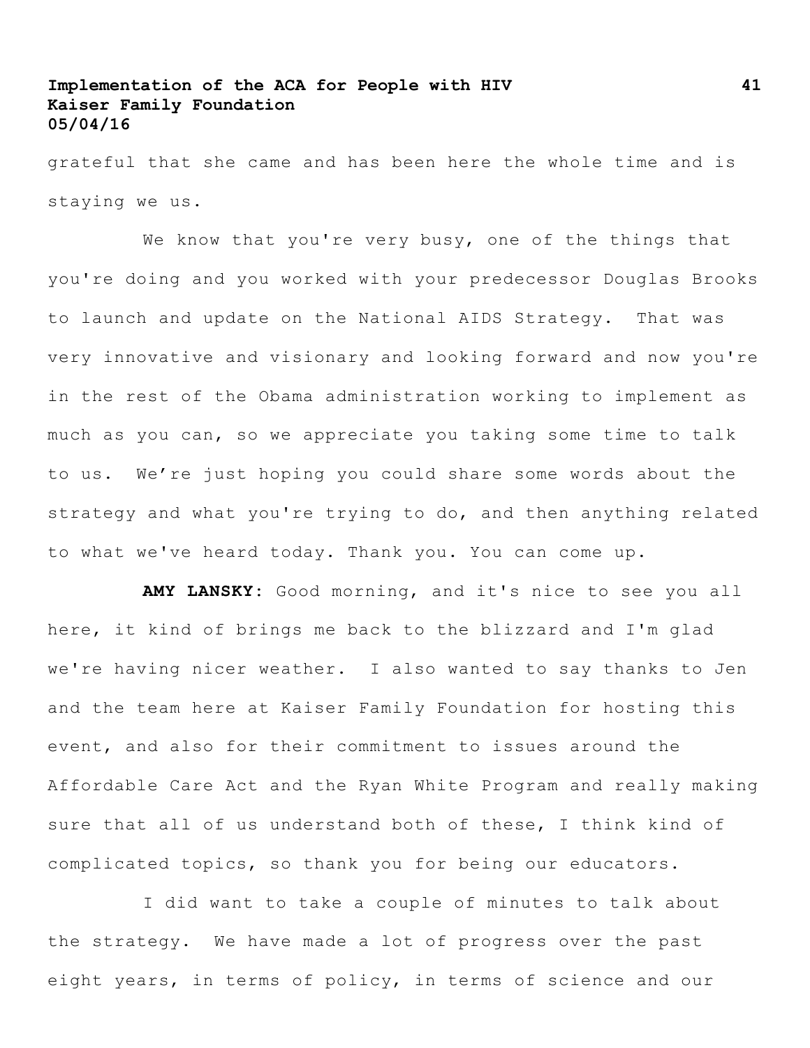grateful that she came and has been here the whole time and is staying we us.

We know that you're very busy, one of the things that you're doing and you worked with your predecessor Douglas Brooks to launch and update on the National AIDS Strategy. That was very innovative and visionary and looking forward and now you're in the rest of the Obama administration working to implement as much as you can, so we appreciate you taking some time to talk to us. We're just hoping you could share some words about the strategy and what you're trying to do, and then anything related to what we've heard today. Thank you. You can come up.

**AMY LANSKY**: Good morning, and it's nice to see you all here, it kind of brings me back to the blizzard and I'm glad we're having nicer weather. I also wanted to say thanks to Jen and the team here at Kaiser Family Foundation for hosting this event, and also for their commitment to issues around the Affordable Care Act and the Ryan White Program and really making sure that all of us understand both of these, I think kind of complicated topics, so thank you for being our educators.

I did want to take a couple of minutes to talk about the strategy. We have made a lot of progress over the past eight years, in terms of policy, in terms of science and our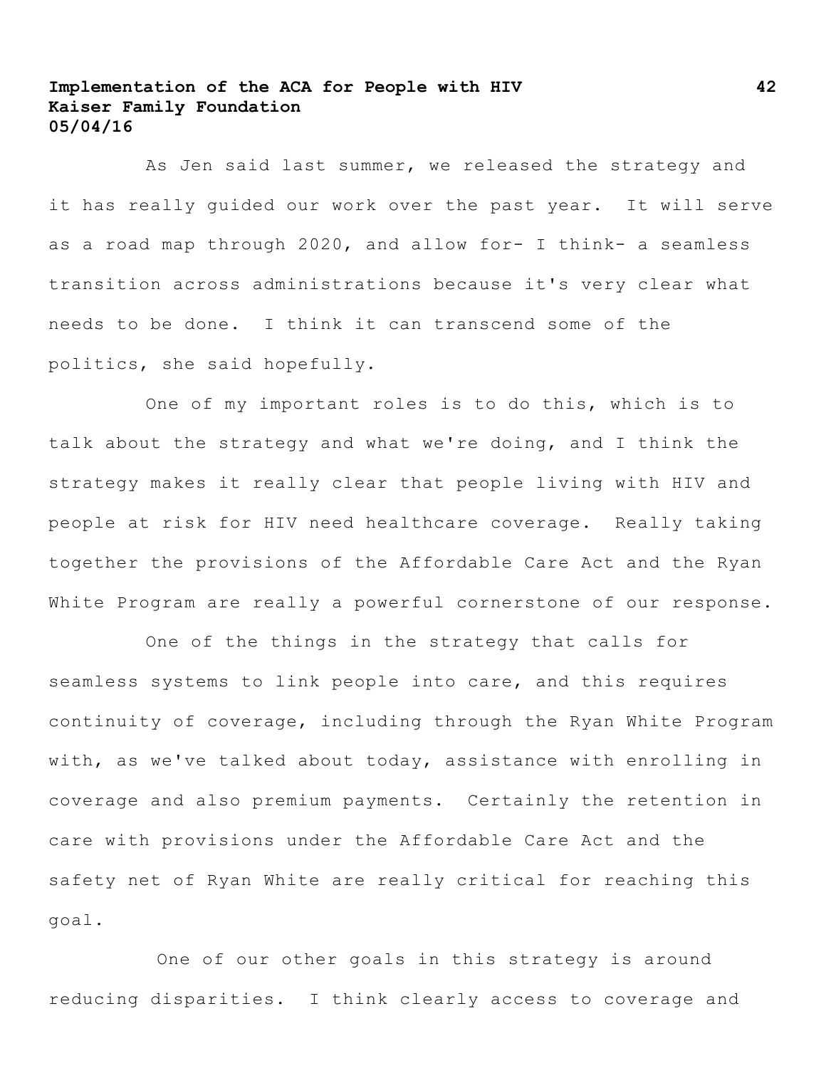As Jen said last summer, we released the strategy and it has really guided our work over the past year. It will serve as a road map through 2020, and allow for- I think- a seamless transition across administrations because it's very clear what needs to be done. I think it can transcend some of the politics, she said hopefully.

One of my important roles is to do this, which is to talk about the strategy and what we're doing, and I think the strategy makes it really clear that people living with HIV and people at risk for HIV need healthcare coverage. Really taking together the provisions of the Affordable Care Act and the Ryan White Program are really a powerful cornerstone of our response.

One of the things in the strategy that calls for seamless systems to link people into care, and this requires continuity of coverage, including through the Ryan White Program with, as we've talked about today, assistance with enrolling in coverage and also premium payments. Certainly the retention in care with provisions under the Affordable Care Act and the safety net of Ryan White are really critical for reaching this goal.

One of our other goals in this strategy is around reducing disparities. I think clearly access to coverage and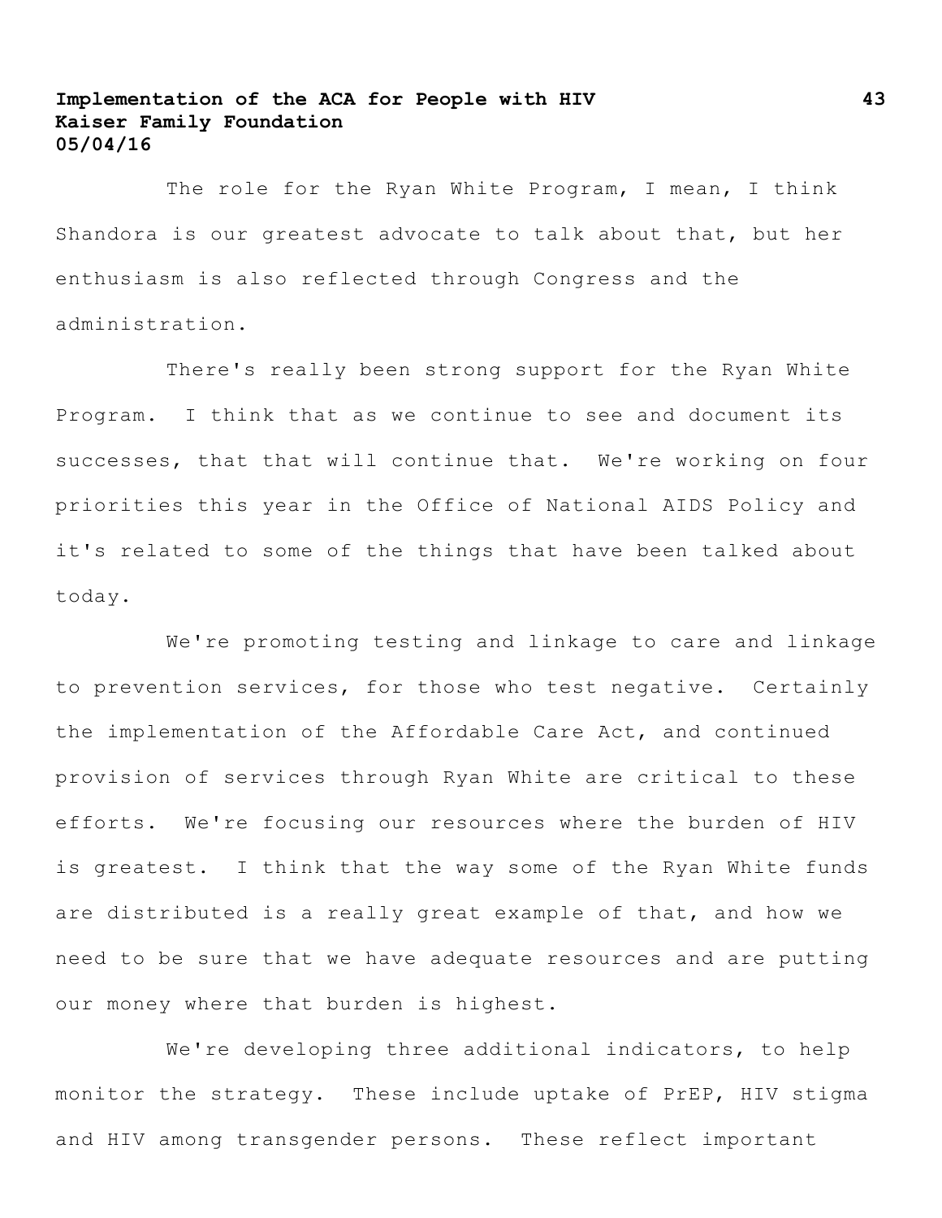The role for the Ryan White Program, I mean, I think Shandora is our greatest advocate to talk about that, but her enthusiasm is also reflected through Congress and the administration.

There's really been strong support for the Ryan White Program. I think that as we continue to see and document its successes, that that will continue that. We're working on four priorities this year in the Office of National AIDS Policy and it's related to some of the things that have been talked about today.

We're promoting testing and linkage to care and linkage to prevention services, for those who test negative. Certainly the implementation of the Affordable Care Act, and continued provision of services through Ryan White are critical to these efforts. We're focusing our resources where the burden of HIV is greatest. I think that the way some of the Ryan White funds are distributed is a really great example of that, and how we need to be sure that we have adequate resources and are putting our money where that burden is highest.

We're developing three additional indicators, to help monitor the strategy. These include uptake of PrEP, HIV stigma and HIV among transgender persons. These reflect important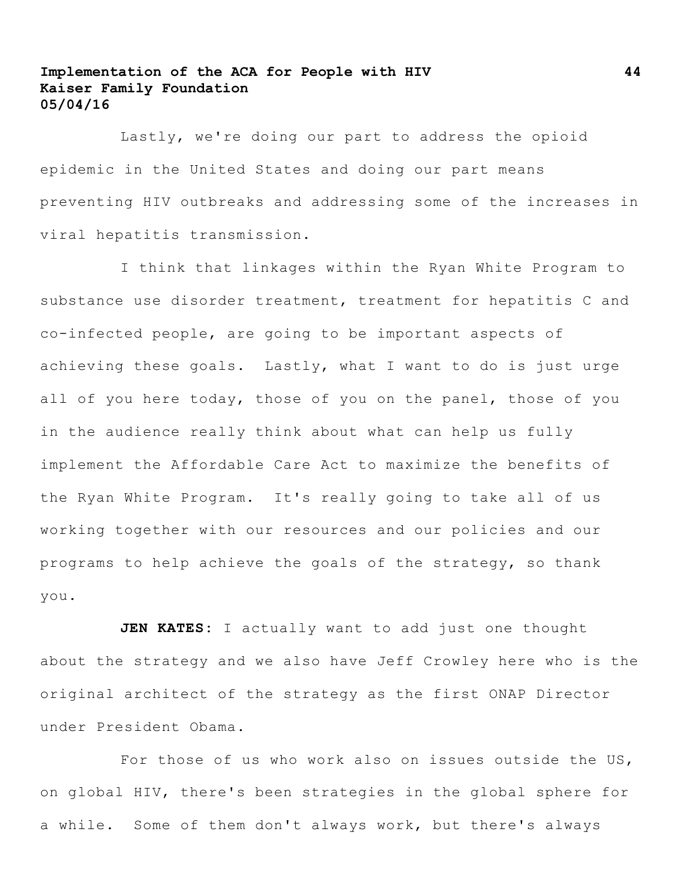Lastly, we're doing our part to address the opioid epidemic in the United States and doing our part means preventing HIV outbreaks and addressing some of the increases in viral hepatitis transmission.

I think that linkages within the Ryan White Program to substance use disorder treatment, treatment for hepatitis C and co-infected people, are going to be important aspects of achieving these goals. Lastly, what I want to do is just urge all of you here today, those of you on the panel, those of you in the audience really think about what can help us fully implement the Affordable Care Act to maximize the benefits of the Ryan White Program. It's really going to take all of us working together with our resources and our policies and our programs to help achieve the goals of the strategy, so thank you.

**JEN KATES**: I actually want to add just one thought about the strategy and we also have Jeff Crowley here who is the original architect of the strategy as the first ONAP Director under President Obama.

For those of us who work also on issues outside the US, on global HIV, there's been strategies in the global sphere for a while. Some of them don't always work, but there's always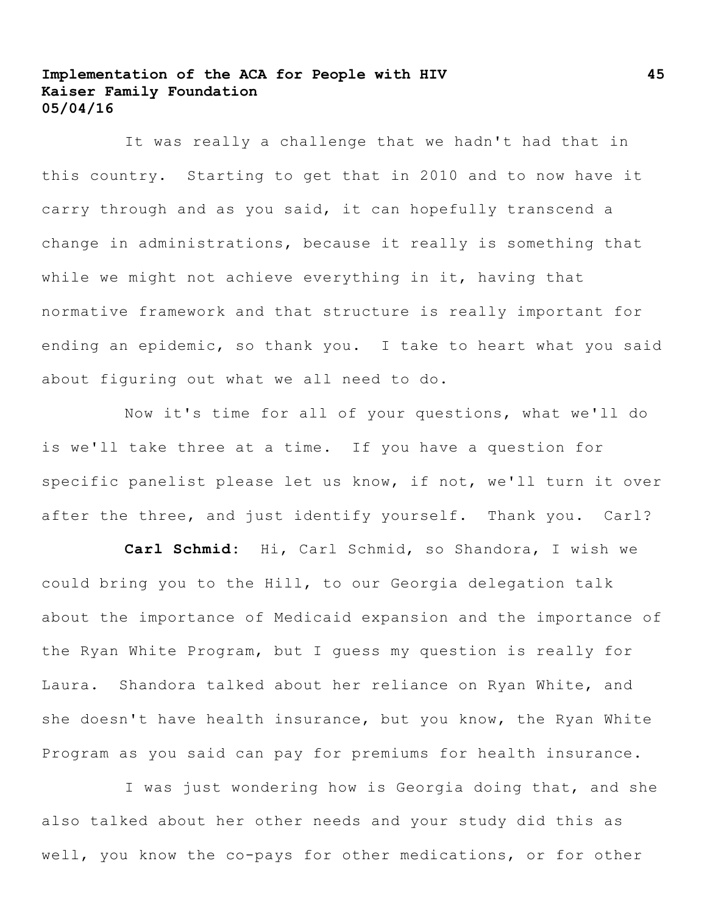It was really a challenge that we hadn't had that in this country. Starting to get that in 2010 and to now have it carry through and as you said, it can hopefully transcend a change in administrations, because it really is something that while we might not achieve everything in it, having that normative framework and that structure is really important for ending an epidemic, so thank you. I take to heart what you said about figuring out what we all need to do.

Now it's time for all of your questions, what we'll do is we'll take three at a time. If you have a question for specific panelist please let us know, if not, we'll turn it over after the three, and just identify yourself. Thank you. Carl?

**Carl Schmid:** Hi, Carl Schmid, so Shandora, I wish we could bring you to the Hill, to our Georgia delegation talk about the importance of Medicaid expansion and the importance of the Ryan White Program, but I guess my question is really for Laura. Shandora talked about her reliance on Ryan White, and she doesn't have health insurance, but you know, the Ryan White Program as you said can pay for premiums for health insurance.

I was just wondering how is Georgia doing that, and she also talked about her other needs and your study did this as well, you know the co-pays for other medications, or for other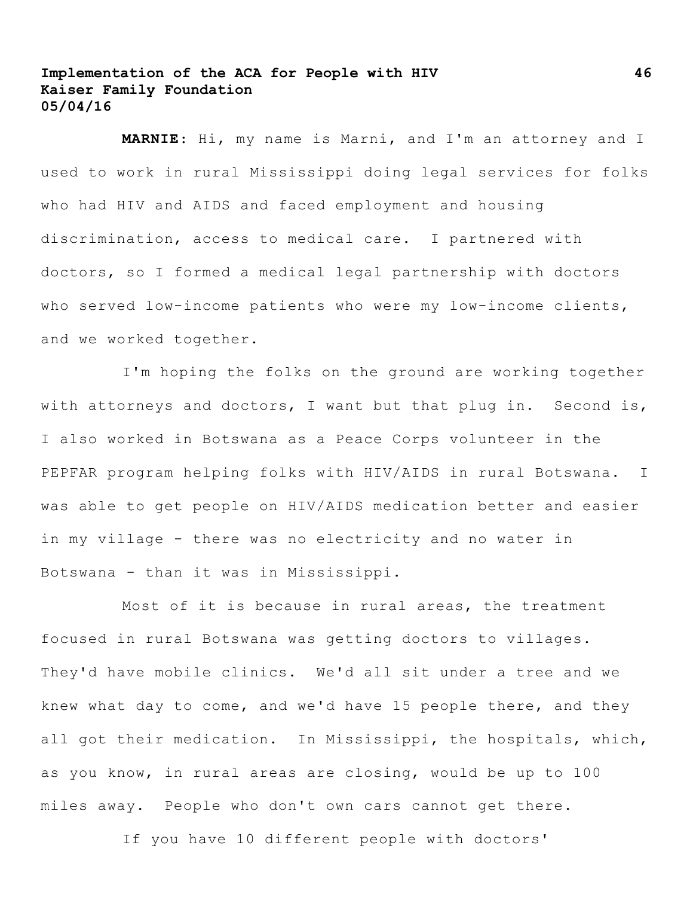**MARNIE**: Hi, my name is Marni, and I'm an attorney and I used to work in rural Mississippi doing legal services for folks who had HIV and AIDS and faced employment and housing discrimination, access to medical care. I partnered with doctors, so I formed a medical legal partnership with doctors who served low-income patients who were my low-income clients, and we worked together.

I'm hoping the folks on the ground are working together with attorneys and doctors, I want but that plug in. Second is, I also worked in Botswana as a Peace Corps volunteer in the PEPFAR program helping folks with HIV/AIDS in rural Botswana. I was able to get people on HIV/AIDS medication better and easier in my village - there was no electricity and no water in Botswana - than it was in Mississippi.

Most of it is because in rural areas, the treatment focused in rural Botswana was getting doctors to villages. They'd have mobile clinics. We'd all sit under a tree and we knew what day to come, and we'd have 15 people there, and they all got their medication. In Mississippi, the hospitals, which, as you know, in rural areas are closing, would be up to 100 miles away. People who don't own cars cannot get there.

If you have 10 different people with doctors'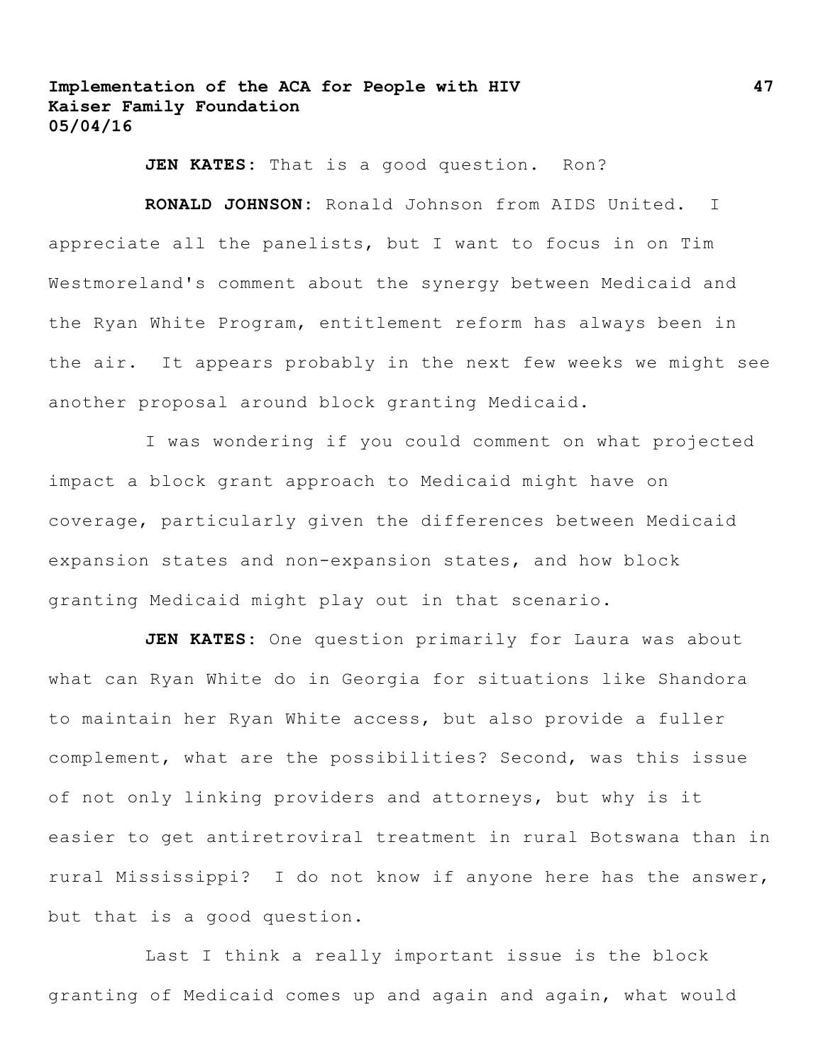**JEN KATES**: That is a good question. Ron?

**RONALD JOHNSON**: Ronald Johnson from AIDS United. I appreciate all the panelists, but I want to focus in on Tim Westmoreland's comment about the synergy between Medicaid and the Ryan White Program, entitlement reform has always been in the air. It appears probably in the next few weeks we might see another proposal around block granting Medicaid.

I was wondering if you could comment on what projected impact a block grant approach to Medicaid might have on coverage, particularly given the differences between Medicaid expansion states and non-expansion states, and how block granting Medicaid might play out in that scenario.

**JEN KATES**: One question primarily for Laura was about what can Ryan White do in Georgia for situations like Shandora to maintain her Ryan White access, but also provide a fuller complement, what are the possibilities? Second, was this issue of not only linking providers and attorneys, but why is it easier to get antiretroviral treatment in rural Botswana than in rural Mississippi? I do not know if anyone here has the answer, but that is a good question.

Last I think a really important issue is the block granting of Medicaid comes up and again and again, what would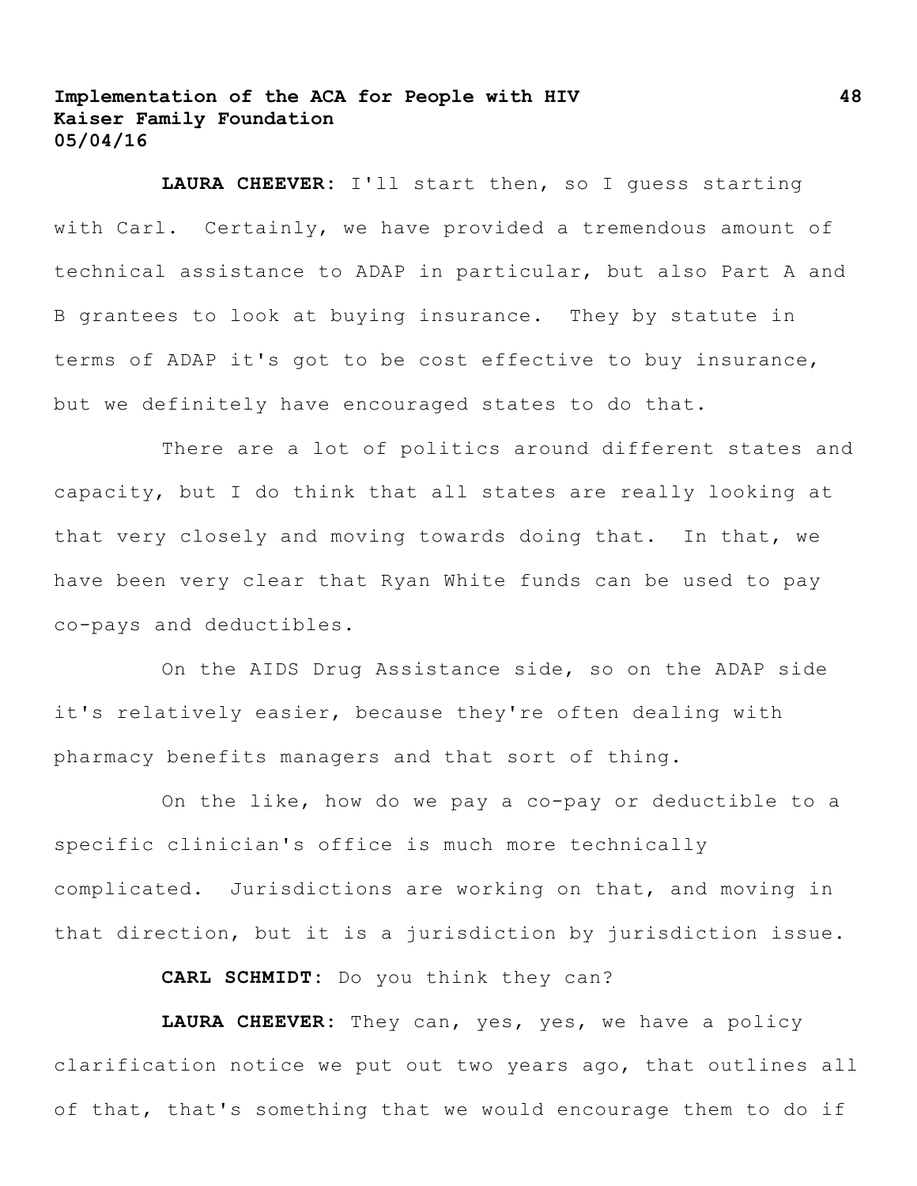**LAURA CHEEVER**: I'll start then, so I guess starting with Carl. Certainly, we have provided a tremendous amount of technical assistance to ADAP in particular, but also Part A and B grantees to look at buying insurance. They by statute in terms of ADAP it's got to be cost effective to buy insurance, but we definitely have encouraged states to do that.

There are a lot of politics around different states and capacity, but I do think that all states are really looking at that very closely and moving towards doing that. In that, we have been very clear that Ryan White funds can be used to pay co-pays and deductibles.

On the AIDS Drug Assistance side, so on the ADAP side it's relatively easier, because they're often dealing with pharmacy benefits managers and that sort of thing.

On the like, how do we pay a co-pay or deductible to a specific clinician's office is much more technically complicated. Jurisdictions are working on that, and moving in that direction, but it is a jurisdiction by jurisdiction issue.

**CARL SCHMIDT**: Do you think they can?

**LAURA CHEEVER**: They can, yes, yes, we have a policy clarification notice we put out two years ago, that outlines all of that, that's something that we would encourage them to do if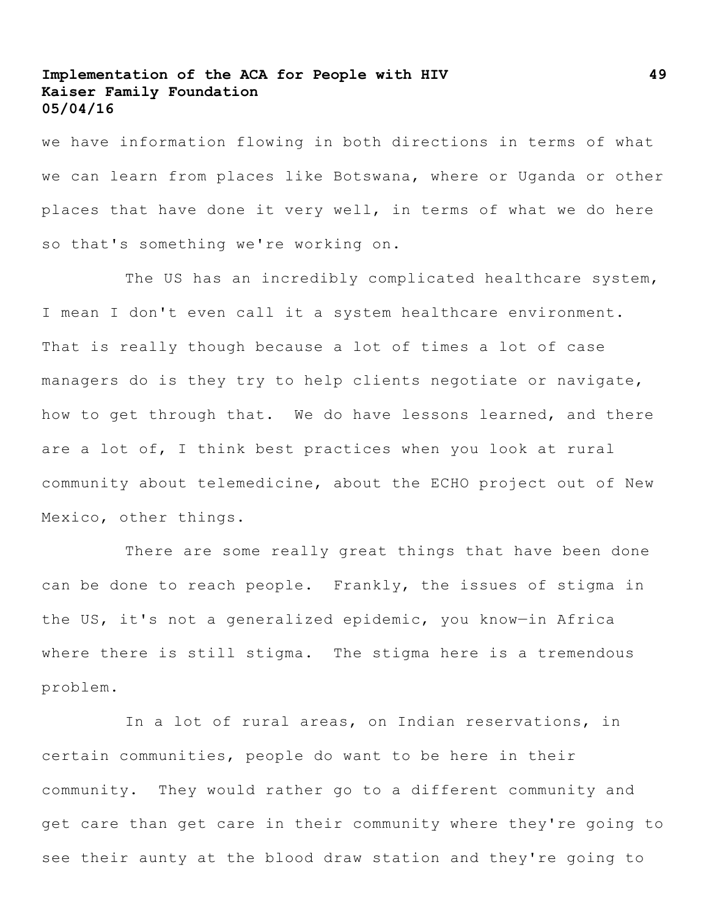we have information flowing in both directions in terms of what we can learn from places like Botswana, where or Uganda or other places that have done it very well, in terms of what we do here so that's something we're working on.

The US has an incredibly complicated healthcare system, I mean I don't even call it a system healthcare environment. That is really though because a lot of times a lot of case managers do is they try to help clients negotiate or navigate, how to get through that. We do have lessons learned, and there are a lot of, I think best practices when you look at rural community about telemedicine, about the ECHO project out of New Mexico, other things.

There are some really great things that have been done can be done to reach people. Frankly, the issues of stigma in the US, it's not a generalized epidemic, you know—in Africa where there is still stigma. The stigma here is a tremendous problem.

In a lot of rural areas, on Indian reservations, in certain communities, people do want to be here in their community. They would rather go to a different community and get care than get care in their community where they're going to see their aunty at the blood draw station and they're going to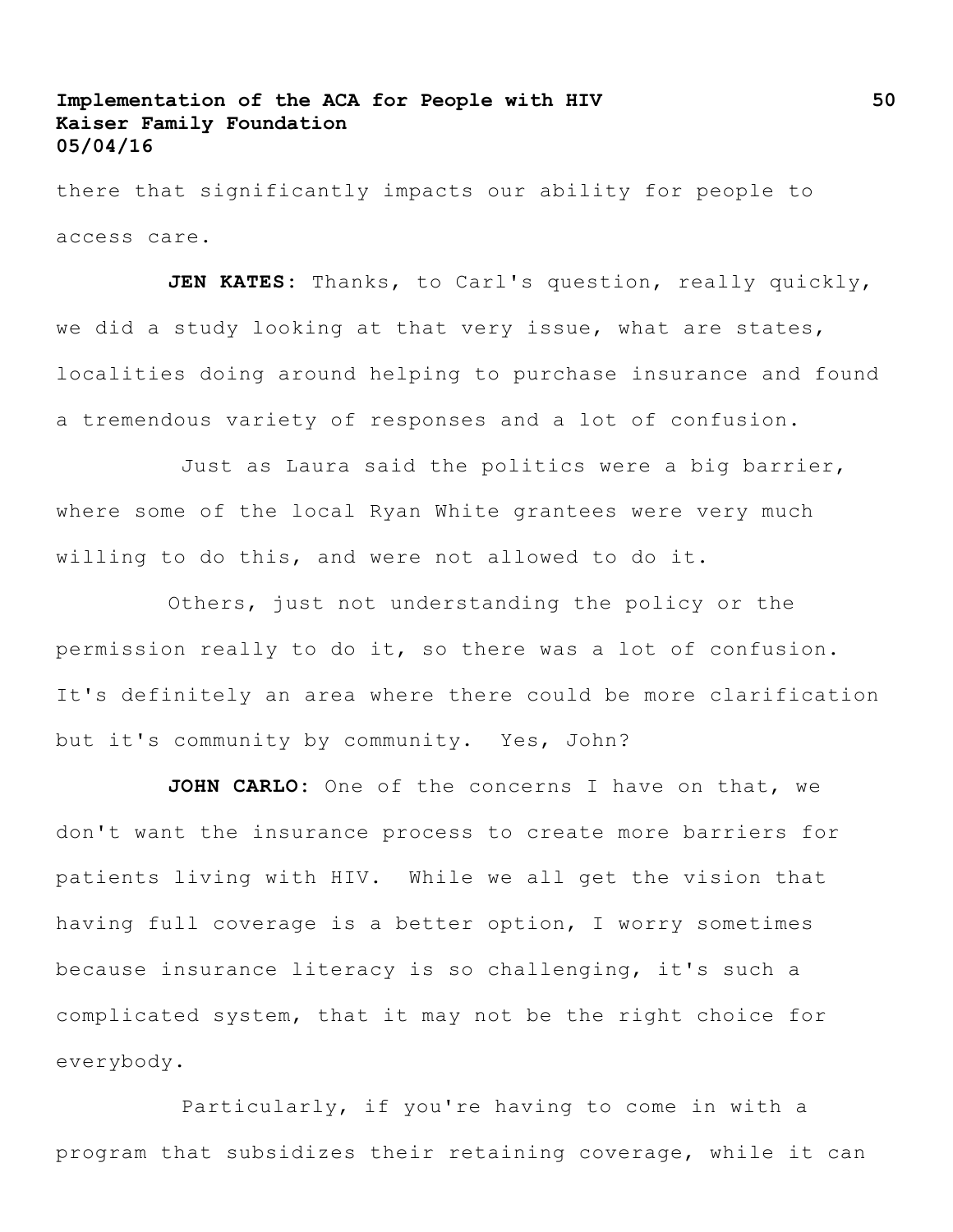there that significantly impacts our ability for people to access care.

**JEN KATES:** Thanks, to Carl's question, really quickly, we did a study looking at that very issue, what are states, localities doing around helping to purchase insurance and found a tremendous variety of responses and a lot of confusion.

Just as Laura said the politics were a big barrier, where some of the local Ryan White grantees were very much willing to do this, and were not allowed to do it.

Others, just not understanding the policy or the permission really to do it, so there was a lot of confusion. It's definitely an area where there could be more clarification but it's community by community. Yes, John?

**JOHN CARLO:** One of the concerns I have on that, we don't want the insurance process to create more barriers for patients living with HIV. While we all get the vision that having full coverage is a better option, I worry sometimes because insurance literacy is so challenging, it's such a complicated system, that it may not be the right choice for everybody.

Particularly, if you're having to come in with a program that subsidizes their retaining coverage, while it can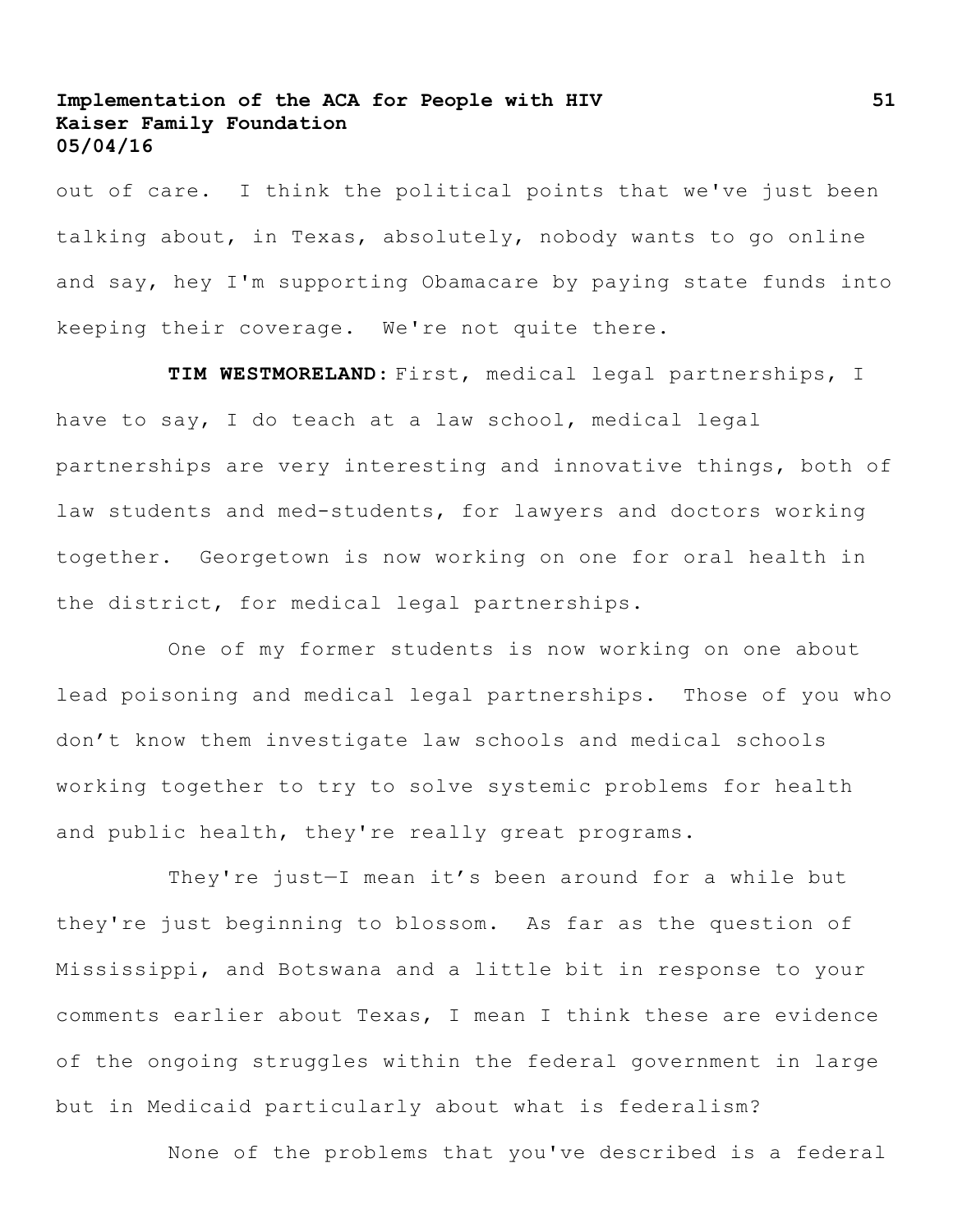out of care. I think the political points that we've just been talking about, in Texas, absolutely, nobody wants to go online and say, hey I'm supporting Obamacare by paying state funds into keeping their coverage. We're not quite there.

**TIM WESTMORELAND**: First, medical legal partnerships, I have to say, I do teach at a law school, medical legal partnerships are very interesting and innovative things, both of law students and med-students, for lawyers and doctors working together. Georgetown is now working on one for oral health in the district, for medical legal partnerships.

One of my former students is now working on one about lead poisoning and medical legal partnerships. Those of you who don't know them investigate law schools and medical schools working together to try to solve systemic problems for health and public health, they're really great programs.

They're just—I mean it's been around for a while but they're just beginning to blossom. As far as the question of Mississippi, and Botswana and a little bit in response to your comments earlier about Texas, I mean I think these are evidence of the ongoing struggles within the federal government in large but in Medicaid particularly about what is federalism?

None of the problems that you've described is a federal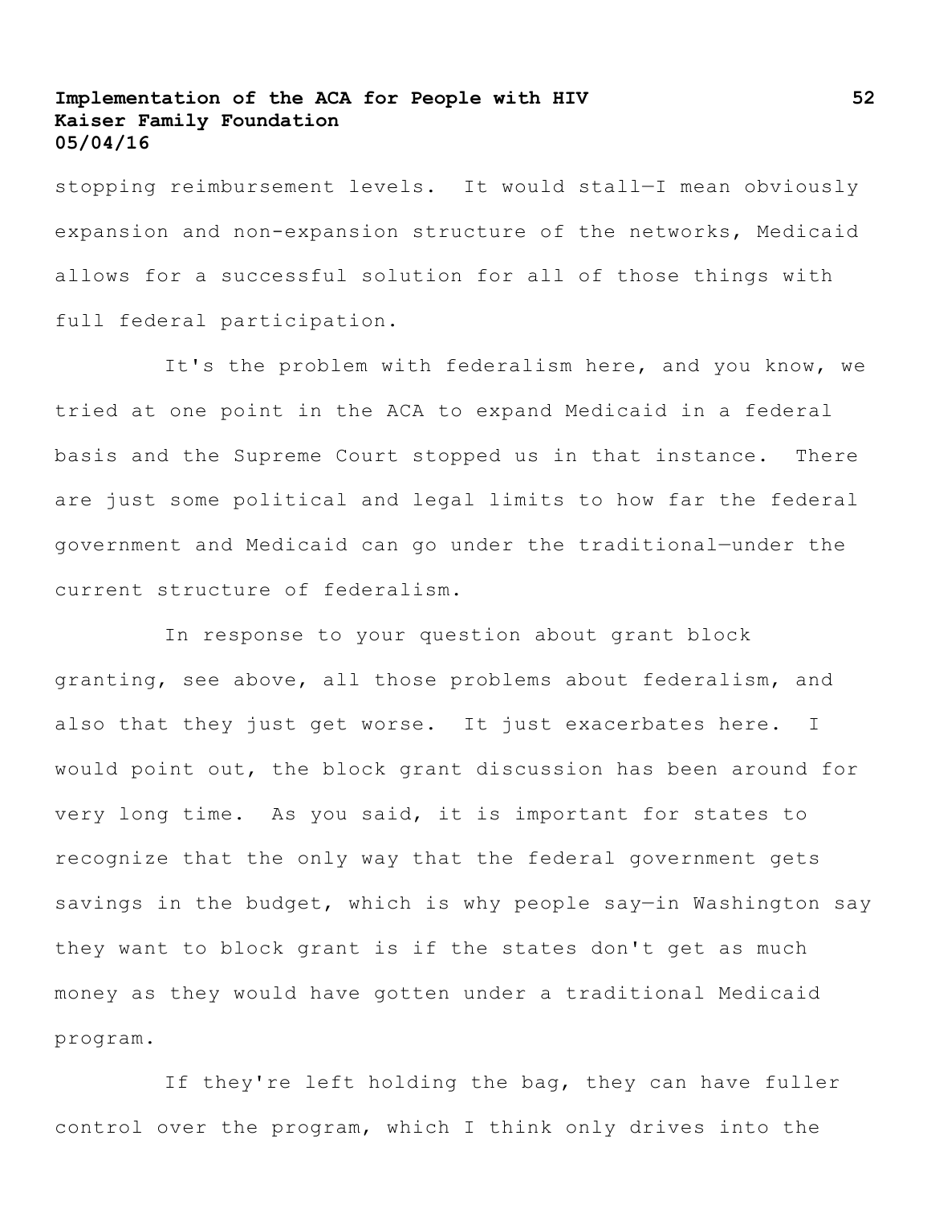stopping reimbursement levels. It would stall—I mean obviously expansion and non-expansion structure of the networks, Medicaid allows for a successful solution for all of those things with full federal participation.

It's the problem with federalism here, and you know, we tried at one point in the ACA to expand Medicaid in a federal basis and the Supreme Court stopped us in that instance. There are just some political and legal limits to how far the federal government and Medicaid can go under the traditional—under the current structure of federalism.

In response to your question about grant block granting, see above, all those problems about federalism, and also that they just get worse. It just exacerbates here. I would point out, the block grant discussion has been around for very long time. As you said, it is important for states to recognize that the only way that the federal government gets savings in the budget, which is why people say—in Washington say they want to block grant is if the states don't get as much money as they would have gotten under a traditional Medicaid program.

If they're left holding the bag, they can have fuller control over the program, which I think only drives into the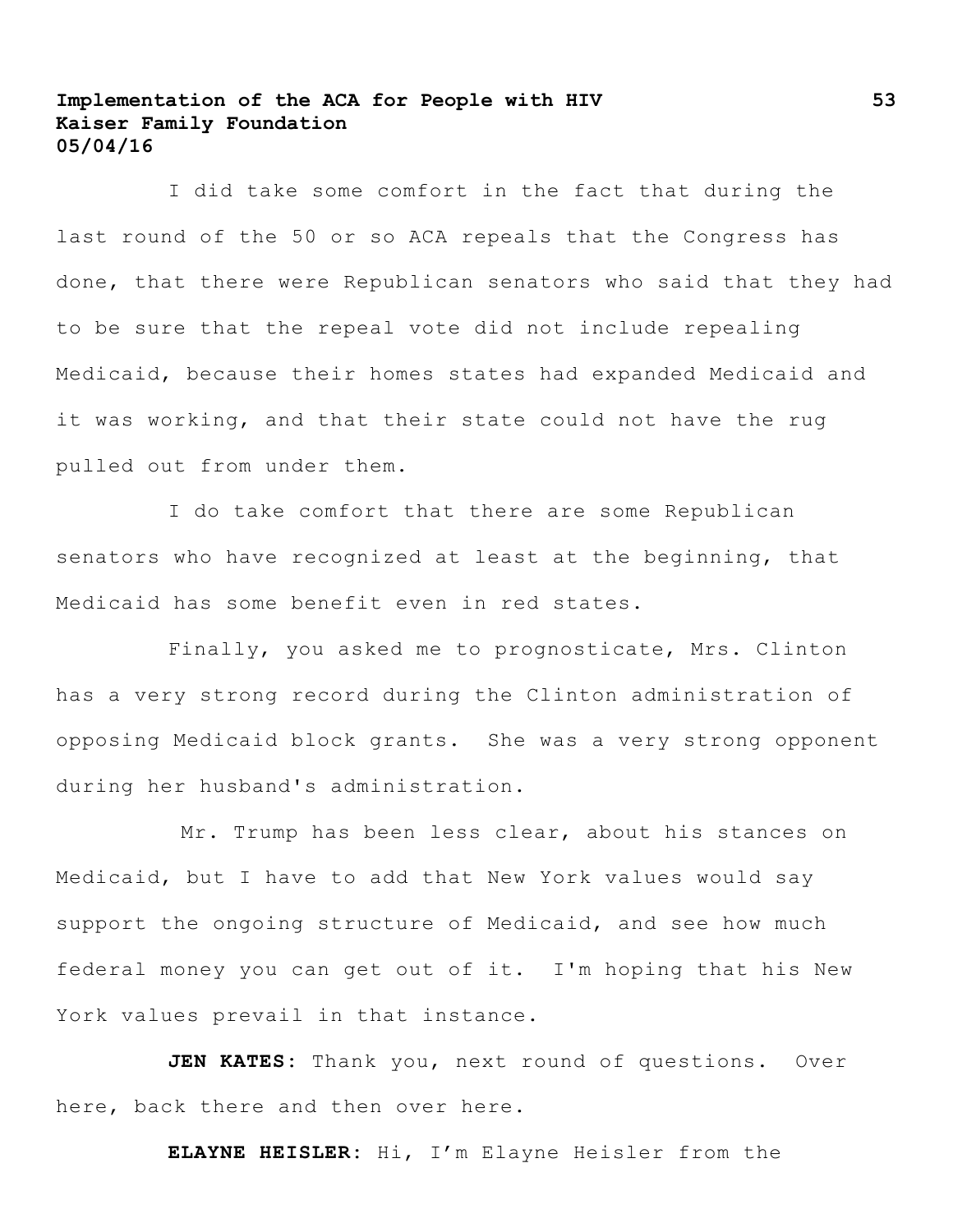I did take some comfort in the fact that during the last round of the 50 or so ACA repeals that the Congress has done, that there were Republican senators who said that they had to be sure that the repeal vote did not include repealing Medicaid, because their homes states had expanded Medicaid and it was working, and that their state could not have the rug pulled out from under them.

I do take comfort that there are some Republican senators who have recognized at least at the beginning, that Medicaid has some benefit even in red states.

Finally, you asked me to prognosticate, Mrs. Clinton has a very strong record during the Clinton administration of opposing Medicaid block grants. She was a very strong opponent during her husband's administration.

Mr. Trump has been less clear, about his stances on Medicaid, but I have to add that New York values would say support the ongoing structure of Medicaid, and see how much federal money you can get out of it. I'm hoping that his New York values prevail in that instance.

**JEN KATES**: Thank you, next round of questions. Over here, back there and then over here.

**ELAYNE HEISLER**: Hi, I'm Elayne Heisler from the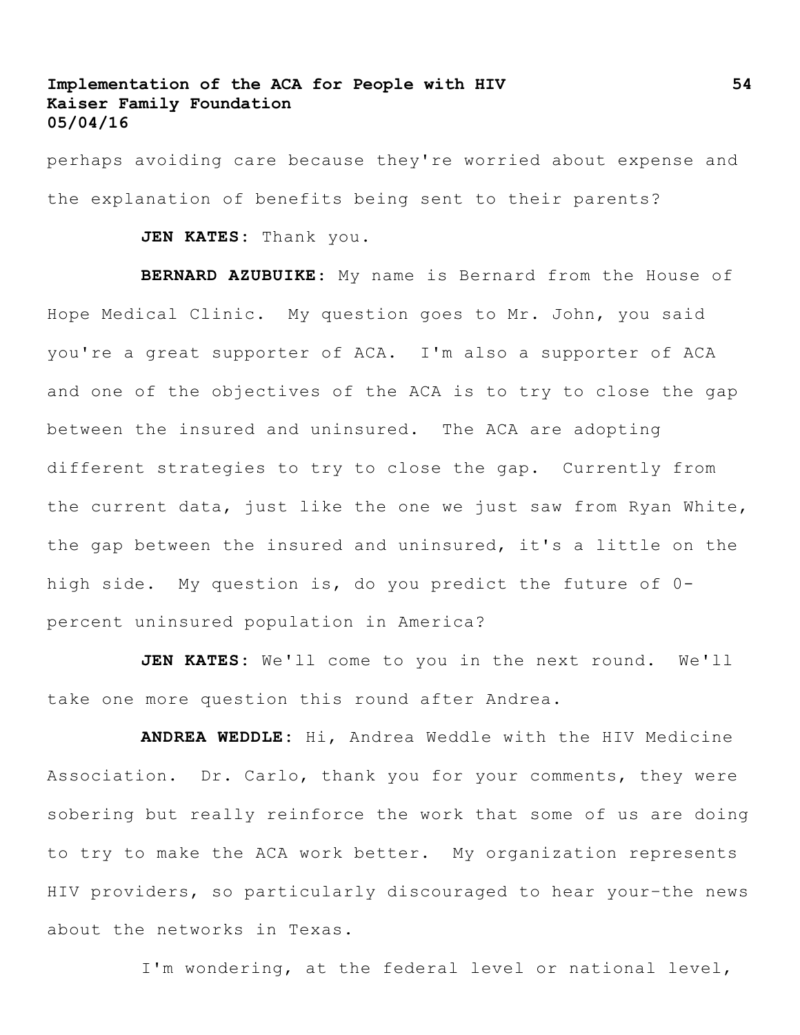perhaps avoiding care because they're worried about expense and the explanation of benefits being sent to their parents?

**JEN KATES**: Thank you.

**BERNARD AZUBUIKE**: My name is Bernard from the House of Hope Medical Clinic. My question goes to Mr. John, you said you're a great supporter of ACA. I'm also a supporter of ACA and one of the objectives of the ACA is to try to close the gap between the insured and uninsured. The ACA are adopting different strategies to try to close the gap. Currently from the current data, just like the one we just saw from Ryan White, the gap between the insured and uninsured, it's a little on the high side. My question is, do you predict the future of 0-percent uninsured population in America?

**JEN KATES**: We'll come to you in the next round. We'll take one more question this round after Andrea.

**ANDREA WEDDLE**: Hi, Andrea Weddle with the HIV Medicine Association. Dr. Carlo, thank you for your comments, they were sobering but really reinforce the work that some of us are doing to try to make the ACA work better. My organization represents HIV providers, so particularly discouraged to hear your—the news about the networks in Texas.

I'm wondering, at the federal level or national level,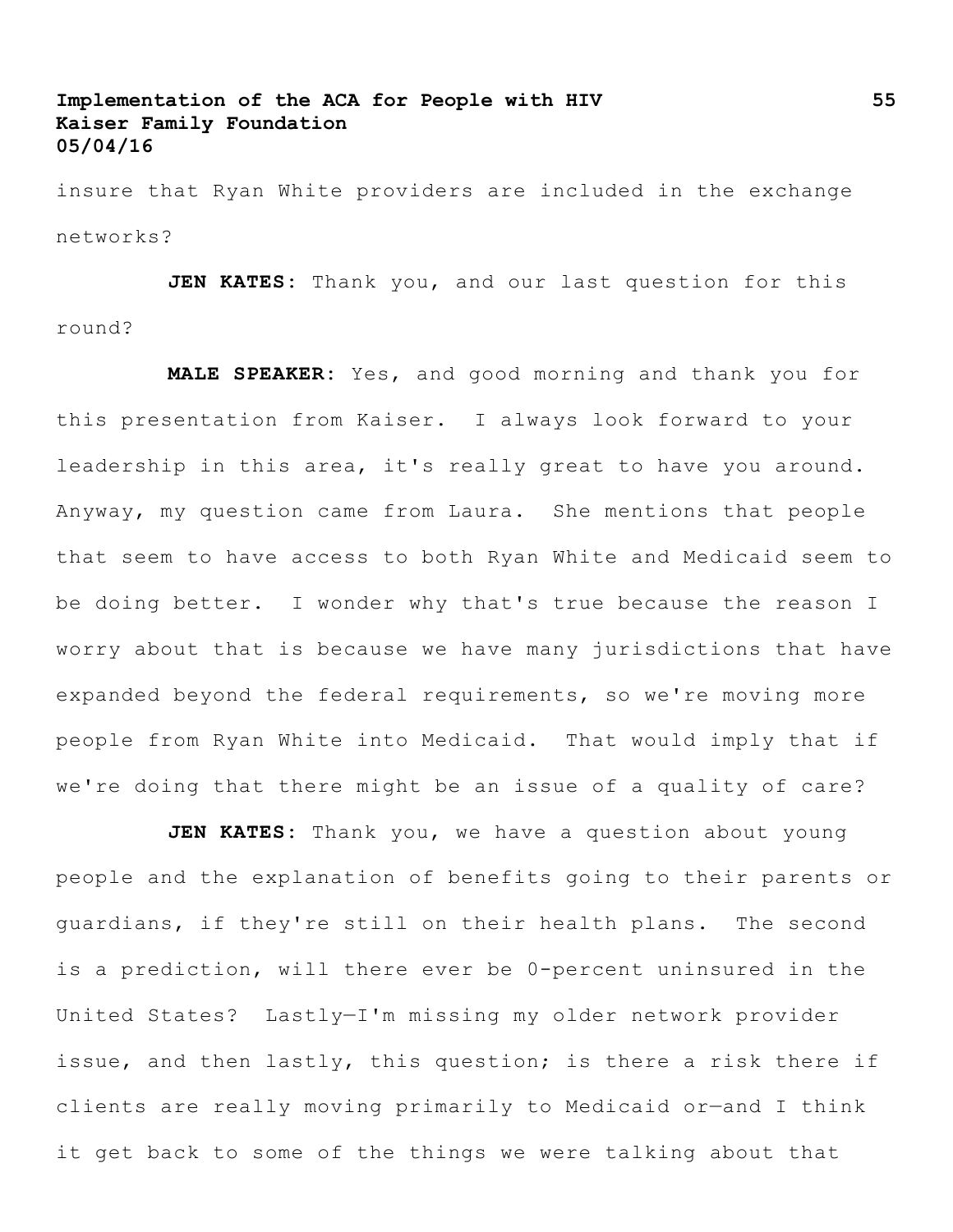insure that Ryan White providers are included in the exchange networks?

**JEN KATES**: Thank you, and our last question for this round?

**MALE SPEAKER**: Yes, and good morning and thank you for this presentation from Kaiser. I always look forward to your leadership in this area, it's really great to have you around. Anyway, my question came from Laura. She mentions that people that seem to have access to both Ryan White and Medicaid seem to be doing better. I wonder why that's true because the reason I worry about that is because we have many jurisdictions that have expanded beyond the federal requirements, so we're moving more people from Ryan White into Medicaid. That would imply that if we're doing that there might be an issue of a quality of care?

**JEN KATES**: Thank you, we have a question about young people and the explanation of benefits going to their parents or guardians, if they're still on their health plans. The second is a prediction, will there ever be 0-percent uninsured in the United States? Lastly—I'm missing my older network provider issue, and then lastly, this question; is there a risk there if clients are really moving primarily to Medicaid or—and I think it get back to some of the things we were talking about that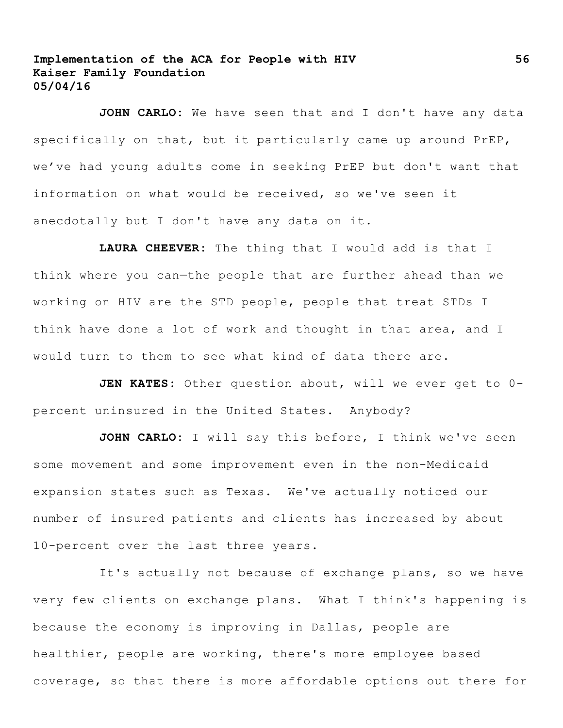**JOHN CARLO:** We have seen that and I don't have any data specifically on that, but it particularly came up around PrEP, we've had young adults come in seeking PrEP but don't want that information on what would be received, so we've seen it anecdotally but I don't have any data on it.

**LAURA CHEEVER:** The thing that I would add is that I think where you can—the people that are further ahead than we working on HIV are the STD people, people that treat STDs I think have done a lot of work and thought in that area, and I would turn to them to see what kind of data there are.

**JEN KATES:** Other question about, will we ever get to 0-percent uninsured in the United States. Anybody?

**JOHN CARLO:** I will say this before, I think we've seen some movement and some improvement even in the non-Medicaid expansion states such as Texas. We've actually noticed our number of insured patients and clients has increased by about 10-percent over the last three years.

It's actually not because of exchange plans, so we have very few clients on exchange plans. What I think's happening is because the economy is improving in Dallas, people are healthier, people are working, there's more employee based coverage, so that there is more affordable options out there for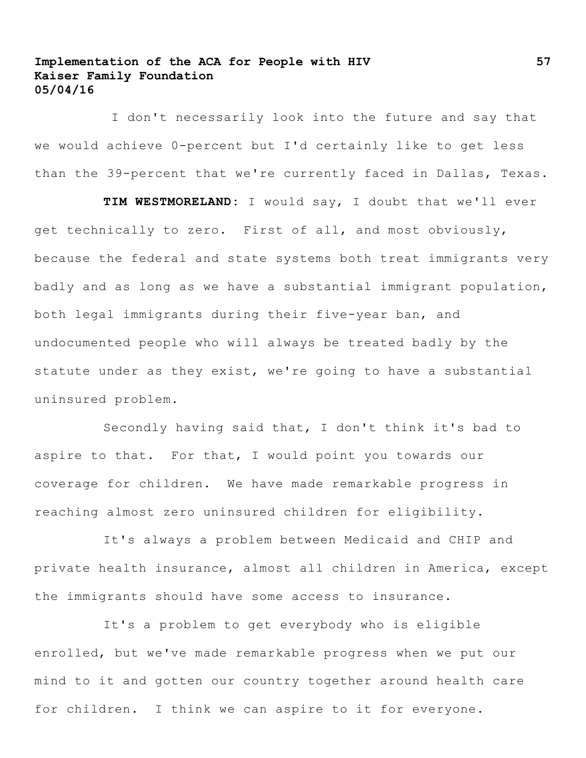I don't necessarily look into the future and say that we would achieve 0-percent but I'd certainly like to get less than the 39-percent that we're currently faced in Dallas, Texas.

**TIM WESTMORELAND**: I would say, I doubt that we'll ever get technically to zero. First of all, and most obviously, because the federal and state systems both treat immigrants very badly and as long as we have a substantial immigrant population, both legal immigrants during their five-year ban, and undocumented people who will always be treated badly by the statute under as they exist, we're going to have a substantial uninsured problem.

Secondly having said that, I don't think it's bad to aspire to that. For that, I would point you towards our coverage for children. We have made remarkable progress in reaching almost zero uninsured children for eligibility.

It's always a problem between Medicaid and CHIP and private health insurance, almost all children in America, except the immigrants should have some access to insurance.

It's a problem to get everybody who is eligible enrolled, but we've made remarkable progress when we put our mind to it and gotten our country together around health care for children. I think we can aspire to it for everyone.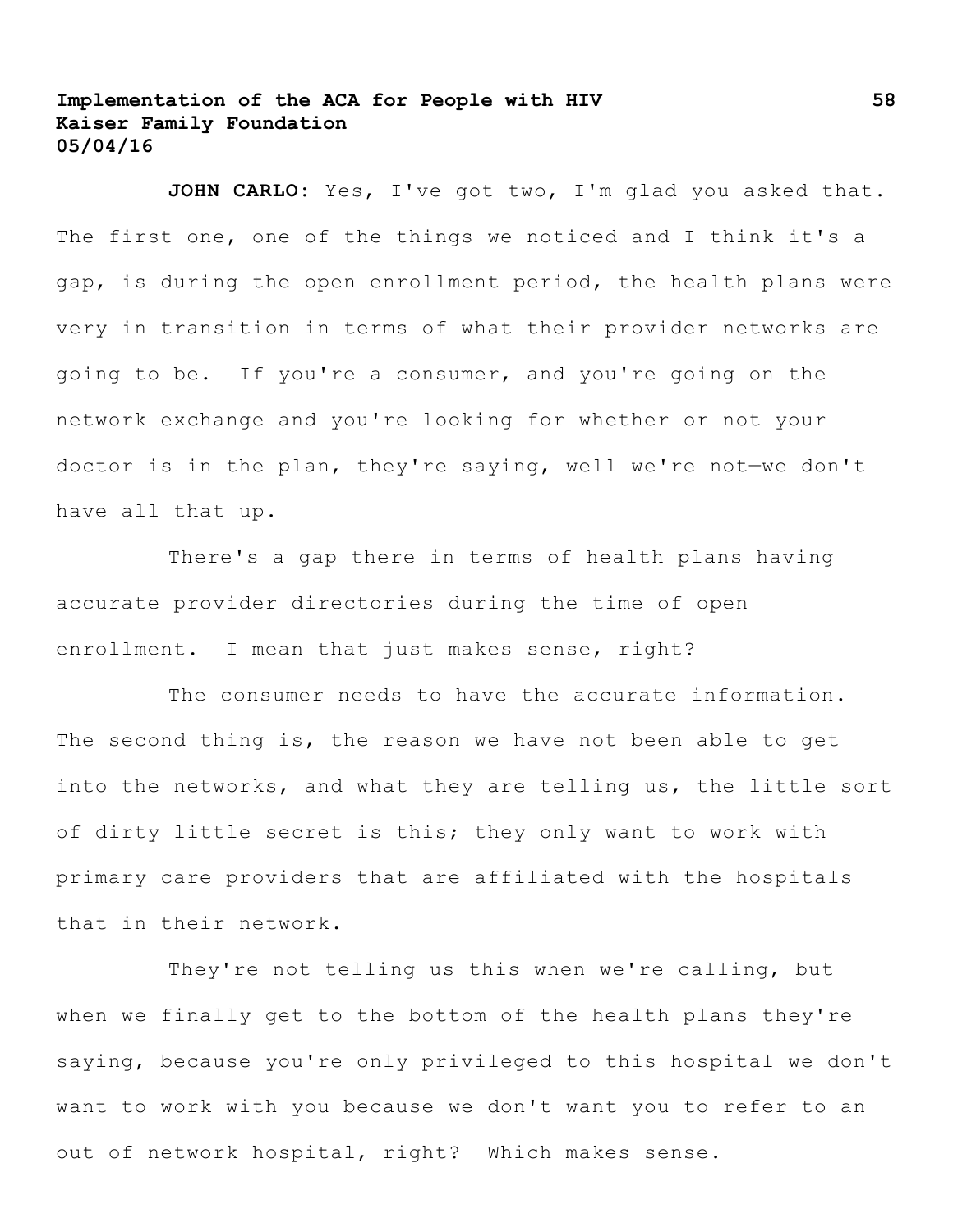**JOHN CARLO:** Yes, I've got two, I'm glad you asked that. The first one, one of the things we noticed and I think it's a gap, is during the open enrollment period, the health plans were very in transition in terms of what their provider networks are going to be. If you're a consumer, and you're going on the network exchange and you're looking for whether or not your doctor is in the plan, they're saying, well we're not—we don't have all that up.

There's a gap there in terms of health plans having accurate provider directories during the time of open enrollment. I mean that just makes sense, right?

The consumer needs to have the accurate information. The second thing is, the reason we have not been able to get into the networks, and what they are telling us, the little sort of dirty little secret is this; they only want to work with primary care providers that are affiliated with the hospitals that in their network.

They're not telling us this when we're calling, but when we finally get to the bottom of the health plans they're saying, because you're only privileged to this hospital we don't want to work with you because we don't want you to refer to an out of network hospital, right? Which makes sense.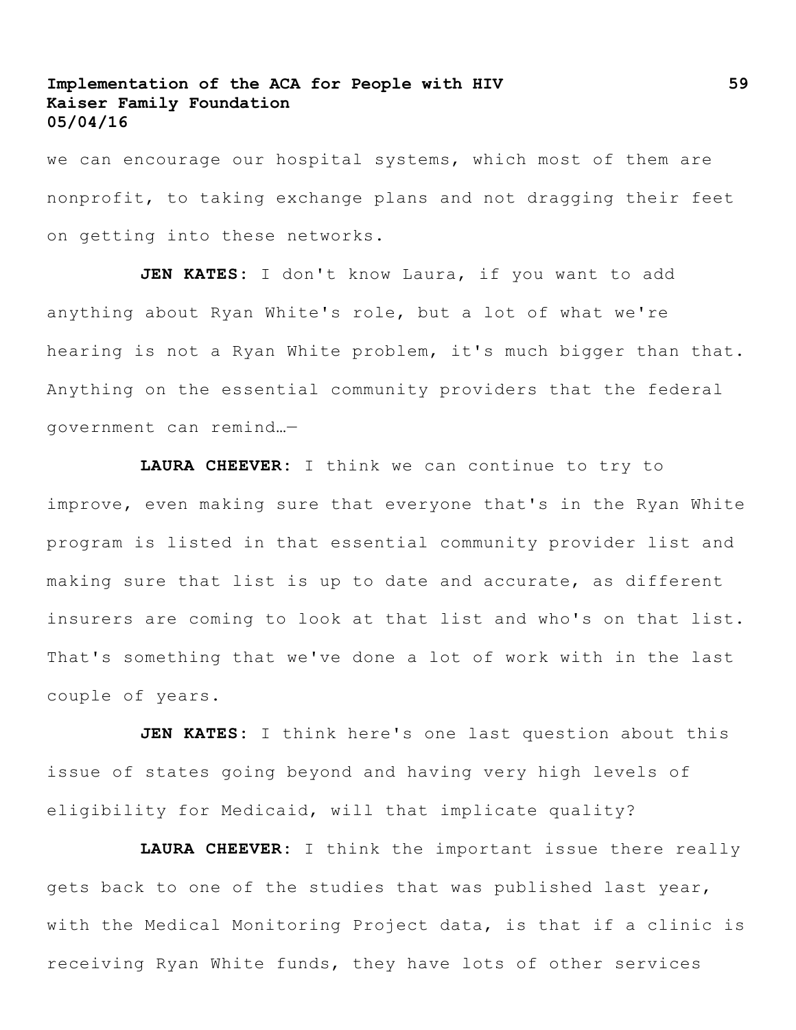we can encourage our hospital systems, which most of them are nonprofit, to taking exchange plans and not dragging their feet on getting into these networks.

**JEN KATES**: I don't know Laura, if you want to add anything about Ryan White's role, but a lot of what we're hearing is not a Ryan White problem, it's much bigger than that. Anything on the essential community providers that the federal government can remind…—

**LAURA CHEEVER**: I think we can continue to try to improve, even making sure that everyone that's in the Ryan White program is listed in that essential community provider list and making sure that list is up to date and accurate, as different insurers are coming to look at that list and who's on that list. That's something that we've done a lot of work with in the last couple of years.

**JEN KATES**: I think here's one last question about this issue of states going beyond and having very high levels of eligibility for Medicaid, will that implicate quality?

**LAURA CHEEVER**: I think the important issue there really gets back to one of the studies that was published last year, with the Medical Monitoring Project data, is that if a clinic is receiving Ryan White funds, they have lots of other services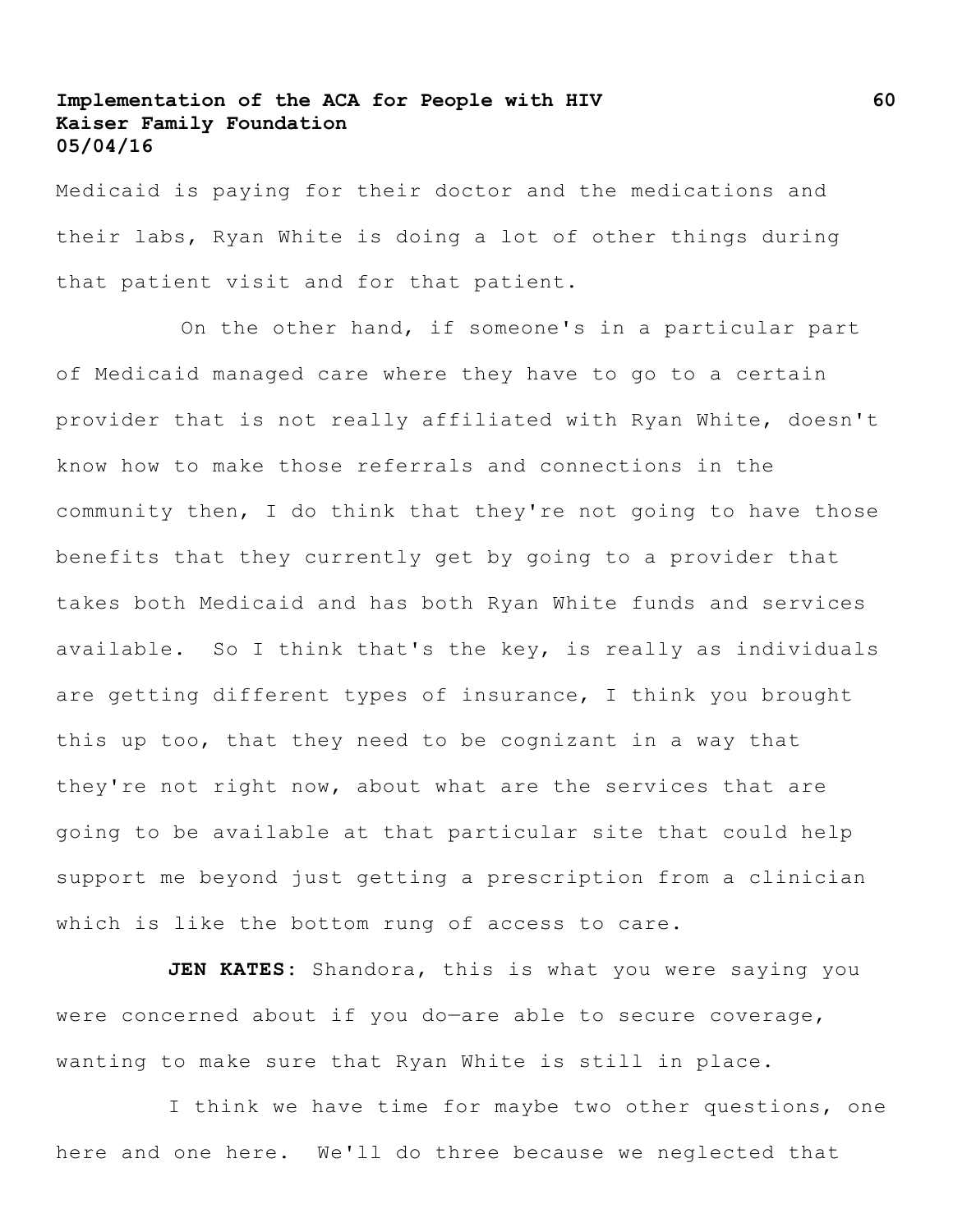Medicaid is paying for their doctor and the medications and their labs, Ryan White is doing a lot of other things during that patient visit and for that patient.

On the other hand, if someone's in a particular part of Medicaid managed care where they have to go to a certain provider that is not really affiliated with Ryan White, doesn't know how to make those referrals and connections in the community then, I do think that they're not going to have those benefits that they currently get by going to a provider that takes both Medicaid and has both Ryan White funds and services available. So I think that's the key, is really as individuals are getting different types of insurance, I think you brought this up too, that they need to be cognizant in a way that they're not right now, about what are the services that are going to be available at that particular site that could help support me beyond just getting a prescription from a clinician which is like the bottom rung of access to care.

**JEN KATES**: Shandora, this is what you were saying you were concerned about if you do—are able to secure coverage, wanting to make sure that Ryan White is still in place.

I think we have time for maybe two other questions, one here and one here. We'll do three because we neglected that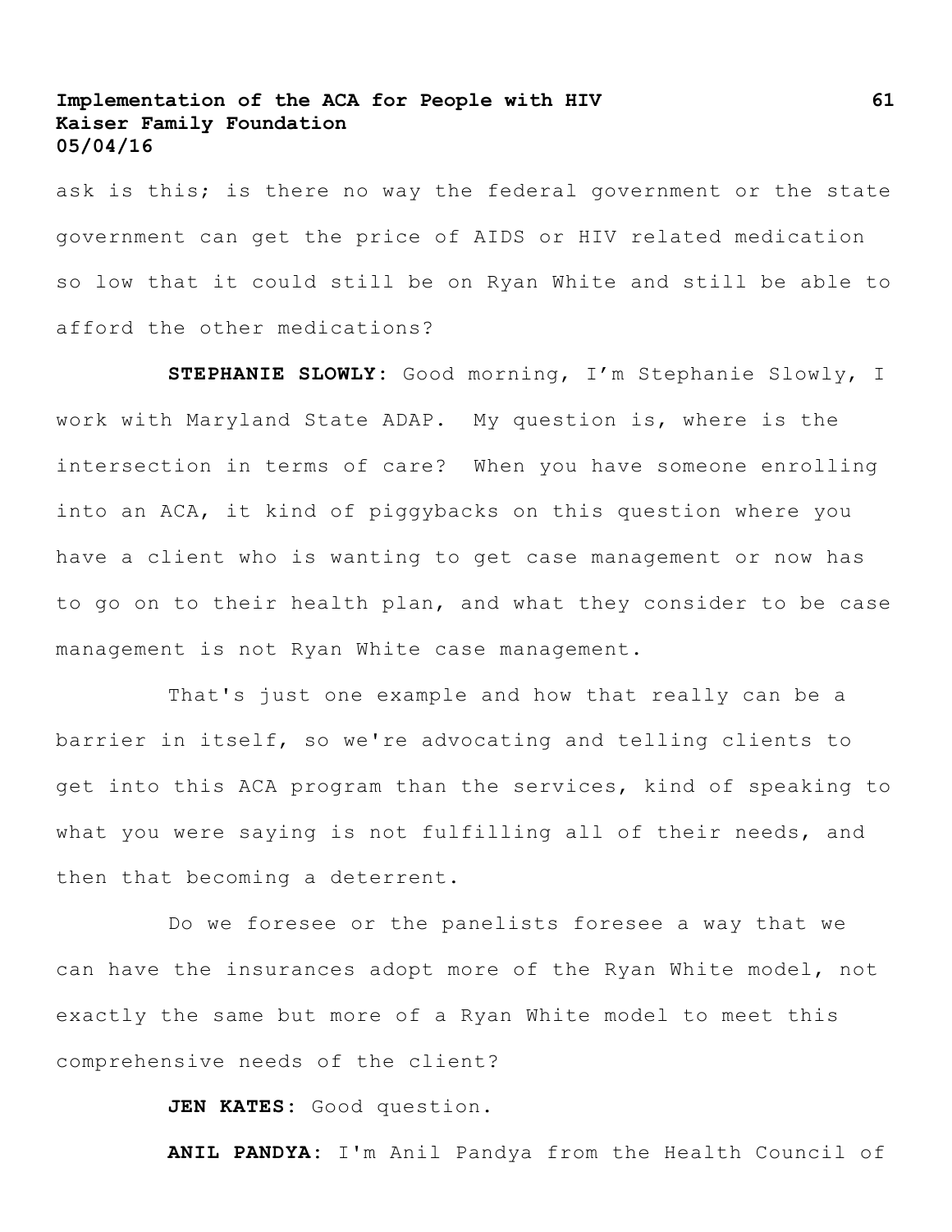ask is this; is there no way the federal government or the state government can get the price of AIDS or HIV related medication so low that it could still be on Ryan White and still be able to afford the other medications?

**STEPHANIE SLOWLY:** Good morning, I'm Stephanie Slowly, I work with Maryland State ADAP. My question is, where is the intersection in terms of care? When you have someone enrolling into an ACA, it kind of piggybacks on this question where you have a client who is wanting to get case management or now has to go on to their health plan, and what they consider to be case management is not Ryan White case management.

That's just one example and how that really can be a barrier in itself, so we're advocating and telling clients to get into this ACA program than the services, kind of speaking to what you were saying is not fulfilling all of their needs, and then that becoming a deterrent.

Do we foresee or the panelists foresee a way that we can have the insurances adopt more of the Ryan White model, not exactly the same but more of a Ryan White model to meet this comprehensive needs of the client?

**JEN KATES:** Good question.

**ANIL PANDYA:** I'm Anil Pandya from the Health Council of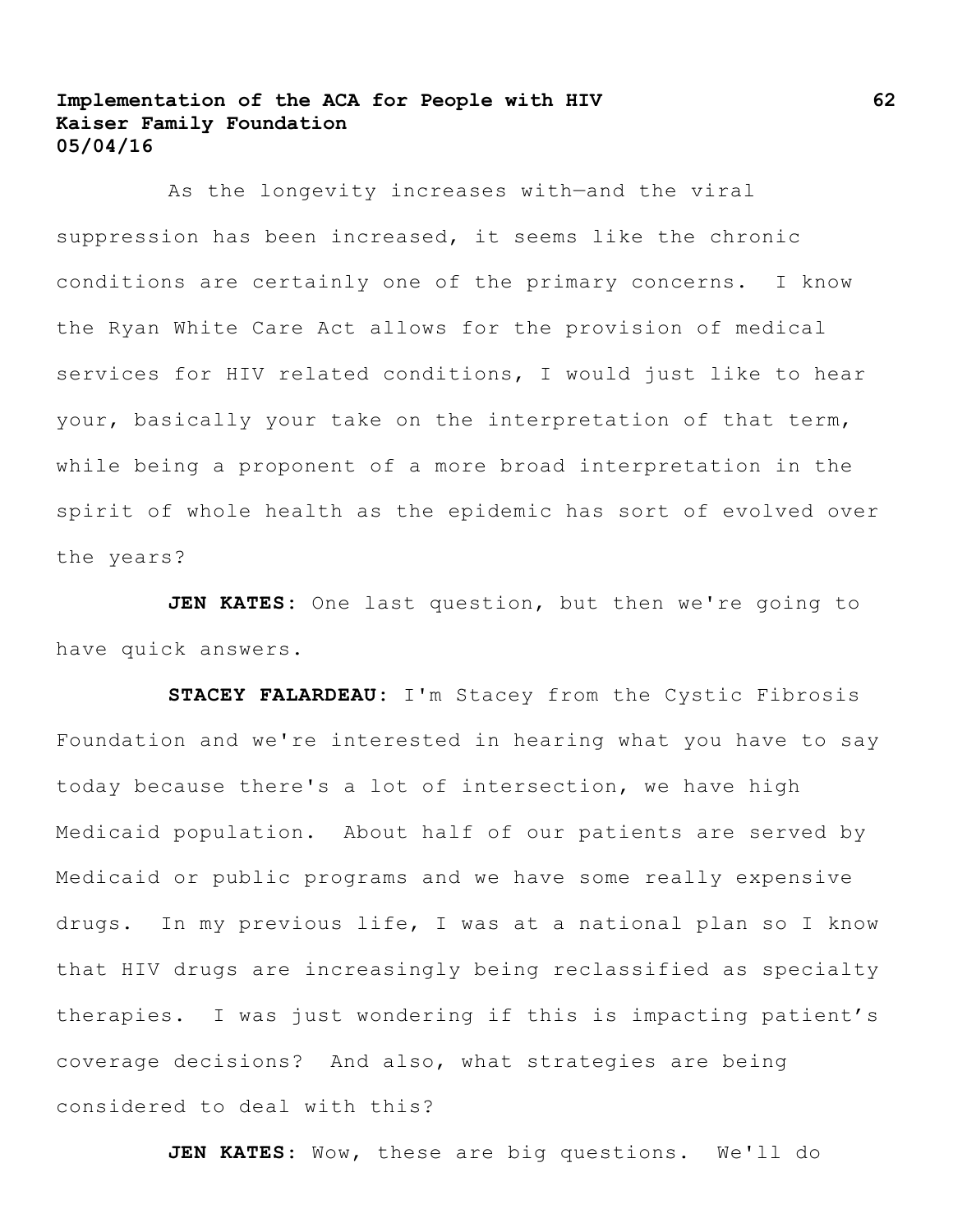As the longevity increases with—and the viral suppression has been increased, it seems like the chronic conditions are certainly one of the primary concerns. I know the Ryan White Care Act allows for the provision of medical services for HIV related conditions, I would just like to hear your, basically your take on the interpretation of that term, while being a proponent of a more broad interpretation in the spirit of whole health as the epidemic has sort of evolved over the years?

**JEN KATES:** One last question, but then we're going to have quick answers.

**STACEY FALARDEAU:** I'm Stacey from the Cystic Fibrosis Foundation and we're interested in hearing what you have to say today because there's a lot of intersection, we have high Medicaid population. About half of our patients are served by Medicaid or public programs and we have some really expensive drugs. In my previous life, I was at a national plan so I know that HIV drugs are increasingly being reclassified as specialty therapies. I was just wondering if this is impacting patient's coverage decisions? And also, what strategies are being considered to deal with this?

**JEN KATES:** Wow, these are big questions. We'll do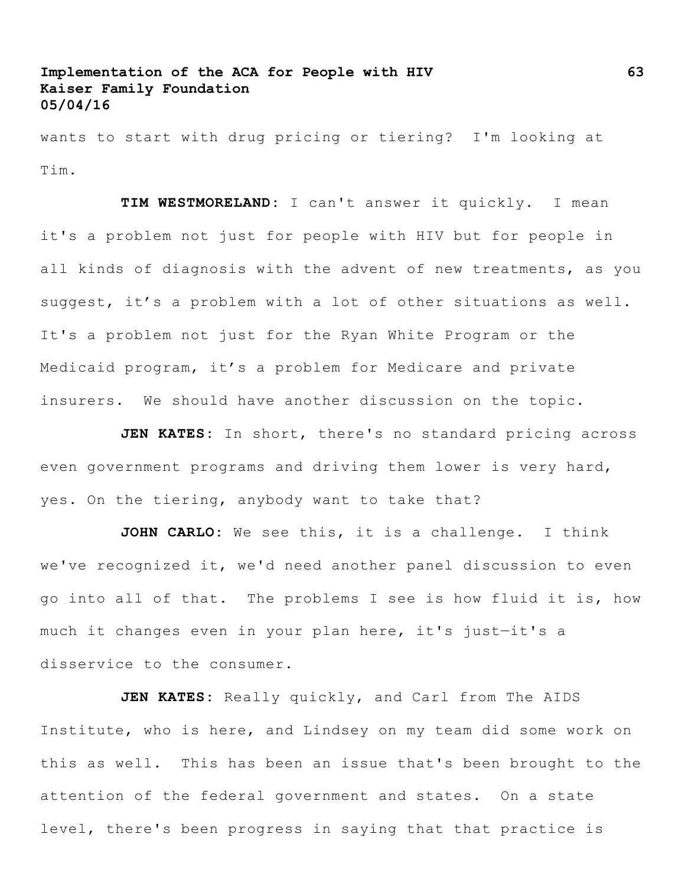wants to start with drug pricing or tiering? I'm looking at Tim.

**TIM WESTMORELAND:** I can't answer it quickly. I mean it's a problem not just for people with HIV but for people in all kinds of diagnosis with the advent of new treatments, as you suggest, it's a problem with a lot of other situations as well. It's a problem not just for the Ryan White Program or the Medicaid program, it's a problem for Medicare and private insurers. We should have another discussion on the topic.

**JEN KATES:** In short, there's no standard pricing across even government programs and driving them lower is very hard, yes. On the tiering, anybody want to take that?

**JOHN CARLO:** We see this, it is a challenge. I think we've recognized it, we'd need another panel discussion to even go into all of that. The problems I see is how fluid it is, how much it changes even in your plan here, it's just—it's a disservice to the consumer.

**JEN KATES:** Really quickly, and Carl from The AIDS Institute, who is here, and Lindsey on my team did some work on this as well. This has been an issue that's been brought to the attention of the federal government and states. On a state level, there's been progress in saying that that practice is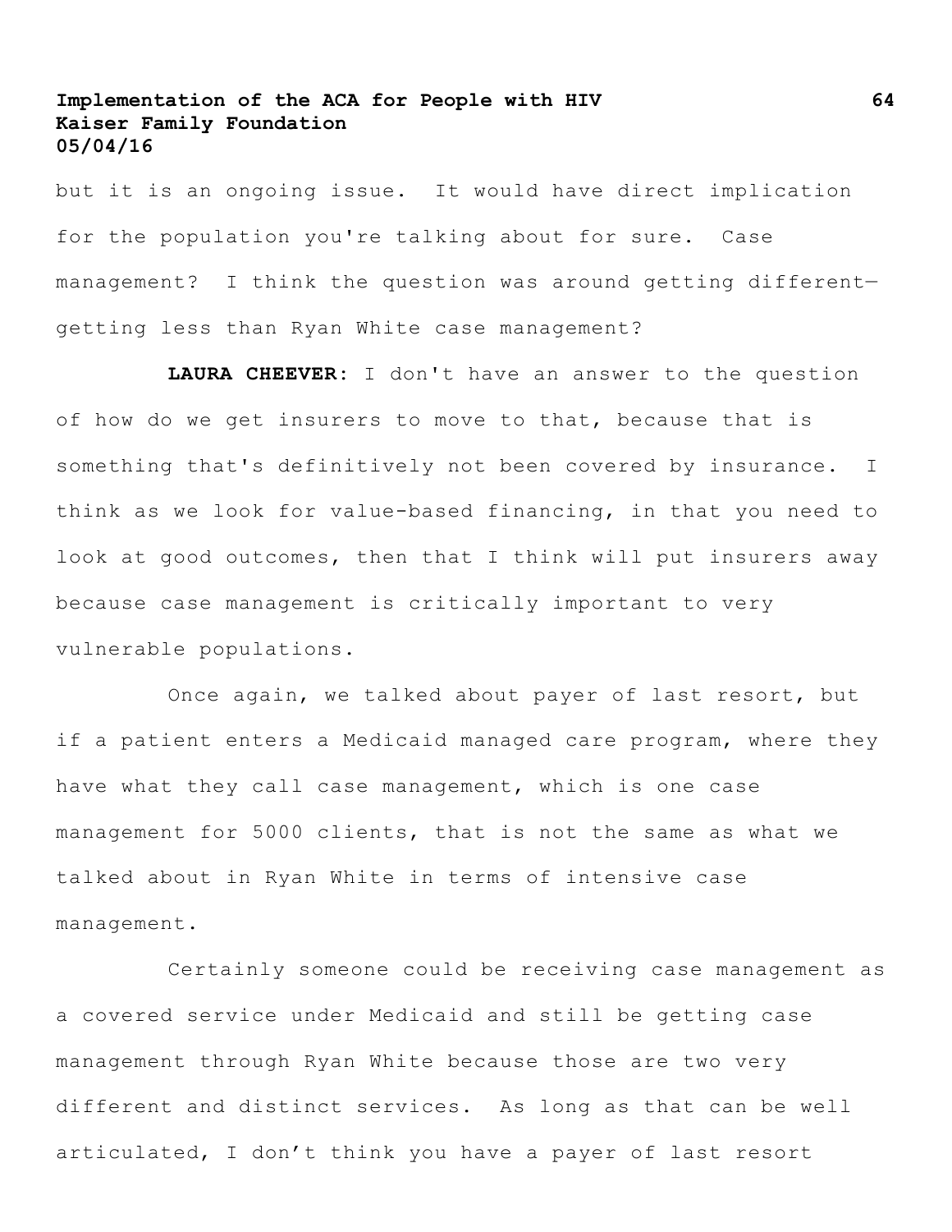but it is an ongoing issue. It would have direct implication for the population you're talking about for sure. Case management? I think the question was around getting different—getting less than Ryan White case management?

**LAURA CHEEVER**: I don't have an answer to the question of how do we get insurers to move to that, because that is something that's definitively not been covered by insurance. I think as we look for value-based financing, in that you need to look at good outcomes, then that I think will put insurers away because case management is critically important to very vulnerable populations.

Once again, we talked about payer of last resort, but if a patient enters a Medicaid managed care program, where they have what they call case management, which is one case management for 5000 clients, that is not the same as what we talked about in Ryan White in terms of intensive case management.

Certainly someone could be receiving case management as a covered service under Medicaid and still be getting case management through Ryan White because those are two very different and distinct services. As long as that can be well articulated, I don't think you have a payer of last resort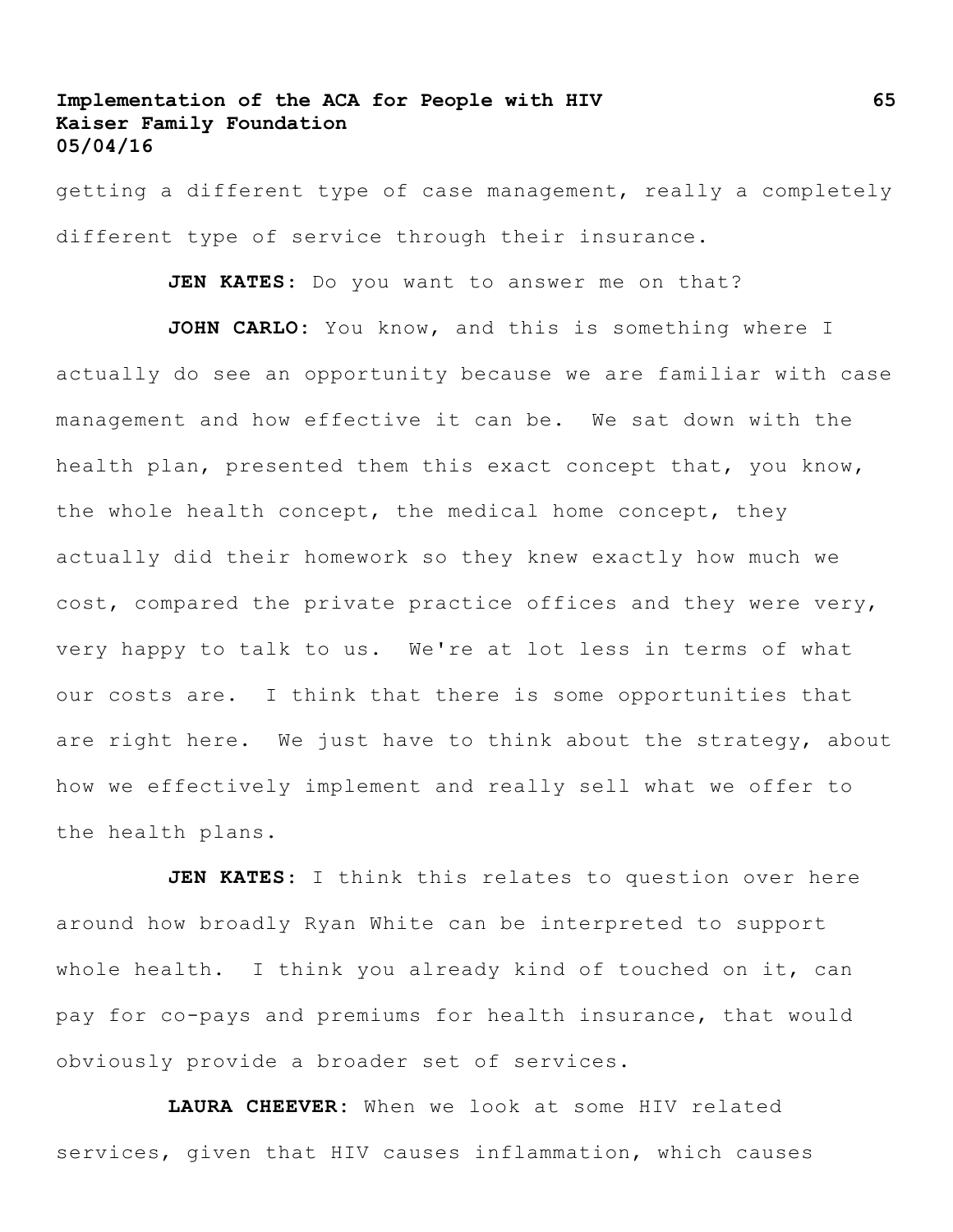getting a different type of case management, really a completely different type of service through their insurance.

**JEN KATES**: Do you want to answer me on that?

**JOHN CARLO**: You know, and this is something where I actually do see an opportunity because we are familiar with case management and how effective it can be. We sat down with the health plan, presented them this exact concept that, you know, the whole health concept, the medical home concept, they actually did their homework so they knew exactly how much we cost, compared the private practice offices and they were very, very happy to talk to us. We're at lot less in terms of what our costs are. I think that there is some opportunities that are right here. We just have to think about the strategy, about how we effectively implement and really sell what we offer to the health plans.

**JEN KATES**: I think this relates to question over here around how broadly Ryan White can be interpreted to support whole health. I think you already kind of touched on it, can pay for co-pays and premiums for health insurance, that would obviously provide a broader set of services.

**LAURA CHEEVER**: When we look at some HIV related services, given that HIV causes inflammation, which causes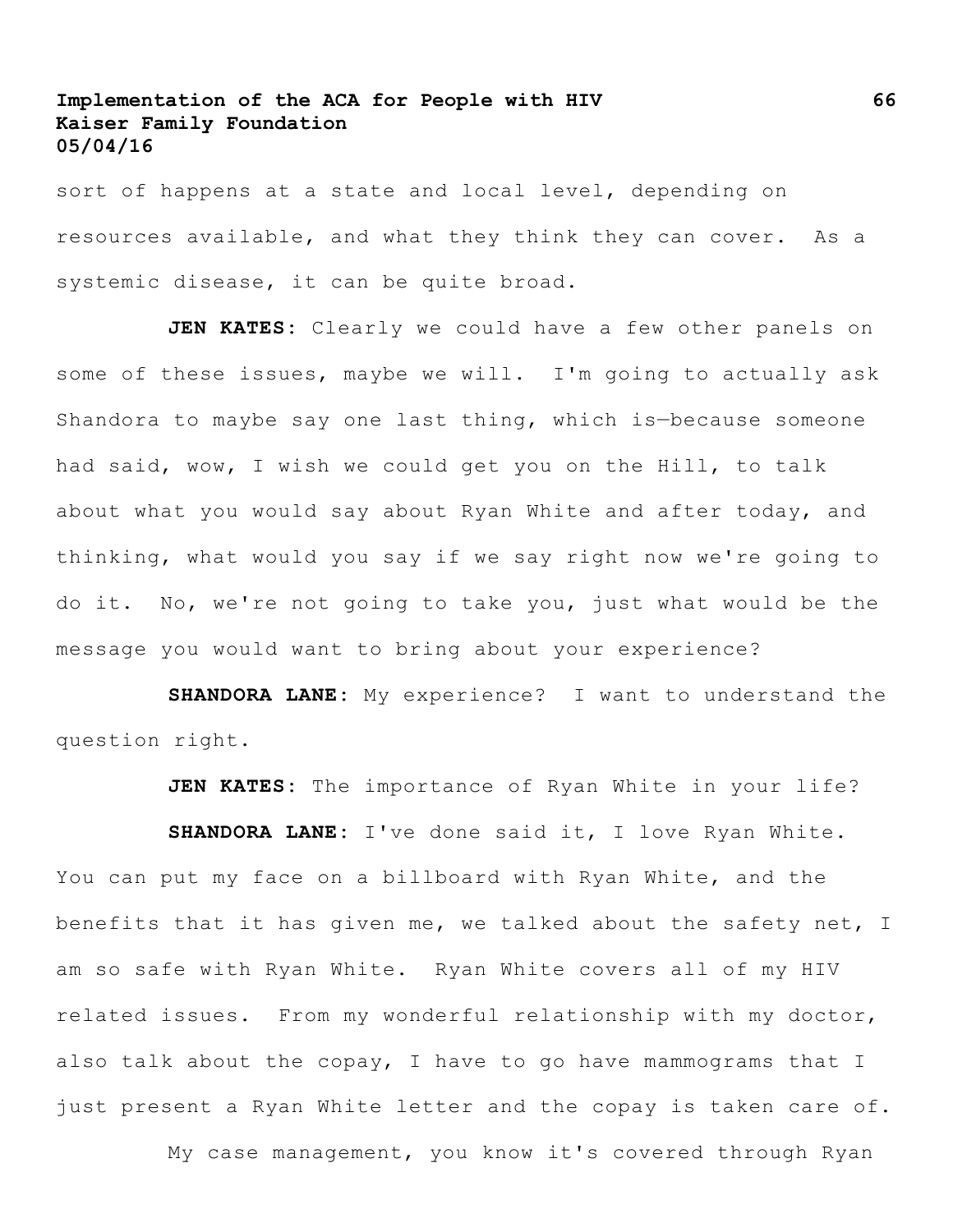sort of happens at a state and local level, depending on resources available, and what they think they can cover. As a systemic disease, it can be quite broad.

**JEN KATES**: Clearly we could have a few other panels on some of these issues, maybe we will. I'm going to actually ask Shandora to maybe say one last thing, which is—because someone had said, wow, I wish we could get you on the Hill, to talk about what you would say about Ryan White and after today, and thinking, what would you say if we say right now we're going to do it. No, we're not going to take you, just what would be the message you would want to bring about your experience?

**SHANDORA LANE**: My experience? I want to understand the question right.

**JEN KATES**: The importance of Ryan White in your life?

**SHANDORA LANE**: I've done said it, I love Ryan White. You can put my face on a billboard with Ryan White, and the benefits that it has given me, we talked about the safety net, I am so safe with Ryan White. Ryan White covers all of my HIV related issues. From my wonderful relationship with my doctor, also talk about the copay, I have to go have mammograms that I just present a Ryan White letter and the copay is taken care of.

My case management, you know it's covered through Ryan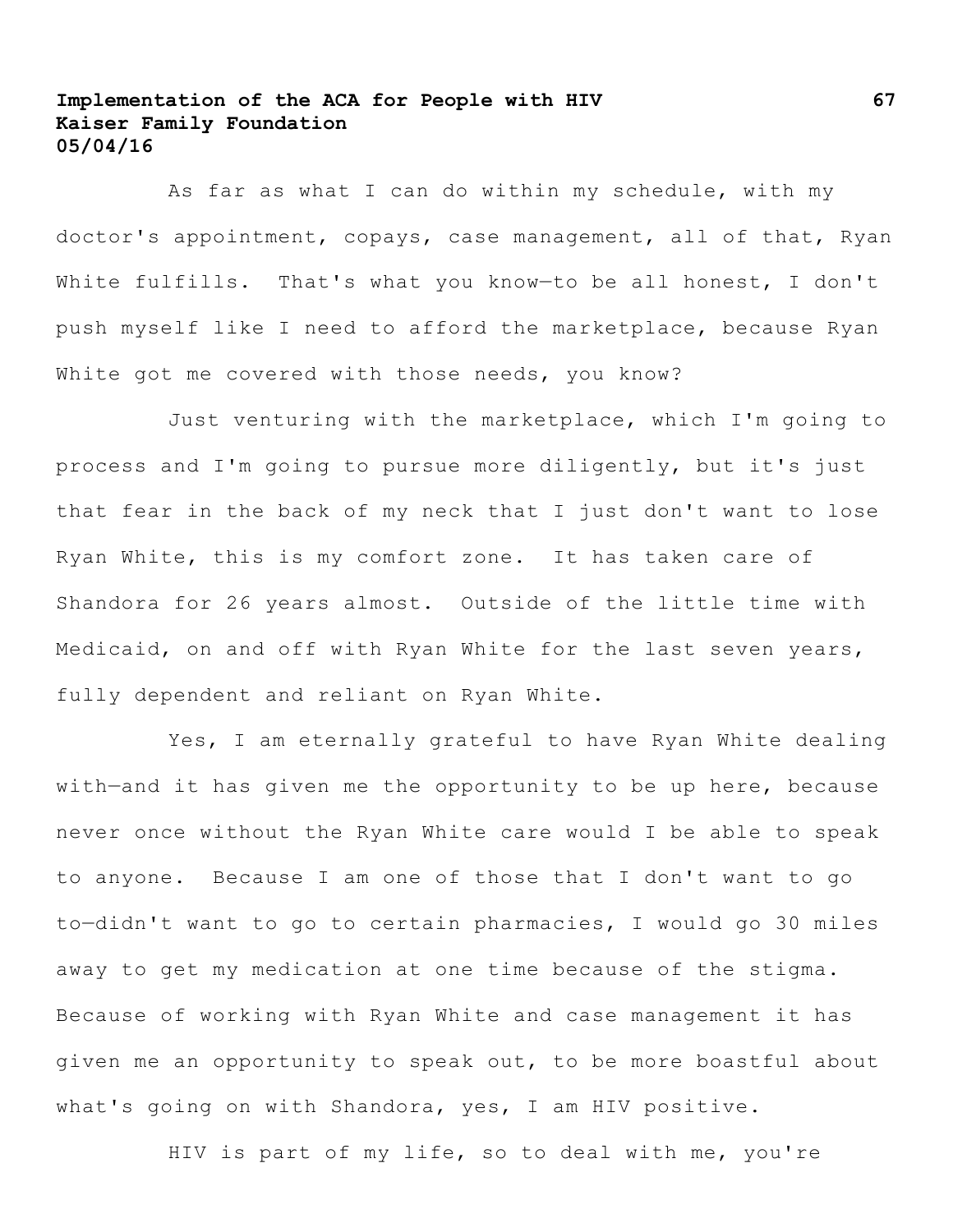As far as what I can do within my schedule, with my doctor's appointment, copays, case management, all of that, Ryan White fulfills. That's what you know—to be all honest, I don't push myself like I need to afford the marketplace, because Ryan White got me covered with those needs, you know?

Just venturing with the marketplace, which I'm going to process and I'm going to pursue more diligently, but it's just that fear in the back of my neck that I just don't want to lose Ryan White, this is my comfort zone. It has taken care of Shandora for 26 years almost. Outside of the little time with Medicaid, on and off with Ryan White for the last seven years, fully dependent and reliant on Ryan White.

Yes, I am eternally grateful to have Ryan White dealing with—and it has given me the opportunity to be up here, because never once without the Ryan White care would I be able to speak to anyone. Because I am one of those that I don't want to go to—didn't want to go to certain pharmacies, I would go 30 miles away to get my medication at one time because of the stigma. Because of working with Ryan White and case management it has given me an opportunity to speak out, to be more boastful about what's going on with Shandora, yes, I am HIV positive.

HIV is part of my life, so to deal with me, you're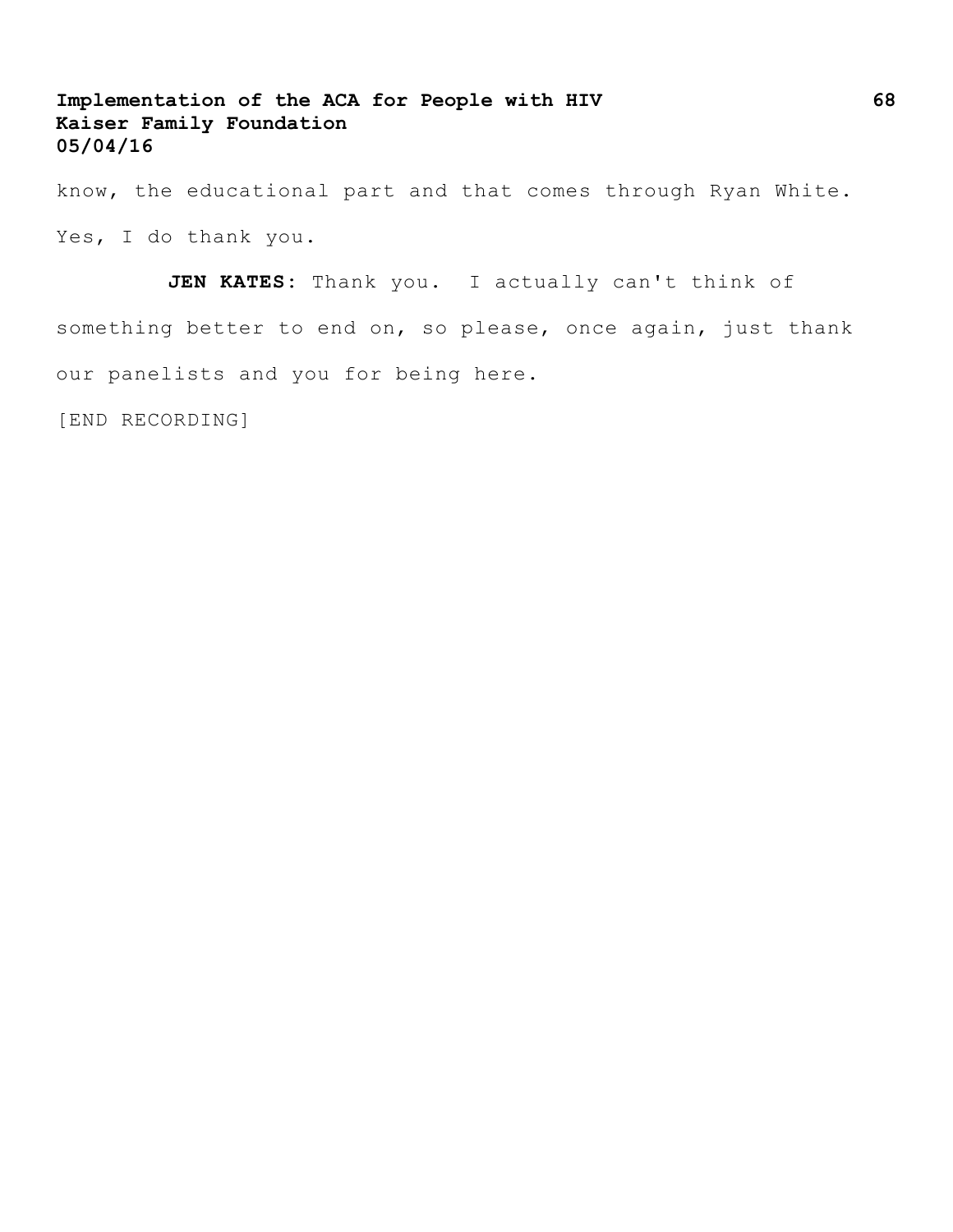know, the educational part and that comes through Ryan White. Yes, I do thank you.

**JEN KATES**: Thank you. I actually can't think of something better to end on, so please, once again, just thank our panelists and you for being here.

[END RECORDING]